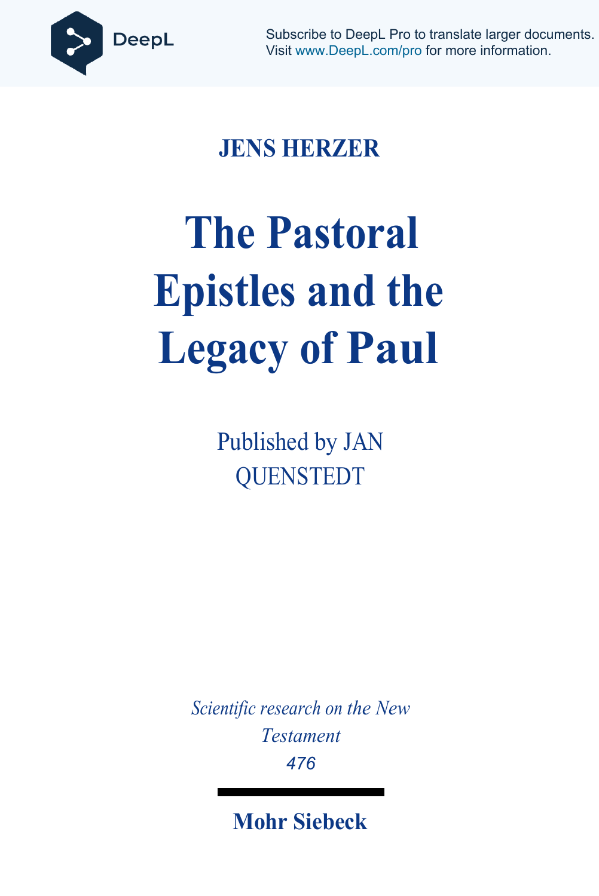Subscribe to DeepL Pro to translate larger documents.
Visit www.DeepL.com/pro for more information.

**JENS HERZER**

# The Pastoral Epistles and the Legacy of Paul

Published by JAN QUENSTEDT

*Scientific research on the New Testament*

*476*

**Mohr Siebeck**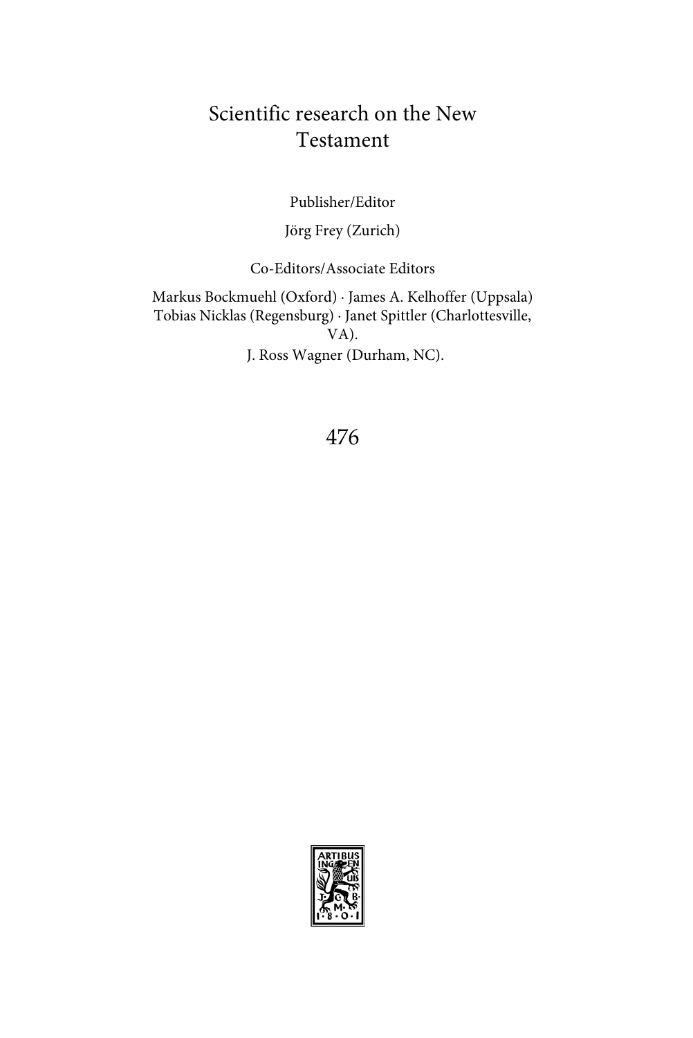# Scientific research on the New Testament

Publisher/Editor

Jörg Frey (Zurich)

Co-Editors/Associate Editors

Markus Bockmuehl (Oxford) · James A. Kelhoffer (Uppsala)
Tobias Nicklas (Regensburg) · Janet Spittler (Charlottesville, VA).
J. Ross Wagner (Durham, NC).

476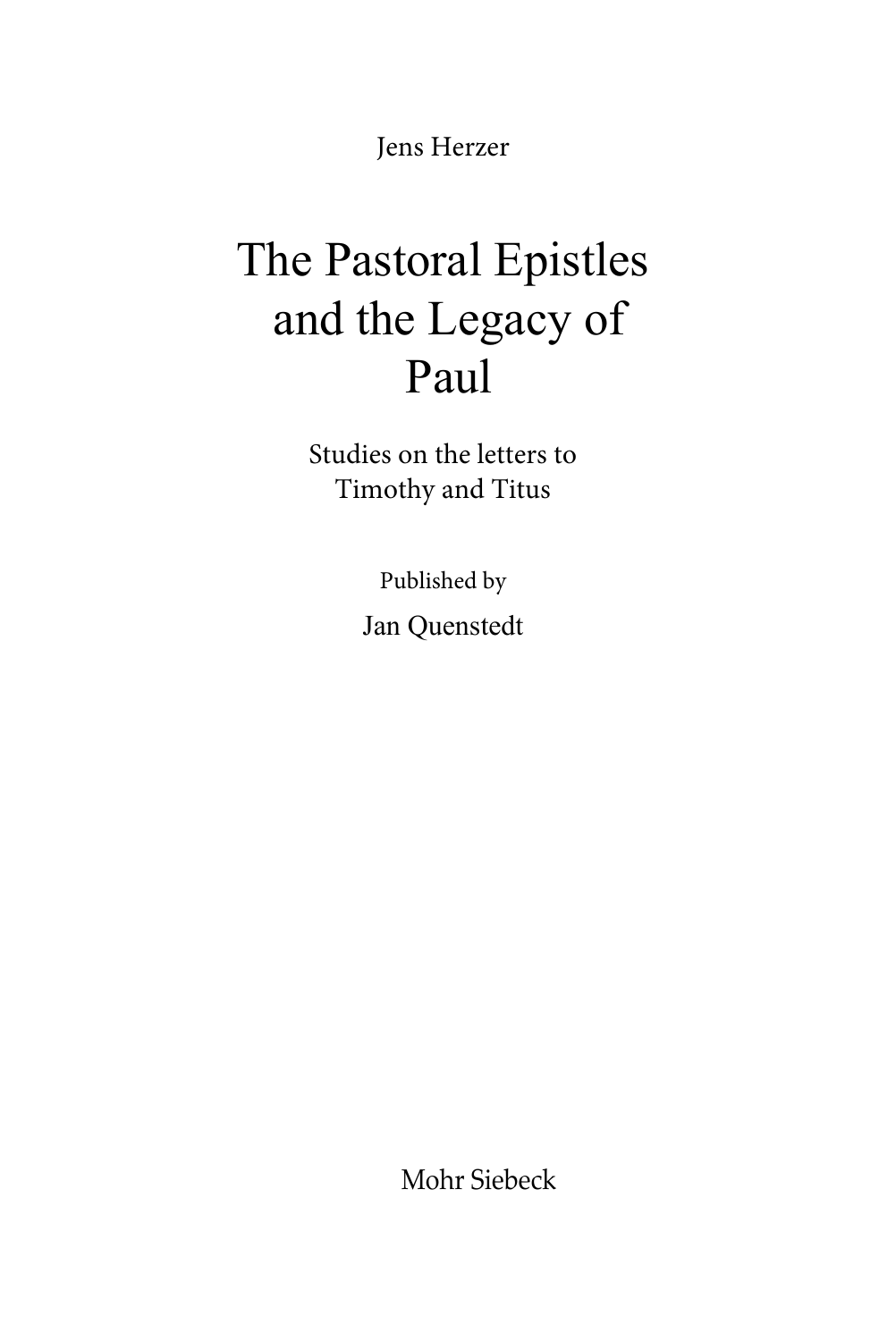Jens Herzer

# The Pastoral Epistles and the Legacy of Paul

## Studies on the letters to Timothy and Titus

Published by

Jan Quenstedt

Mohr Siebeck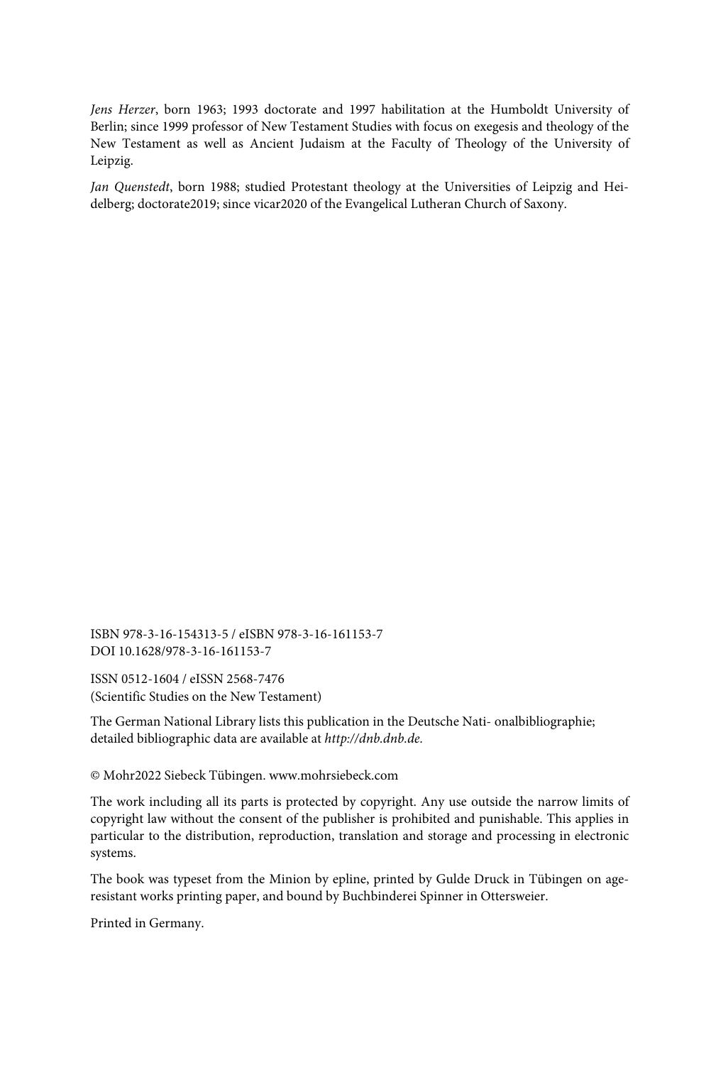*Jens Herzer*, born 1963; 1993 doctorate and 1997 habilitation at the Humboldt University of Berlin; since 1999 professor of New Testament Studies with focus on exegesis and theology of the New Testament as well as Ancient Judaism at the Faculty of Theology of the University of Leipzig.

*Jan Quenstedt*, born 1988; studied Protestant theology at the Universities of Leipzig and Heidelberg; doctorate2019; since vicar2020 of the Evangelical Lutheran Church of Saxony.

ISBN 978-3-16-154313-5 / eISBN 978-3-16-161153-7
DOI 10.1628/978-3-16-161153-7

ISSN 0512-1604 / eISSN 2568-7476
(Scientific Studies on the New Testament)

The German National Library lists this publication in the Deutsche Nati- onalbibliographie; detailed bibliographic data are available at *http://dnb.dnb.de.*

© Mohr2022 Siebeck Tübingen. www.mohrsiebeck.com

The work including all its parts is protected by copyright. Any use outside the narrow limits of copyright law without the consent of the publisher is prohibited and punishable. This applies in particular to the distribution, reproduction, translation and storage and processing in electronic systems.

The book was typeset from the Minion by epline, printed by Gulde Druck in Tübingen on age-resistant works printing paper, and bound by Buchbinderei Spinner in Ottersweier.

Printed in Germany.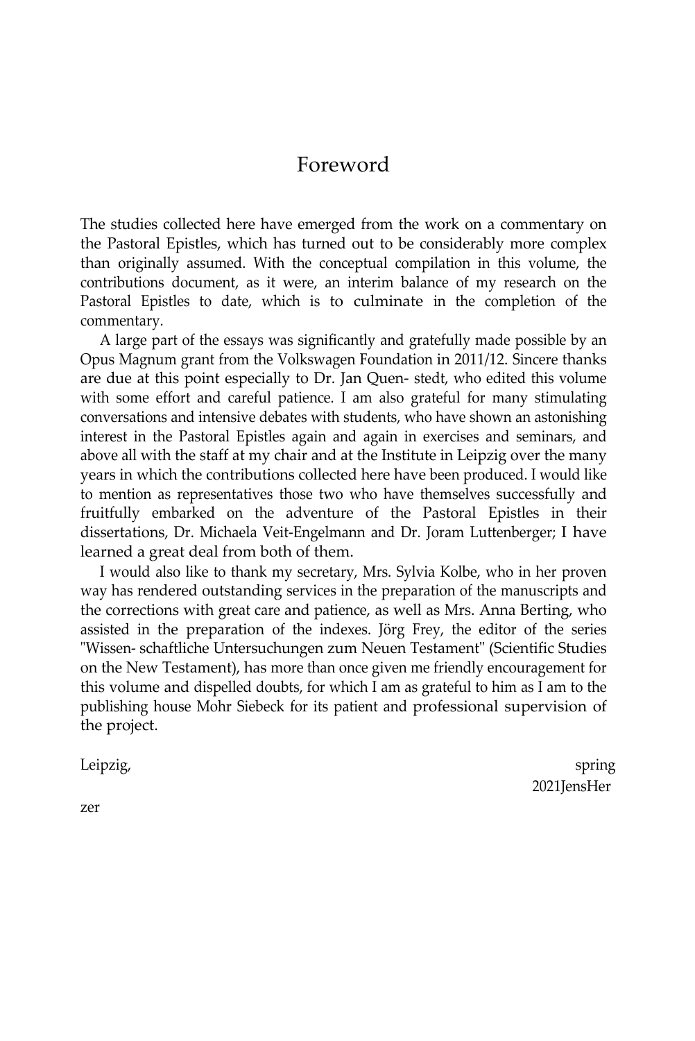# Foreword

The studies collected here have emerged from the work on a commentary on the Pastoral Epistles, which has turned out to be considerably more complex than originally assumed. With the conceptual compilation in this volume, the contributions document, as it were, an interim balance of my research on the Pastoral Epistles to date, which is to culminate in the completion of the commentary.

A large part of the essays was significantly and gratefully made possible by an Opus Magnum grant from the Volkswagen Foundation in 2011/12. Sincere thanks are due at this point especially to Dr. Jan Quen- stedt, who edited this volume with some effort and careful patience. I am also grateful for many stimulating conversations and intensive debates with students, who have shown an astonishing interest in the Pastoral Epistles again and again in exercises and seminars, and above all with the staff at my chair and at the Institute in Leipzig over the many years in which the contributions collected here have been produced. I would like to mention as representatives those two who have themselves successfully and fruitfully embarked on the adventure of the Pastoral Epistles in their dissertations, Dr. Michaela Veit-Engelmann and Dr. Joram Luttenberger; I have learned a great deal from both of them.

I would also like to thank my secretary, Mrs. Sylvia Kolbe, who in her proven way has rendered outstanding services in the preparation of the manuscripts and the corrections with great care and patience, as well as Mrs. Anna Berting, who assisted in the preparation of the indexes. Jörg Frey, the editor of the series "Wissen- schaftliche Untersuchungen zum Neuen Testament" (Scientific Studies on the New Testament), has more than once given me friendly encouragement for this volume and dispelled doubts, for which I am as grateful to him as I am to the publishing house Mohr Siebeck for its patient and professional supervision of the project.

Leipzig, spring 2021JensHer zer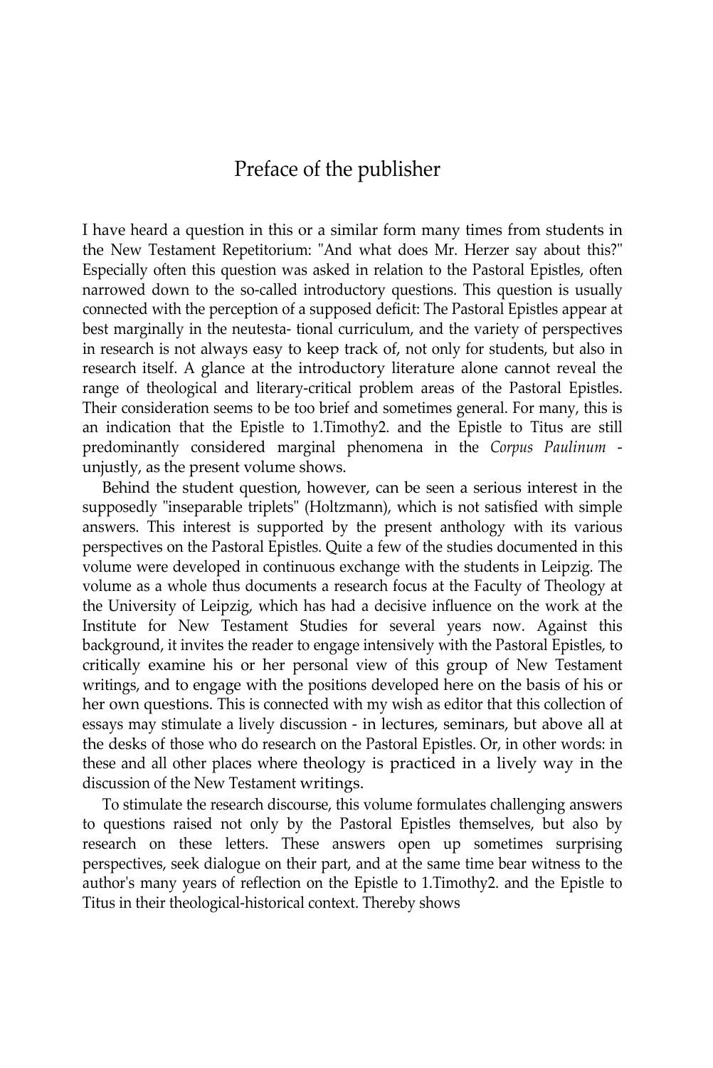# Preface of the publisher

I have heard a question in this or a similar form many times from students in the New Testament Repetitorium: "And what does Mr. Herzer say about this?" Especially often this question was asked in relation to the Pastoral Epistles, often narrowed down to the so-called introductory questions. This question is usually connected with the perception of a supposed deficit: The Pastoral Epistles appear at best marginally in the neutesta- tional curriculum, and the variety of perspectives in research is not always easy to keep track of, not only for students, but also in research itself. A glance at the introductory literature alone cannot reveal the range of theological and literary-critical problem areas of the Pastoral Epistles. Their consideration seems to be too brief and sometimes general. For many, this is an indication that the Epistle to 1.Timothy2. and the Epistle to Titus are still predominantly considered marginal phenomena in the *Corpus Paulinum* - unjustly, as the present volume shows.

Behind the student question, however, can be seen a serious interest in the supposedly "inseparable triplets" (Holtzmann), which is not satisfied with simple answers. This interest is supported by the present anthology with its various perspectives on the Pastoral Epistles. Quite a few of the studies documented in this volume were developed in continuous exchange with the students in Leipzig. The volume as a whole thus documents a research focus at the Faculty of Theology at the University of Leipzig, which has had a decisive influence on the work at the Institute for New Testament Studies for several years now. Against this background, it invites the reader to engage intensively with the Pastoral Epistles, to critically examine his or her personal view of this group of New Testament writings, and to engage with the positions developed here on the basis of his or her own questions. This is connected with my wish as editor that this collection of essays may stimulate a lively discussion - in lectures, seminars, but above all at the desks of those who do research on the Pastoral Epistles. Or, in other words: in these and all other places where theology is practiced in a lively way in the discussion of the New Testament writings.

To stimulate the research discourse, this volume formulates challenging answers to questions raised not only by the Pastoral Epistles themselves, but also by research on these letters. These answers open up sometimes surprising perspectives, seek dialogue on their part, and at the same time bear witness to the author's many years of reflection on the Epistle to 1.Timothy2. and the Epistle to Titus in their theological-historical context. Thereby shows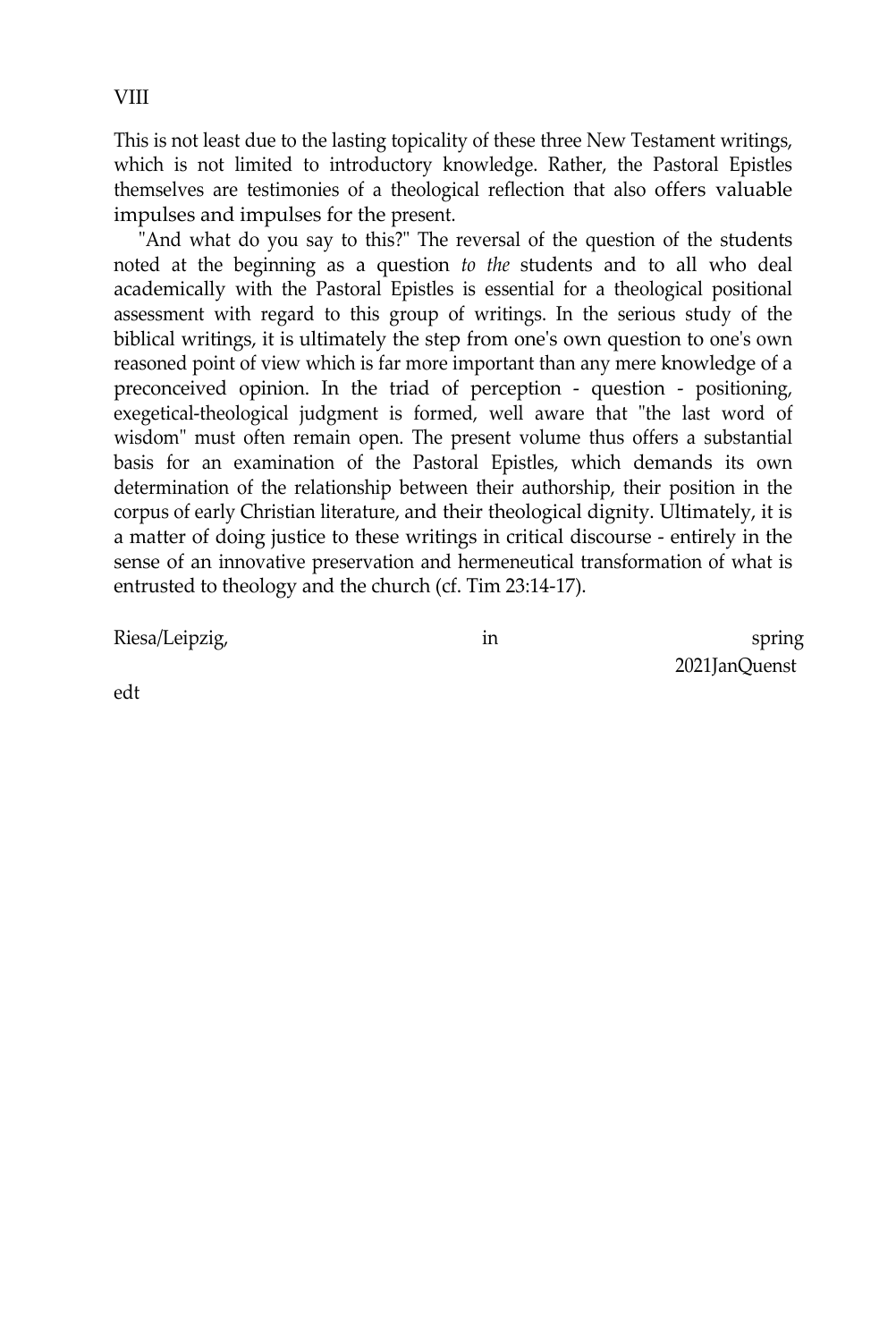This is not least due to the lasting topicality of these three New Testament writings, which is not limited to introductory knowledge. Rather, the Pastoral Epistles themselves are testimonies of a theological reflection that also offers valuable impulses and impulses for the present.

"And what do you say to this?" The reversal of the question of the students noted at the beginning as a question *to the* students and to all who deal academically with the Pastoral Epistles is essential for a theological positional assessment with regard to this group of writings. In the serious study of the biblical writings, it is ultimately the step from one's own question to one's own reasoned point of view which is far more important than any mere knowledge of a preconceived opinion. In the triad of perception - question - positioning, exegetical-theological judgment is formed, well aware that "the last word of wisdom" must often remain open. The present volume thus offers a substantial basis for an examination of the Pastoral Epistles, which demands its own determination of the relationship between their authorship, their position in the corpus of early Christian literature, and their theological dignity. Ultimately, it is a matter of doing justice to these writings in critical discourse - entirely in the sense of an innovative preservation and hermeneutical transformation of what is entrusted to theology and the church (cf. Tim 23:14-17).

Riesa/Leipzig, in spring 2021JanQuenstedt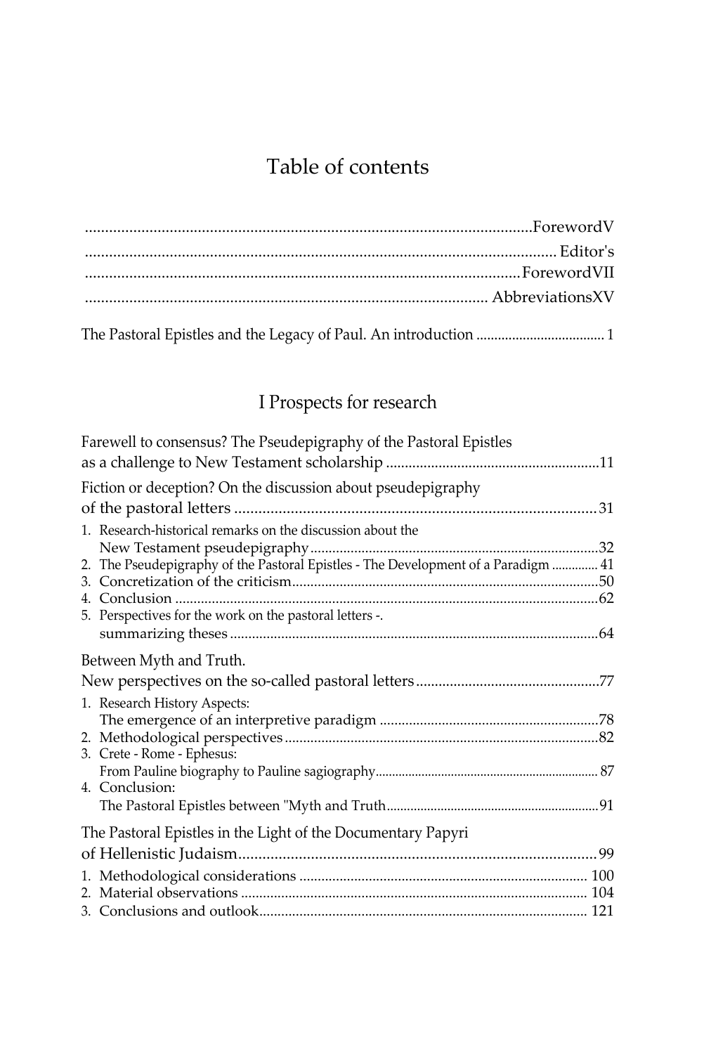# Table of contents

Foreword V
Editor's Foreword VII
Abbreviations XV

The Pastoral Epistles and the Legacy of Paul. An introduction ..... 1

## I Prospects for research

Farewell to consensus? The Pseudepigraphy of the Pastoral Epistles as a challenge to New Testament scholarship ..... 11

Fiction or deception? On the discussion about pseudepigraphy of the pastoral letters ..... 31

1. Research-historical remarks on the discussion about the New Testament pseudepigraphy ..... 32
2. The Pseudepigraphy of the Pastoral Epistles - The Development of a Paradigm ..... 41
3. Concretization of the criticism ..... 50
4. Conclusion ..... 62
5. Perspectives for the work on the pastoral letters -. summarizing theses ..... 64

Between Myth and Truth. New perspectives on the so-called pastoral letters ..... 77

1. Research History Aspects: The emergence of an interpretive paradigm ..... 78
2. Methodological perspectives ..... 82
3. Crete - Rome - Ephesus: From Pauline biography to Pauline sagiography ..... 87
4. Conclusion: The Pastoral Epistles between "Myth and Truth ..... 91

The Pastoral Epistles in the Light of the Documentary Papyri of Hellenistic Judaism ..... 99

1. Methodological considerations ..... 100
2. Material observations ..... 104
3. Conclusions and outlook ..... 121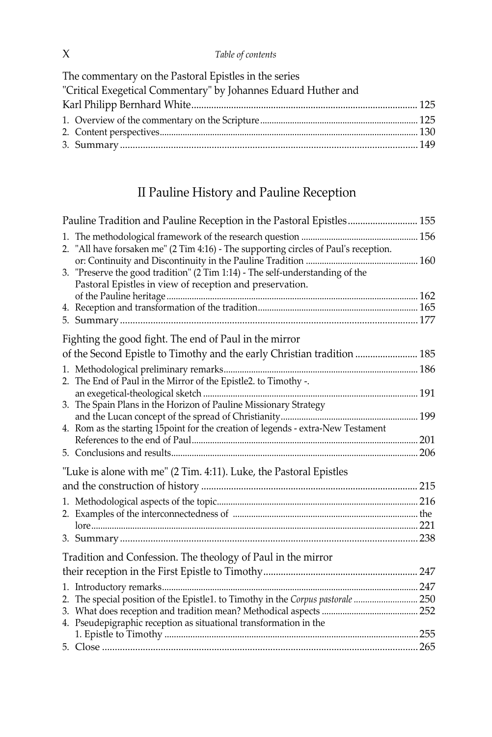The commentary on the Pastoral Epistles in the series "Critical Exegetical Commentary" by Johannes Eduard Huther and Karl Philipp Bernhard White ..... 125

1. Overview of the commentary on the Scripture ..... 125
2. Content perspectives ..... 130
3. Summary ..... 149

# II Pauline History and Pauline Reception

Pauline Tradition and Pauline Reception in the Pastoral Epistles ..... 155

1. The methodological framework of the research question ..... 156
2. "All have forsaken me" (2 Tim 4:16) - The supporting circles of Paul's reception. or: Continuity and Discontinuity in the Pauline Tradition ..... 160
3. "Preserve the good tradition" (2 Tim 1:14) - The self-understanding of the Pastoral Epistles in view of reception and preservation. of the Pauline heritage ..... 162
4. Reception and transformation of the tradition ..... 165
5. Summary ..... 177

Fighting the good fight. The end of Paul in the mirror of the Second Epistle to Timothy and the early Christian tradition ..... 185

1. Methodological preliminary remarks ..... 186
2. The End of Paul in the Mirror of the Epistle2. to Timothy -. an exegetical-theological sketch ..... 191
3. The Spain Plans in the Horizon of Pauline Missionary Strategy and the Lucan concept of the spread of Christianity ..... 199
4. Rom as the starting 15point for the creation of legends - extra-New Testament References to the end of Paul ..... 201
5. Conclusions and results ..... 206

"Luke is alone with me" (2 Tim. 4:11). Luke, the Pastoral Epistles and the construction of history ..... 215

1. Methodological aspects of the topic ..... 216
2. Examples of the interconnectedness of ..... the lore ..... 221
3. Summary ..... 238

Tradition and Confession. The theology of Paul in the mirror their reception in the First Epistle to Timothy ..... 247

1. Introductory remarks ..... 247
2. The special position of the Epistle1. to Timothy in the *Corpus pastorale* ..... 250
3. What does reception and tradition mean? Methodical aspects ..... 252
4. Pseudepigraphic reception as situational transformation in the 1. Epistle to Timothy ..... 255
5. Close ..... 265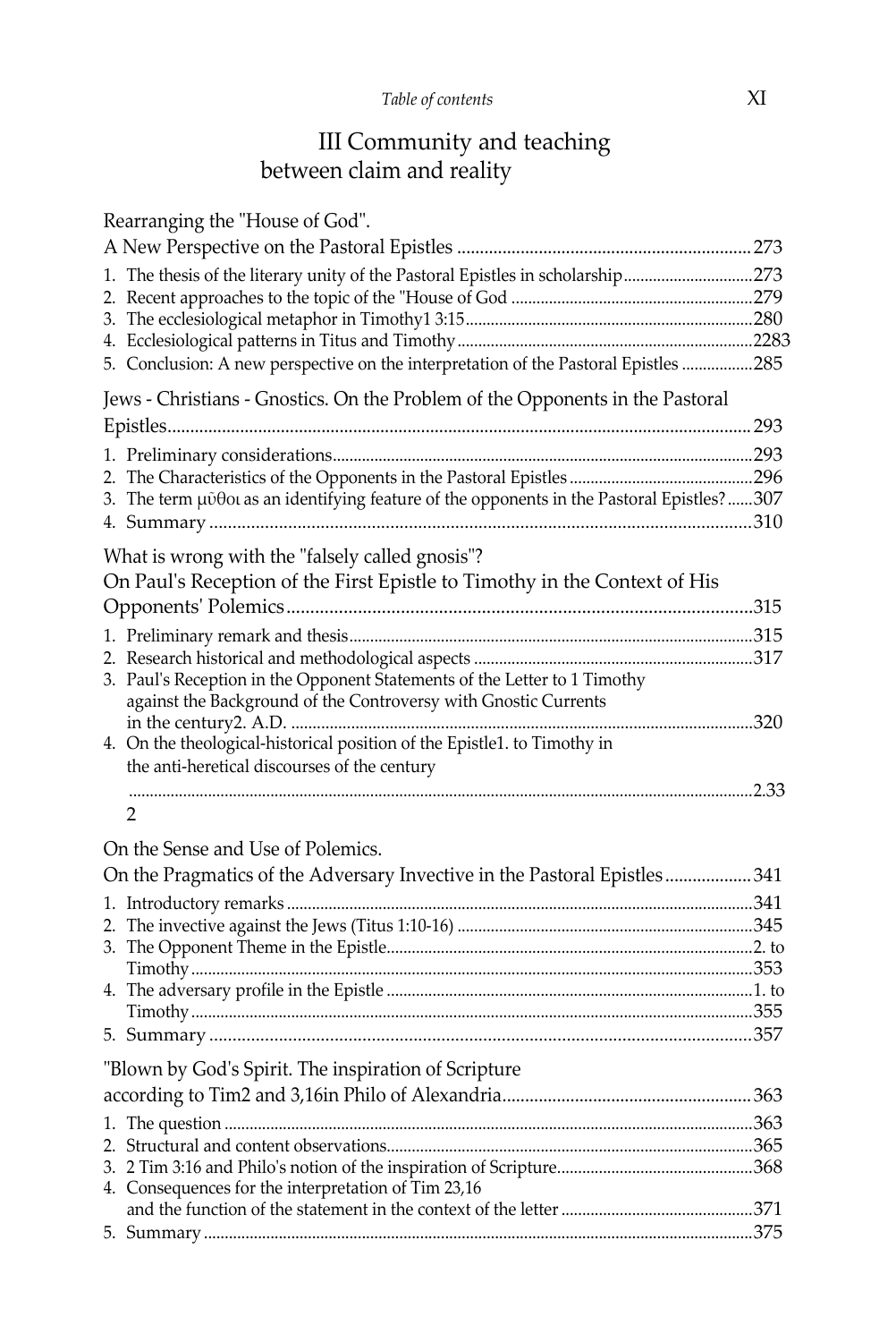# III Community and teaching between claim and reality

Rearranging the "House of God".
A New Perspective on the Pastoral Epistles ................................................................ 273

1. The thesis of the literary unity of the Pastoral Epistles in scholarship .............................. 273
2. Recent approaches to the topic of the "House of God ......................................................... 279
3. The ecclesiological metaphor in Timothy1 3:15 .................................................................... 280
4. Ecclesiological patterns in Titus and Timothy ...................................................................... 2283
5. Conclusion: A new perspective on the interpretation of the Pastoral Epistles ................. 285

Jews - Christians - Gnostics. On the Problem of the Opponents in the Pastoral Epistles ............................................................................................................................ 293

1. Preliminary considerations ...................................................................................................... 293
2. The Characteristics of the Opponents in the Pastoral Epistles ........................................... 296
3. The term μῦθοι as an identifying feature of the opponents in the Pastoral Epistles? ...... 307
4. Summary ..................................................................................................................................... 310

What is wrong with the "falsely called gnosis"?
On Paul's Reception of the First Epistle to Timothy in the Context of His Opponents' Polemics .................................................................................................. 315

1. Preliminary remark and thesis ................................................................................................ 315
2. Research historical and methodological aspects .................................................................. 317
3. Paul's Reception in the Opponent Statements of the Letter to 1 Timothy against the Background of the Controversy with Gnostic Currents in the century2. A.D. ........................................................................................................................................... 320
4. On the theological-historical position of the Epistle1. to Timothy in the anti-heretical discourses of the century
   ....................................................................................................................................................... 2.33
   2

On the Sense and Use of Polemics.
On the Pragmatics of the Adversary Invective in the Pastoral Epistles .................. 341

1. Introductory remarks ................................................................................................................ 341
2. The invective against the Jews (Titus 1:10-16) ...................................................................... 345
3. The Opponent Theme in the Epistle ....................................................................................... 2. to Timothy .......................................................................................................................................... 353
4. The adversary profile in the Epistle ....................................................................................... 1. to Timothy .......................................................................................................................................... 355
5. Summary ..................................................................................................................................... 357

"Blown by God's Spirit. The inspiration of Scripture
according to Tim2 and 3,16in Philo of Alexandria ...................................................... 363

1. The question ............................................................................................................................... 363
2. Structural and content observations ....................................................................................... 365
3. 2 Tim 3:16 and Philo's notion of the inspiration of Scripture .............................................. 368
4. Consequences for the interpretation of Tim 23,16 and the function of the statement in the context of the letter ............................................. 371
5. Summary ..................................................................................................................................... 375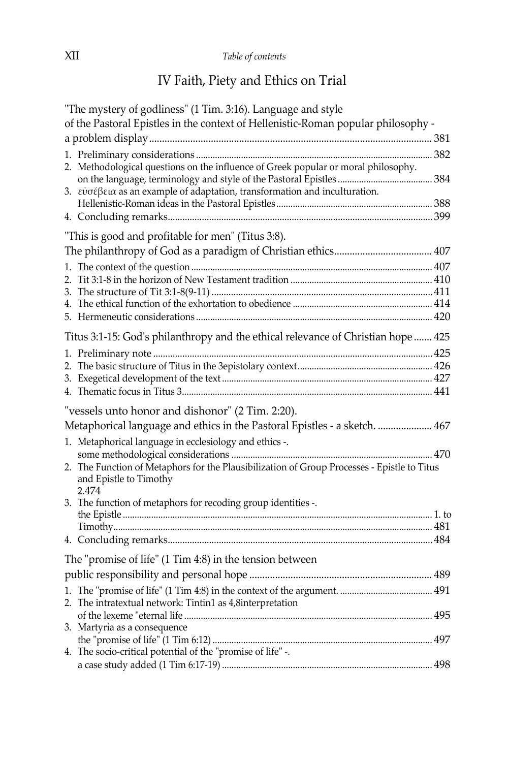## IV Faith, Piety and Ethics on Trial

"The mystery of godliness" (1 Tim. 3:16). Language and style of the Pastoral Epistles in the context of Hellenistic-Roman popular philosophy - a problem display ..... 381

1. Preliminary considerations ..... 382
2. Methodological questions on the influence of Greek popular or moral philosophy. on the language, terminology and style of the Pastoral Epistles ..... 384
3. εὐσέβεια as an example of adaptation, transformation and inculturation. Hellenistic-Roman ideas in the Pastoral Epistles ..... 388
4. Concluding remarks ..... 399

"This is good and profitable for men" (Titus 3:8). The philanthropy of God as a paradigm of Christian ethics ..... 407

1. The context of the question ..... 407
2. Tit 3:1-8 in the horizon of New Testament tradition ..... 410
3. The structure of Tit 3:1-8(9-11) ..... 411
4. The ethical function of the exhortation to obedience ..... 414
5. Hermeneutic considerations ..... 420

Titus 3:1-15: God's philanthropy and the ethical relevance of Christian hope ..... 425

1. Preliminary note ..... 425
2. The basic structure of Titus in the 3epistolary context ..... 426
3. Exegetical development of the text ..... 427
4. Thematic focus in Titus 3 ..... 441

"vessels unto honor and dishonor" (2 Tim. 2:20). Metaphorical language and ethics in the Pastoral Epistles - a sketch. ..... 467

1. Metaphorical language in ecclesiology and ethics -. some methodological considerations ..... 470
2. The Function of Metaphors for the Plausibilization of Group Processes - Epistle to Titus and Epistle to Timothy 2.474
3. The function of metaphors for recoding group identities -. the Epistle ..... 1. to Timothy ..... 481
4. Concluding remarks ..... 484

The "promise of life" (1 Tim 4:8) in the tension between public responsibility and personal hope ..... 489

1. The "promise of life" (1 Tim 4:8) in the context of the argument. ..... 491
2. The intratextual network: Tintin1 as 4,8interpretation of the lexeme "eternal life ..... 495
3. Martyria as a consequence the "promise of life" (1 Tim 6:12) ..... 497
4. The socio-critical potential of the "promise of life" -. a case study added (1 Tim 6:17-19) ..... 498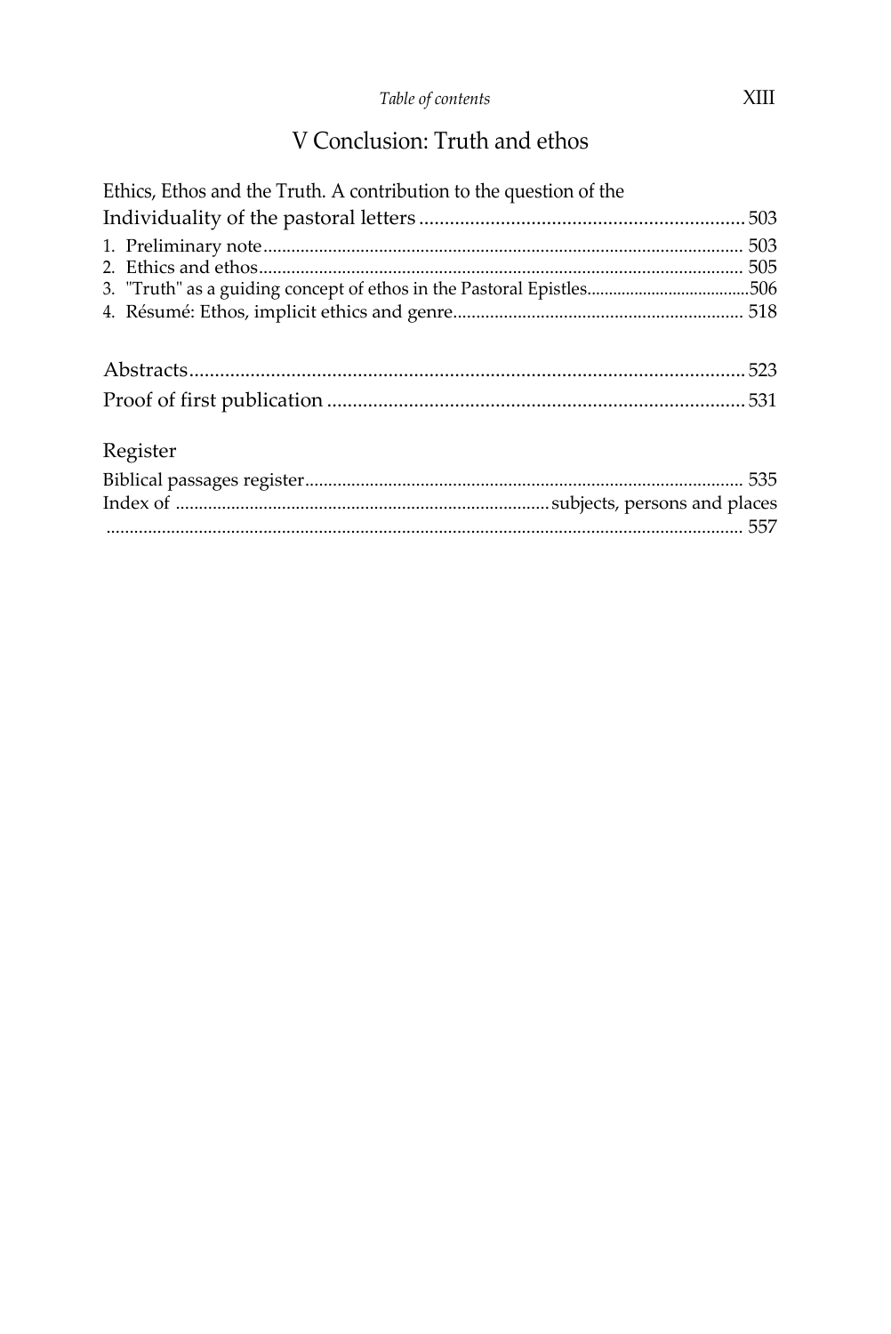## V Conclusion: Truth and ethos

Ethics, Ethos and the Truth. A contribution to the question of the Individuality of the pastoral letters ................................................................ 503

1. Preliminary note ........................................................................................ 503
2. Ethics and ethos......................................................................................... 505
3. "Truth" as a guiding concept of ethos in the Pastoral Epistles..................................506
4. Résumé: Ethos, implicit ethics and genre............................................................ 518

Abstracts............................................................................................................ 523

Proof of first publication ................................................................................. 531

Register

Biblical passages register............................................................................................ 535

Index of ............................................................................... subjects, persons and places ......................................................................................................................... 557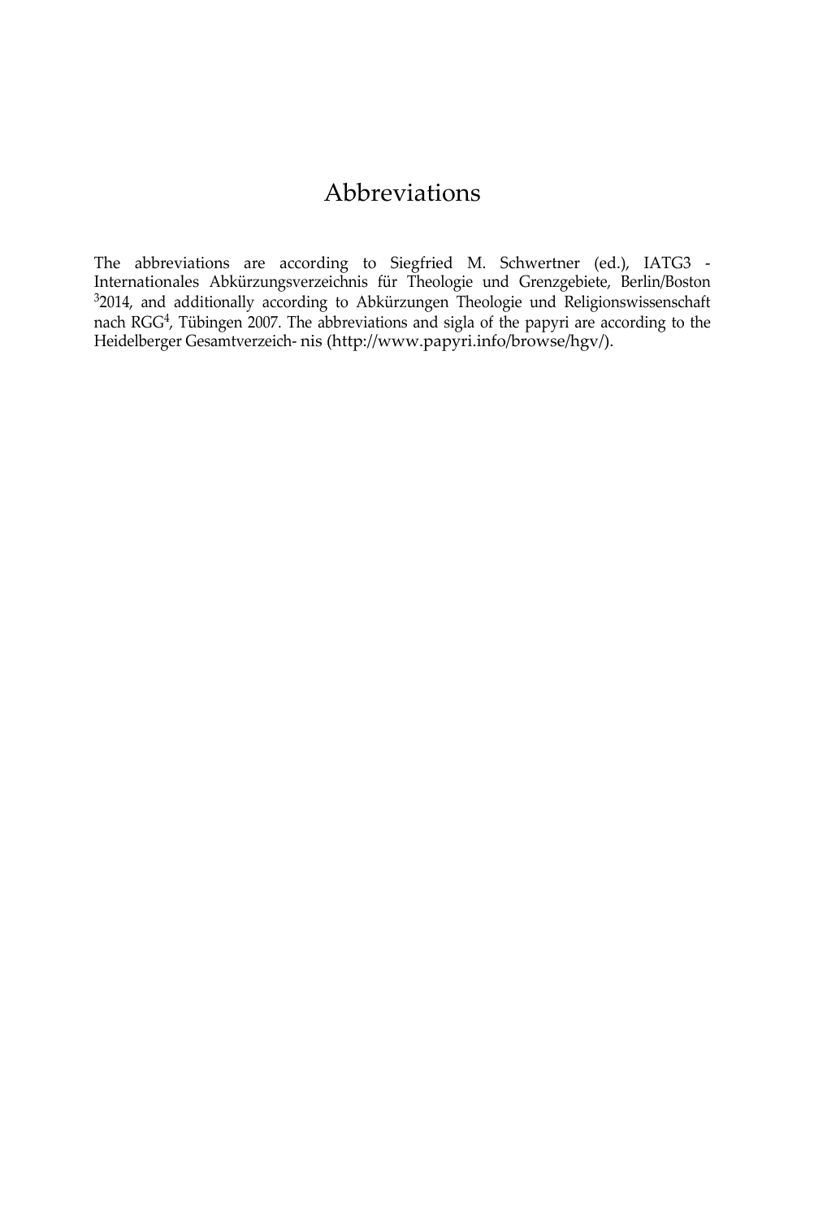# Abbreviations

The abbreviations are according to Siegfried M. Schwertner (ed.), IATG3 - Internationales Abkürzungsverzeichnis für Theologie und Grenzgebiete, Berlin/Boston [3]2014, and additionally according to Abkürzungen Theologie und Religionswissenschaft nach RGG[4], Tübingen 2007. The abbreviations and sigla of the papyri are according to the Heidelberger Gesamtverzeich- nis (http://www.papyri.info/browse/hgv/).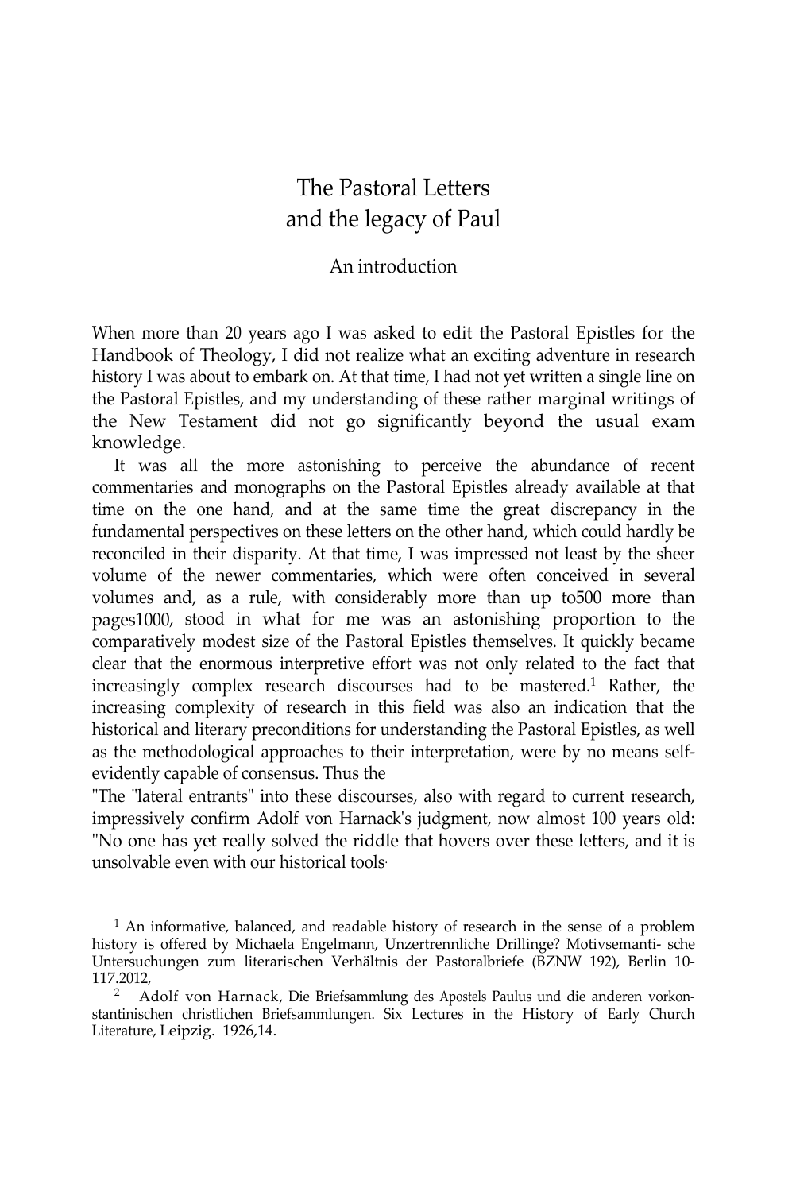# The Pastoral Letters and the legacy of Paul

## An introduction

When more than 20 years ago I was asked to edit the Pastoral Epistles for the Handbook of Theology, I did not realize what an exciting adventure in research history I was about to embark on. At that time, I had not yet written a single line on the Pastoral Epistles, and my understanding of these rather marginal writings of the New Testament did not go significantly beyond the usual exam knowledge.

It was all the more astonishing to perceive the abundance of recent commentaries and monographs on the Pastoral Epistles already available at that time on the one hand, and at the same time the great discrepancy in the fundamental perspectives on these letters on the other hand, which could hardly be reconciled in their disparity. At that time, I was impressed not least by the sheer volume of the newer commentaries, which were often conceived in several volumes and, as a rule, with considerably more than up to500 more than pages1000, stood in what for me was an astonishing proportion to the comparatively modest size of the Pastoral Epistles themselves. It quickly became clear that the enormous interpretive effort was not only related to the fact that increasingly complex research discourses had to be mastered.[1] Rather, the increasing complexity of research in this field was also an indication that the historical and literary preconditions for understanding the Pastoral Epistles, as well as the methodological approaches to their interpretation, were by no means self-evidently capable of consensus. Thus the

"The "lateral entrants" into these discourses, also with regard to current research, impressively confirm Adolf von Harnack's judgment, now almost 100 years old: "No one has yet really solved the riddle that hovers over these letters, and it is unsolvable even with our historical tools.

---

[1] An informative, balanced, and readable history of research in the sense of a problem history is offered by Michaela Engelmann, Unzertrennliche Drillinge? Motivsemanti- sche Untersuchungen zum literarischen Verhältnis der Pastoralbriefe (BZNW 192), Berlin 10-117.2012,

[2] Adolf von Harnack, Die Briefsammlung des Apostels Paulus und die anderen vorkon- stantinischen christlichen Briefsammlungen. Six Lectures in the History of Early Church Literature, Leipzig. 1926,14.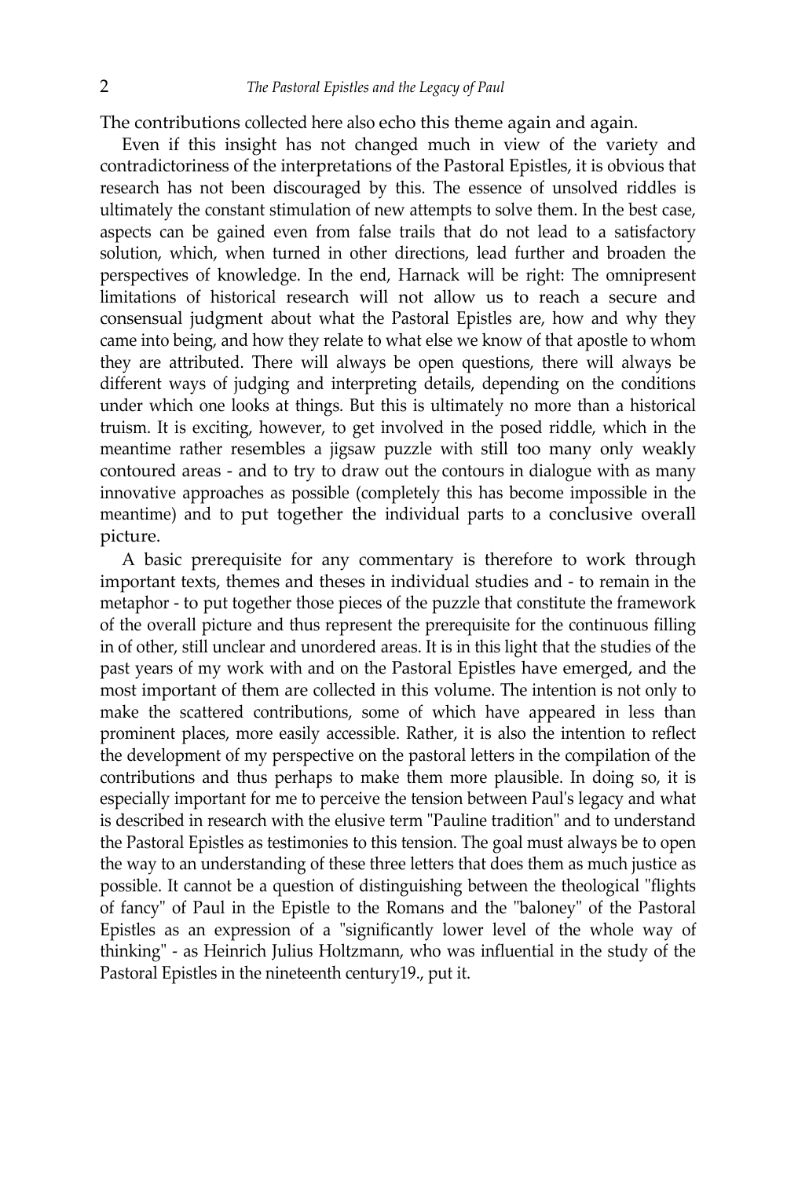The contributions collected here also echo this theme again and again.

Even if this insight has not changed much in view of the variety and contradictoriness of the interpretations of the Pastoral Epistles, it is obvious that research has not been discouraged by this. The essence of unsolved riddles is ultimately the constant stimulation of new attempts to solve them. In the best case, aspects can be gained even from false trails that do not lead to a satisfactory solution, which, when turned in other directions, lead further and broaden the perspectives of knowledge. In the end, Harnack will be right: The omnipresent limitations of historical research will not allow us to reach a secure and consensual judgment about what the Pastoral Epistles are, how and why they came into being, and how they relate to what else we know of that apostle to whom they are attributed. There will always be open questions, there will always be different ways of judging and interpreting details, depending on the conditions under which one looks at things. But this is ultimately no more than a historical truism. It is exciting, however, to get involved in the posed riddle, which in the meantime rather resembles a jigsaw puzzle with still too many only weakly contoured areas - and to try to draw out the contours in dialogue with as many innovative approaches as possible (completely this has become impossible in the meantime) and to put together the individual parts to a conclusive overall picture.

A basic prerequisite for any commentary is therefore to work through important texts, themes and theses in individual studies and - to remain in the metaphor - to put together those pieces of the puzzle that constitute the framework of the overall picture and thus represent the prerequisite for the continuous filling in of other, still unclear and unordered areas. It is in this light that the studies of the past years of my work with and on the Pastoral Epistles have emerged, and the most important of them are collected in this volume. The intention is not only to make the scattered contributions, some of which have appeared in less than prominent places, more easily accessible. Rather, it is also the intention to reflect the development of my perspective on the pastoral letters in the compilation of the contributions and thus perhaps to make them more plausible. In doing so, it is especially important for me to perceive the tension between Paul's legacy and what is described in research with the elusive term "Pauline tradition" and to understand the Pastoral Epistles as testimonies to this tension. The goal must always be to open the way to an understanding of these three letters that does them as much justice as possible. It cannot be a question of distinguishing between the theological "flights of fancy" of Paul in the Epistle to the Romans and the "baloney" of the Pastoral Epistles as an expression of a "significantly lower level of the whole way of thinking" - as Heinrich Julius Holtzmann, who was influential in the study of the Pastoral Epistles in the nineteenth century19., put it.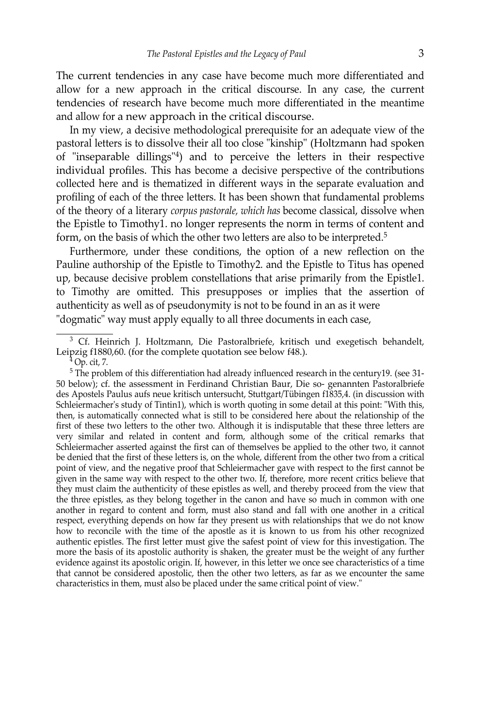The current tendencies in any case have become much more differentiated and allow for a new approach in the critical discourse. In any case, the current tendencies of research have become much more differentiated in the meantime and allow for a new approach in the critical discourse.

In my view, a decisive methodological prerequisite for an adequate view of the pastoral letters is to dissolve their all too close "kinship" (Holtzmann had spoken of "inseparable dillings"[4]) and to perceive the letters in their respective individual profiles. This has become a decisive perspective of the contributions collected here and is thematized in different ways in the separate evaluation and profiling of each of the three letters. It has been shown that fundamental problems of the theory of a literary *corpus pastorale, which has* become classical, dissolve when the Epistle to Timothy1. no longer represents the norm in terms of content and form, on the basis of which the other two letters are also to be interpreted.[5]

Furthermore, under these conditions, the option of a new reflection on the Pauline authorship of the Epistle to Timothy2. and the Epistle to Titus has opened up, because decisive problem constellations that arise primarily from the Epistle1. to Timothy are omitted. This presupposes or implies that the assertion of authenticity as well as of pseudonymity is not to be found in an as it were "dogmatic" way must apply equally to all three documents in each case,

---

[3] Cf. Heinrich J. Holtzmann, Die Pastoralbriefe, kritisch und exegetisch behandelt, Leipzig f1880,60. (for the complete quotation see below f48.).

[4] Op. cit, 7.

[5] The problem of this differentiation had already influenced research in the century19. (see 31-50 below); cf. the assessment in Ferdinand Christian Baur, Die so- genannten Pastoralbriefe des Apostels Paulus aufs neue kritisch untersucht, Stuttgart/Tübingen f1835,4. (in discussion with Schleiermacher's study of Tintin1), which is worth quoting in some detail at this point: "With this, then, is automatically connected what is still to be considered here about the relationship of the first of these two letters to the other two. Although it is indisputable that these three letters are very similar and related in content and form, although some of the critical remarks that Schleiermacher asserted against the first can of themselves be applied to the other two, it cannot be denied that the first of these letters is, on the whole, different from the other two from a critical point of view, and the negative proof that Schleiermacher gave with respect to the first cannot be given in the same way with respect to the other two. If, therefore, more recent critics believe that they must claim the authenticity of these epistles as well, and thereby proceed from the view that the three epistles, as they belong together in the canon and have so much in common with one another in regard to content and form, must also stand and fall with one another in a critical respect, everything depends on how far they present us with relationships that we do not know how to reconcile with the time of the apostle as it is known to us from his other recognized authentic epistles. The first letter must give the safest point of view for this investigation. The more the basis of its apostolic authority is shaken, the greater must be the weight of any further evidence against its apostolic origin. If, however, in this letter we once see characteristics of a time that cannot be considered apostolic, then the other two letters, as far as we encounter the same characteristics in them, must also be placed under the same critical point of view."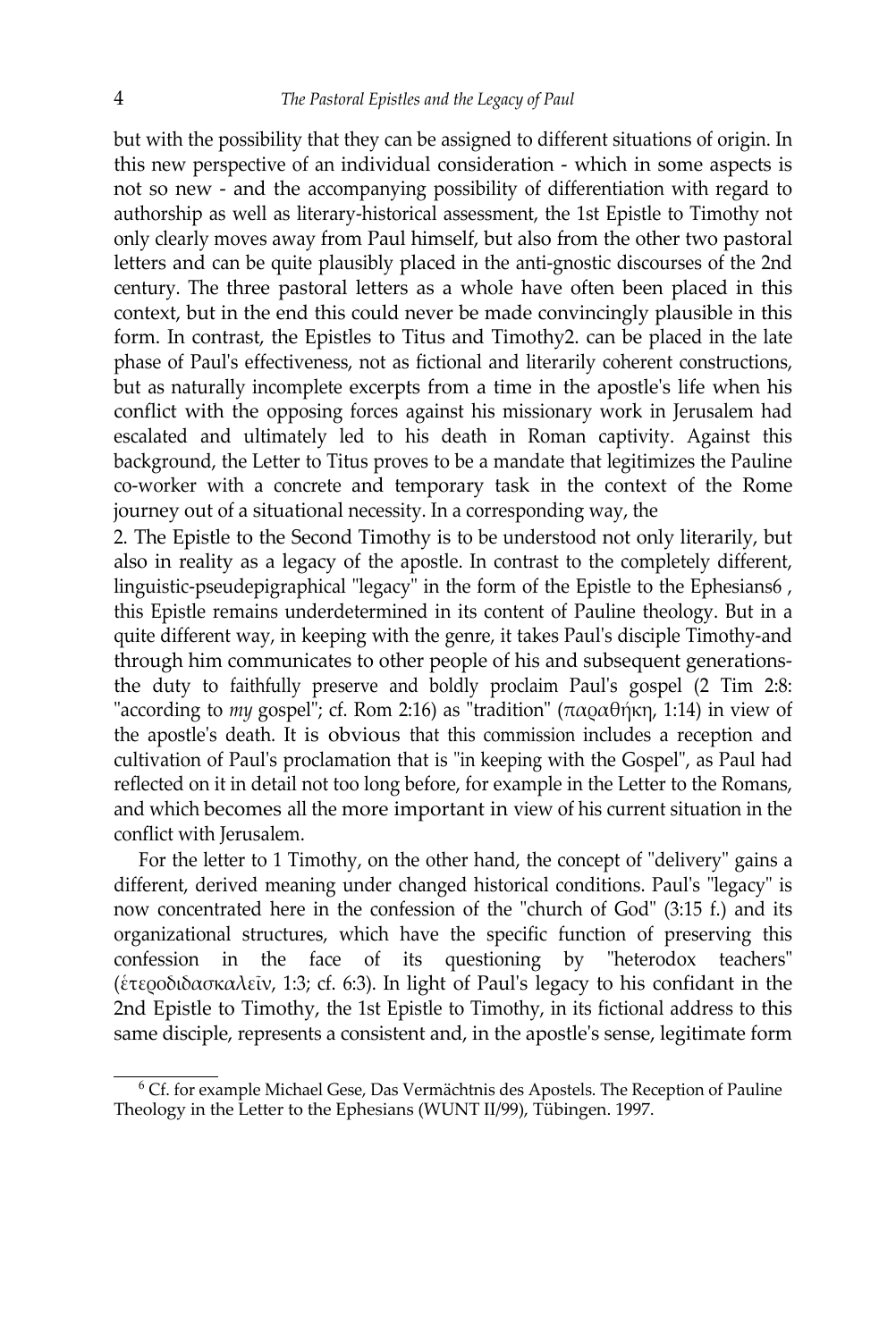but with the possibility that they can be assigned to different situations of origin. In this new perspective of an individual consideration - which in some aspects is not so new - and the accompanying possibility of differentiation with regard to authorship as well as literary-historical assessment, the 1st Epistle to Timothy not only clearly moves away from Paul himself, but also from the other two pastoral letters and can be quite plausibly placed in the anti-gnostic discourses of the 2nd century. The three pastoral letters as a whole have often been placed in this context, but in the end this could never be made convincingly plausible in this form. In contrast, the Epistles to Titus and Timothy2. can be placed in the late phase of Paul's effectiveness, not as fictional and literarily coherent constructions, but as naturally incomplete excerpts from a time in the apostle's life when his conflict with the opposing forces against his missionary work in Jerusalem had escalated and ultimately led to his death in Roman captivity. Against this background, the Letter to Titus proves to be a mandate that legitimizes the Pauline co-worker with a concrete and temporary task in the context of the Rome journey out of a situational necessity. In a corresponding way, the

2. The Epistle to the Second Timothy is to be understood not only literarily, but also in reality as a legacy of the apostle. In contrast to the completely different, linguistic-pseudepigraphical "legacy" in the form of the Epistle to the Ephesians[6] , this Epistle remains underdetermined in its content of Pauline theology. But in a quite different way, in keeping with the genre, it takes Paul's disciple Timothy-and through him communicates to other people of his and subsequent generations-the duty to faithfully preserve and boldly proclaim Paul's gospel (2 Tim 2:8: "according to *my* gospel"; cf. Rom 2:16) as "tradition" (παραθήκη, 1:14) in view of the apostle's death. It is obvious that this commission includes a reception and cultivation of Paul's proclamation that is "in keeping with the Gospel", as Paul had reflected on it in detail not too long before, for example in the Letter to the Romans, and which becomes all the more important in view of his current situation in the conflict with Jerusalem.

For the letter to 1 Timothy, on the other hand, the concept of "delivery" gains a different, derived meaning under changed historical conditions. Paul's "legacy" is now concentrated here in the confession of the "church of God" (3:15 f.) and its organizational structures, which have the specific function of preserving this confession in the face of its questioning by "heterodox teachers" (ἑτεροδιδασκαλεῖν, 1:3; cf. 6:3). In light of Paul's legacy to his confidant in the 2nd Epistle to Timothy, the 1st Epistle to Timothy, in its fictional address to this same disciple, represents a consistent and, in the apostle's sense, legitimate form

---

[6] Cf. for example Michael Gese, Das Vermächtnis des Apostels. The Reception of Pauline Theology in the Letter to the Ephesians (WUNT II/99), Tübingen. 1997.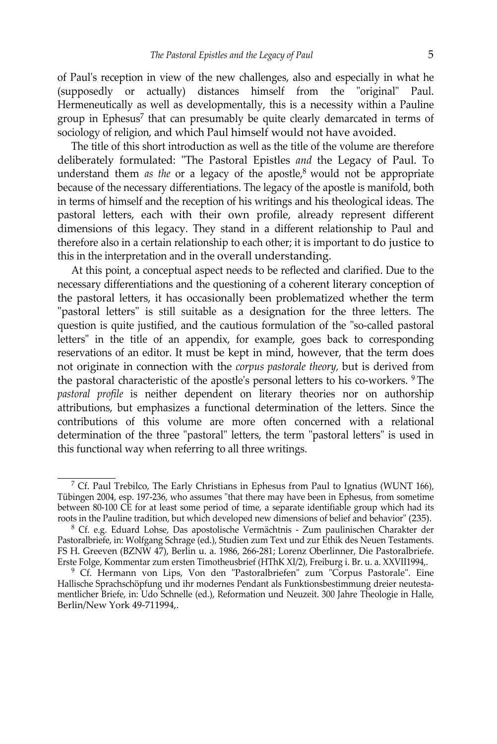of Paul's reception in view of the new challenges, also and especially in what he (supposedly or actually) distances himself from the "original" Paul. Hermeneutically as well as developmentally, this is a necessity within a Pauline group in Ephesus[7] that can presumably be quite clearly demarcated in terms of sociology of religion, and which Paul himself would not have avoided.

The title of this short introduction as well as the title of the volume are therefore deliberately formulated: "The Pastoral Epistles *and* the Legacy of Paul. To understand them *as the* or a legacy of the apostle,[8] would not be appropriate because of the necessary differentiations. The legacy of the apostle is manifold, both in terms of himself and the reception of his writings and his theological ideas. The pastoral letters, each with their own profile, already represent different dimensions of this legacy. They stand in a different relationship to Paul and therefore also in a certain relationship to each other; it is important to do justice to this in the interpretation and in the overall understanding.

At this point, a conceptual aspect needs to be reflected and clarified. Due to the necessary differentiations and the questioning of a coherent literary conception of the pastoral letters, it has occasionally been problematized whether the term "pastoral letters" is still suitable as a designation for the three letters. The question is quite justified, and the cautious formulation of the "so-called pastoral letters" in the title of an appendix, for example, goes back to corresponding reservations of an editor. It must be kept in mind, however, that the term does not originate in connection with the *corpus pastorale theory*, but is derived from the pastoral characteristic of the apostle's personal letters to his co-workers. [9] The *pastoral profile* is neither dependent on literary theories nor on authorship attributions, but emphasizes a functional determination of the letters. Since the contributions of this volume are more often concerned with a relational determination of the three "pastoral" letters, the term "pastoral letters" is used in this functional way when referring to all three writings.

---

[7] Cf. Paul Trebilco, The Early Christians in Ephesus from Paul to Ignatius (WUNT 166), Tübingen 2004, esp. 197-236, who assumes "that there may have been in Ephesus, from sometime between 80-100 CE for at least some period of time, a separate identifiable group which had its roots in the Pauline tradition, but which developed new dimensions of belief and behavior" (235).

[8] Cf. e.g. Eduard Lohse, Das apostolische Vermächtnis - Zum paulinischen Charakter der Pastoralbriefe, in: Wolfgang Schrage (ed.), Studien zum Text und zur Ethik des Neuen Testaments. FS H. Greeven (BZNW 47), Berlin u. a. 1986, 266-281; Lorenz Oberlinner, Die Pastoralbriefe. Erste Folge, Kommentar zum ersten Timotheusbrief (HThK XI/2), Freiburg i. Br. u. a. XXVII1994,.

[9] Cf. Hermann von Lips, Von den "Pastoralbriefen" zum "Corpus Pastorale". Eine Hallische Sprachschöpfung und ihr modernes Pendant als Funktionsbestimmung dreier neutestamentlicher Briefe, in: Udo Schnelle (ed.), Reformation und Neuzeit. 300 Jahre Theologie in Halle, Berlin/New York 49-711994,.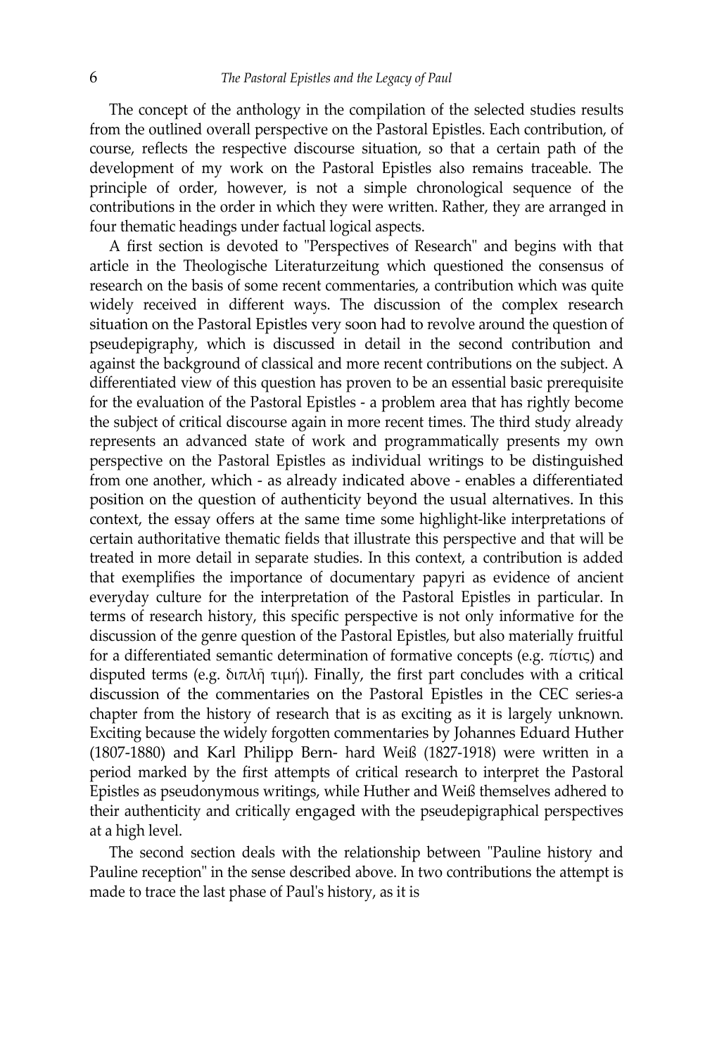The concept of the anthology in the compilation of the selected studies results from the outlined overall perspective on the Pastoral Epistles. Each contribution, of course, reflects the respective discourse situation, so that a certain path of the development of my work on the Pastoral Epistles also remains traceable. The principle of order, however, is not a simple chronological sequence of the contributions in the order in which they were written. Rather, they are arranged in four thematic headings under factual logical aspects.

A first section is devoted to "Perspectives of Research" and begins with that article in the Theologische Literaturzeitung which questioned the consensus of research on the basis of some recent commentaries, a contribution which was quite widely received in different ways. The discussion of the complex research situation on the Pastoral Epistles very soon had to revolve around the question of pseudepigraphy, which is discussed in detail in the second contribution and against the background of classical and more recent contributions on the subject. A differentiated view of this question has proven to be an essential basic prerequisite for the evaluation of the Pastoral Epistles - a problem area that has rightly become the subject of critical discourse again in more recent times. The third study already represents an advanced state of work and programmatically presents my own perspective on the Pastoral Epistles as individual writings to be distinguished from one another, which - as already indicated above - enables a differentiated position on the question of authenticity beyond the usual alternatives. In this context, the essay offers at the same time some highlight-like interpretations of certain authoritative thematic fields that illustrate this perspective and that will be treated in more detail in separate studies. In this context, a contribution is added that exemplifies the importance of documentary papyri as evidence of ancient everyday culture for the interpretation of the Pastoral Epistles in particular. In terms of research history, this specific perspective is not only informative for the discussion of the genre question of the Pastoral Epistles, but also materially fruitful for a differentiated semantic determination of formative concepts (e.g. πίστις) and disputed terms (e.g. διπλῆ τιμή). Finally, the first part concludes with a critical discussion of the commentaries on the Pastoral Epistles in the CEC series-a chapter from the history of research that is as exciting as it is largely unknown. Exciting because the widely forgotten commentaries by Johannes Eduard Huther (1807-1880) and Karl Philipp Bern- hard Weiß (1827-1918) were written in a period marked by the first attempts of critical research to interpret the Pastoral Epistles as pseudonymous writings, while Huther and Weiß themselves adhered to their authenticity and critically engaged with the pseudepigraphical perspectives at a high level.

The second section deals with the relationship between "Pauline history and Pauline reception" in the sense described above. In two contributions the attempt is made to trace the last phase of Paul's history, as it is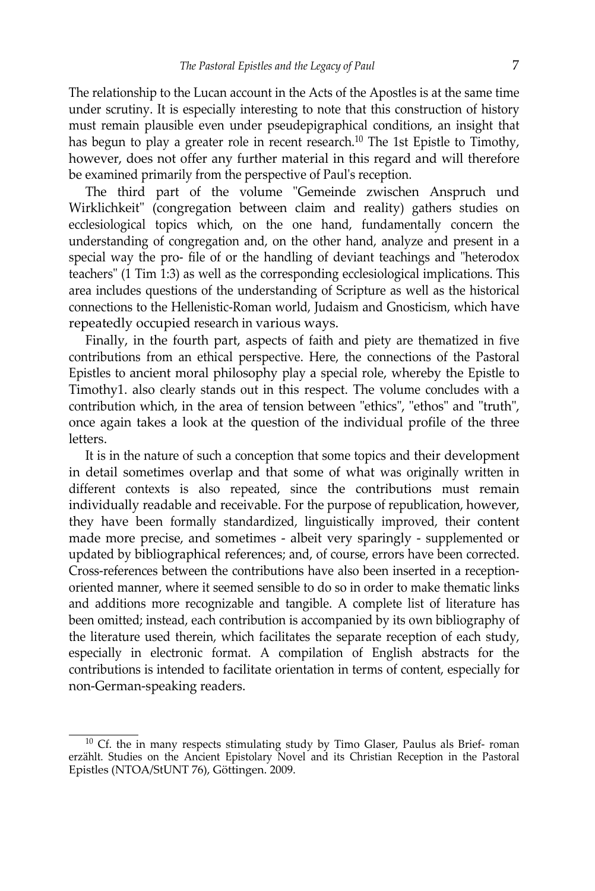The relationship to the Lucan account in the Acts of the Apostles is at the same time under scrutiny. It is especially interesting to note that this construction of history must remain plausible even under pseudepigraphical conditions, an insight that has begun to play a greater role in recent research.[10] The 1st Epistle to Timothy, however, does not offer any further material in this regard and will therefore be examined primarily from the perspective of Paul's reception.

The third part of the volume "Gemeinde zwischen Anspruch und Wirklichkeit" (congregation between claim and reality) gathers studies on ecclesiological topics which, on the one hand, fundamentally concern the understanding of congregation and, on the other hand, analyze and present in a special way the pro- file of or the handling of deviant teachings and "heterodox teachers" (1 Tim 1:3) as well as the corresponding ecclesiological implications. This area includes questions of the understanding of Scripture as well as the historical connections to the Hellenistic-Roman world, Judaism and Gnosticism, which have repeatedly occupied research in various ways.

Finally, in the fourth part, aspects of faith and piety are thematized in five contributions from an ethical perspective. Here, the connections of the Pastoral Epistles to ancient moral philosophy play a special role, whereby the Epistle to Timothy1. also clearly stands out in this respect. The volume concludes with a contribution which, in the area of tension between "ethics", "ethos" and "truth", once again takes a look at the question of the individual profile of the three letters.

It is in the nature of such a conception that some topics and their development in detail sometimes overlap and that some of what was originally written in different contexts is also repeated, since the contributions must remain individually readable and receivable. For the purpose of republication, however, they have been formally standardized, linguistically improved, their content made more precise, and sometimes - albeit very sparingly - supplemented or updated by bibliographical references; and, of course, errors have been corrected. Cross-references between the contributions have also been inserted in a reception-oriented manner, where it seemed sensible to do so in order to make thematic links and additions more recognizable and tangible. A complete list of literature has been omitted; instead, each contribution is accompanied by its own bibliography of the literature used therein, which facilitates the separate reception of each study, especially in electronic format. A compilation of English abstracts for the contributions is intended to facilitate orientation in terms of content, especially for non-German-speaking readers.

---

[10] Cf. the in many respects stimulating study by Timo Glaser, Paulus als Brief- roman erzählt. Studies on the Ancient Epistolary Novel and its Christian Reception in the Pastoral Epistles (NTOA/StUNT 76), Göttingen. 2009.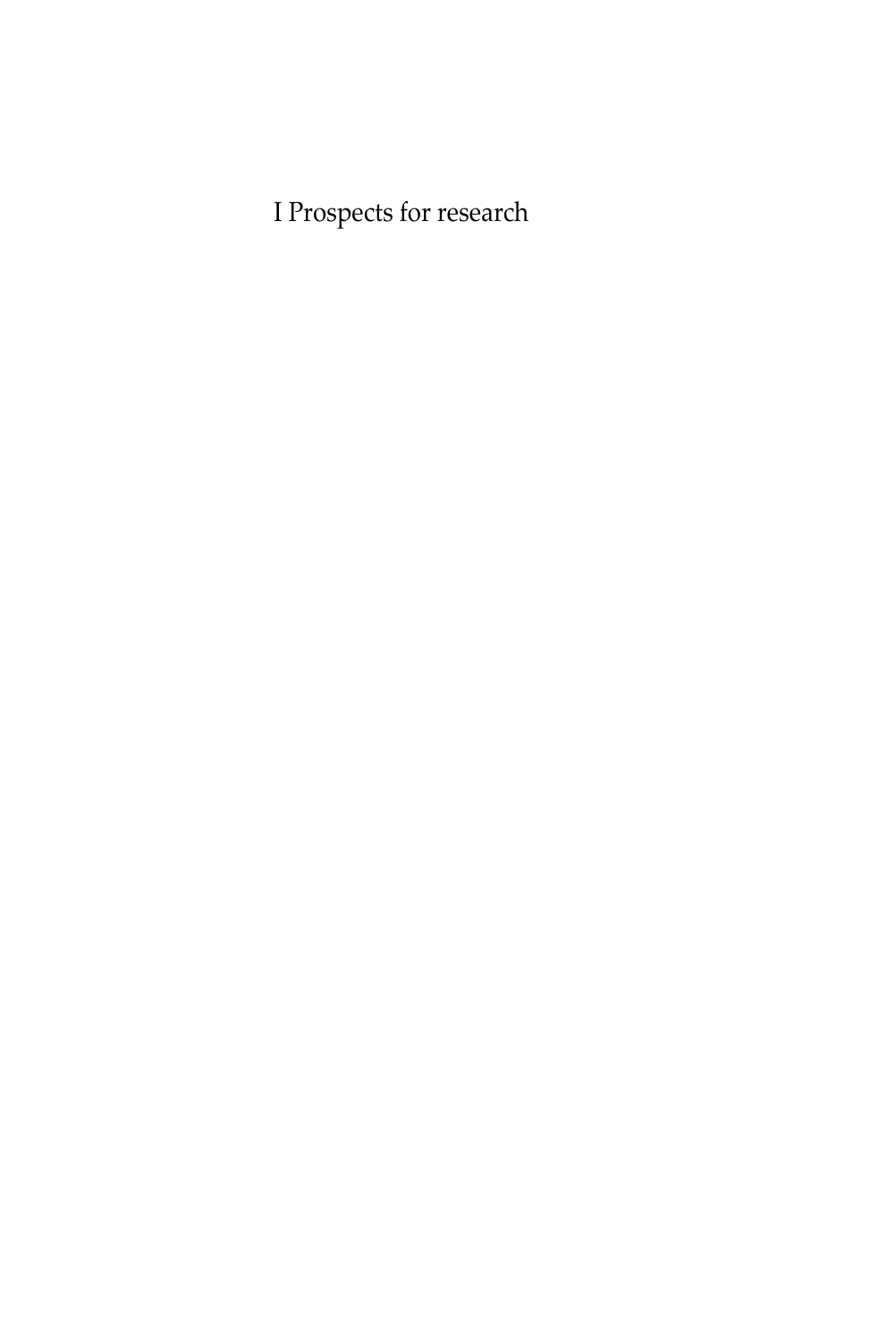# I Prospects for research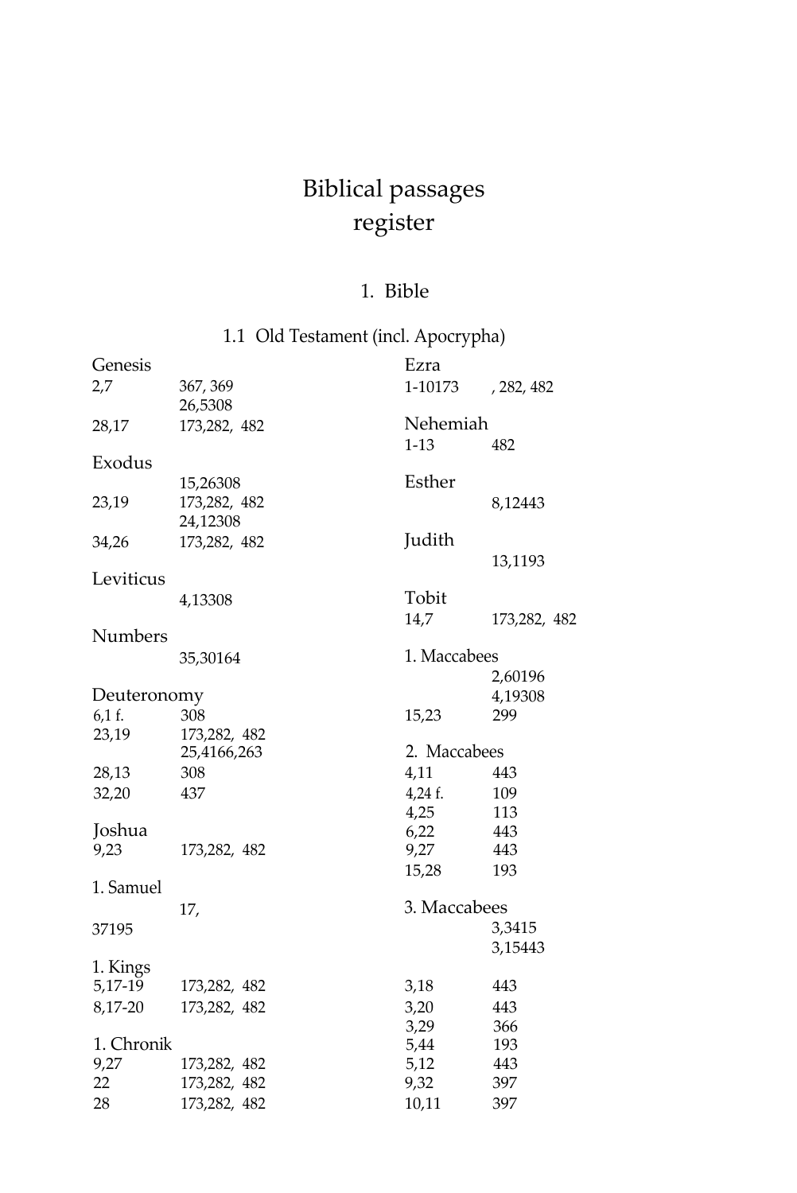# Biblical passages register

## 1. Bible

### 1.1 Old Testament (incl. Apocrypha)

**Genesis**

| | |
|---|---|
| 2,7 | 367, 369 |
| | 26,5308 |
| 28,17 | 173,282, 482 |

**Exodus**

| | |
|---|---|
| | 15,26308 |
| 23,19 | 173,282, 482 |
| | 24,12308 |
| 34,26 | 173,282, 482 |

**Leviticus**

| | |
|---|---|
| | 4,13308 |

**Numbers**

| | |
|---|---|
| | 35,30164 |

**Deuteronomy**

| | |
|---|---|
| 6,1 f. | 308 |
| 23,19 | 173,282, 482 |
| | 25,4166,263 |
| 28,13 | 308 |
| 32,20 | 437 |

**Joshua**

| | |
|---|---|
| 9,23 | 173,282, 482 |

**1. Samuel**

| | |
|---|---|
| | 17, |
| 37195 | |

**1. Kings**

| | |
|---|---|
| 5,17-19 | 173,282, 482 |
| 8,17-20 | 173,282, 482 |

**1. Chronik**

| | |
|---|---|
| 9,27 | 173,282, 482 |
| 22 | 173,282, 482 |
| 28 | 173,282, 482 |

**Ezra**

| | |
|---|---|
| 1-10173 | , 282, 482 |

**Nehemiah**

| | |
|---|---|
| 1-13 | 482 |

**Esther**

| | |
|---|---|
| | 8,12443 |

**Judith**

| | |
|---|---|
| | 13,1193 |

**Tobit**

| | |
|---|---|
| 14,7 | 173,282, 482 |

**1. Maccabees**

| | |
|---|---|
| | 2,60196 |
| | 4,19308 |
| 15,23 | 299 |

**2. Maccabees**

| | |
|---|---|
| 4,11 | 443 |
| 4,24 f. | 109 |
| 4,25 | 113 |
| 6,22 | 443 |
| 9,27 | 443 |
| 15,28 | 193 |

**3. Maccabees**

| | |
|---|---|
| | 3,3415 |
| | 3,15443 |
| 3,18 | 443 |
| 3,20 | 443 |
| 3,29 | 366 |
| 5,44 | 193 |
| 5,12 | 443 |
| 9,32 | 397 |
| 10,11 | 397 |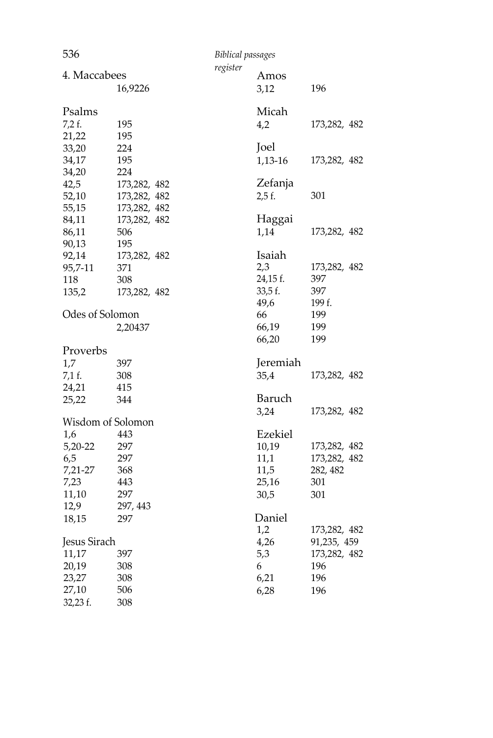4. Maccabees

| | |
|---|---|
| | 16,9226 |

Psalms

| | |
|---|---|
| 7,2 f. | 195 |
| 21,22 | 195 |
| 33,20 | 224 |
| 34,17 | 195 |
| 34,20 | 224 |
| 42,5 | 173,282, 482 |
| 52,10 | 173,282, 482 |
| 55,15 | 173,282, 482 |
| 84,11 | 173,282, 482 |
| 86,11 | 506 |
| 90,13 | 195 |
| 92,14 | 173,282, 482 |
| 95,7-11 | 371 |
| 118 | 308 |
| 135,2 | 173,282, 482 |

Odes of Solomon

| | |
|---|---|
| | 2,20437 |

Proverbs

| | |
|---|---|
| 1,7 | 397 |
| 7,1 f. | 308 |
| 24,21 | 415 |
| 25,22 | 344 |

Wisdom of Solomon

| | |
|---|---|
| 1,6 | 443 |
| 5,20-22 | 297 |
| 6,5 | 297 |
| 7,21-27 | 368 |
| 7,23 | 443 |
| 11,10 | 297 |
| 12,9 | 297, 443 |
| 18,15 | 297 |

Jesus Sirach

| | |
|---|---|
| 11,17 | 397 |
| 20,19 | 308 |
| 23,27 | 308 |
| 27,10 | 506 |
| 32,23 f. | 308 |

Amos

| | |
|---|---|
| 3,12 | 196 |

Micah

| | |
|---|---|
| 4,2 | 173,282, 482 |

Joel

| | |
|---|---|
| 1,13-16 | 173,282, 482 |

Zefanja

| | |
|---|---|
| 2,5 f. | 301 |

Haggai

| | |
|---|---|
| 1,14 | 173,282, 482 |

Isaiah

| | |
|---|---|
| 2,3 | 173,282, 482 |
| 24,15 f. | 397 |
| 33,5 f. | 397 |
| 49,6 | 199 f. |
| 66 | 199 |
| 66,19 | 199 |
| 66,20 | 199 |

Jeremiah

| | |
|---|---|
| 35,4 | 173,282, 482 |

Baruch

| | |
|---|---|
| 3,24 | 173,282, 482 |

Ezekiel

| | |
|---|---|
| 10,19 | 173,282, 482 |
| 11,1 | 173,282, 482 |
| 11,5 | 282, 482 |
| 25,16 | 301 |
| 30,5 | 301 |

Daniel

| | |
|---|---|
| 1,2 | 173,282, 482 |
| 4,26 | 91,235, 459 |
| 5,3 | 173,282, 482 |
| 6 | 196 |
| 6,21 | 196 |
| 6,28 | 196 |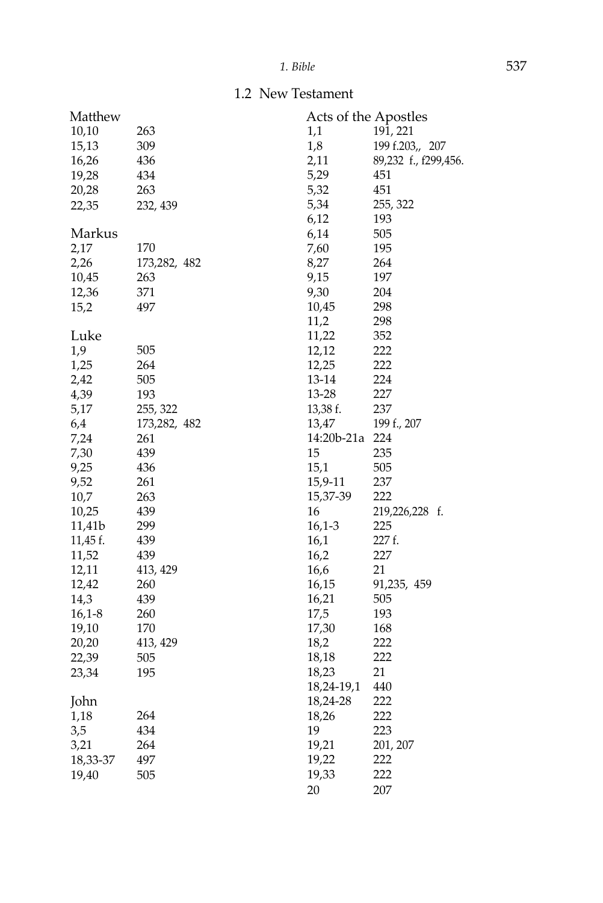## 1.2 New Testament

Matthew

| | |
|---|---|
| 10,10 | 263 |
| 15,13 | 309 |
| 16,26 | 436 |
| 19,28 | 434 |
| 20,28 | 263 |
| 22,35 | 232, 439 |

Markus

| | |
|---|---|
| 2,17 | 170 |
| 2,26 | 173,282, 482 |
| 10,45 | 263 |
| 12,36 | 371 |
| 15,2 | 497 |

Luke

| | |
|---|---|
| 1,9 | 505 |
| 1,25 | 264 |
| 2,42 | 505 |
| 4,39 | 193 |
| 5,17 | 255, 322 |
| 6,4 | 173,282, 482 |
| 7,24 | 261 |
| 7,30 | 439 |
| 9,25 | 436 |
| 9,52 | 261 |
| 10,7 | 263 |
| 10,25 | 439 |
| 11,41b | 299 |
| 11,45 f. | 439 |
| 11,52 | 439 |
| 12,11 | 413, 429 |
| 12,42 | 260 |
| 14,3 | 439 |
| 16,1-8 | 260 |
| 19,10 | 170 |
| 20,20 | 413, 429 |
| 22,39 | 505 |
| 23,34 | 195 |

John

| | |
|---|---|
| 1,18 | 264 |
| 3,5 | 434 |
| 3,21 | 264 |
| 18,33-37 | 497 |
| 19,40 | 505 |

Acts of the Apostles

| | |
|---|---|
| 1,1 | 191, 221 |
| 1,8 | 199 f.203,, 207 |
| 2,11 | 89,232 f., f299,456. |
| 5,29 | 451 |
| 5,32 | 451 |
| 5,34 | 255, 322 |
| 6,12 | 193 |
| 6,14 | 505 |
| 7,60 | 195 |
| 8,27 | 264 |
| 9,15 | 197 |
| 9,30 | 204 |
| 10,45 | 298 |
| 11,2 | 298 |
| 11,22 | 352 |
| 12,12 | 222 |
| 12,25 | 222 |
| 13-14 | 224 |
| 13-28 | 227 |
| 13,38 f. | 237 |
| 13,47 | 199 f., 207 |
| 14:20b-21a | 224 |
| 15 | 235 |
| 15,1 | 505 |
| 15,9-11 | 237 |
| 15,37-39 | 222 |
| 16 | 219,226,228 f. |
| 16,1-3 | 225 |
| 16,1 | 227 f. |
| 16,2 | 227 |
| 16,6 | 21 |
| 16,15 | 91,235, 459 |
| 16,21 | 505 |
| 17,5 | 193 |
| 17,30 | 168 |
| 18,2 | 222 |
| 18,18 | 222 |
| 18,23 | 21 |
| 18,24-19,1 | 440 |
| 18,24-28 | 222 |
| 18,26 | 222 |
| 19 | 223 |
| 19,21 | 201, 207 |
| 19,22 | 222 |
| 19,33 | 222 |
| 20 | 207 |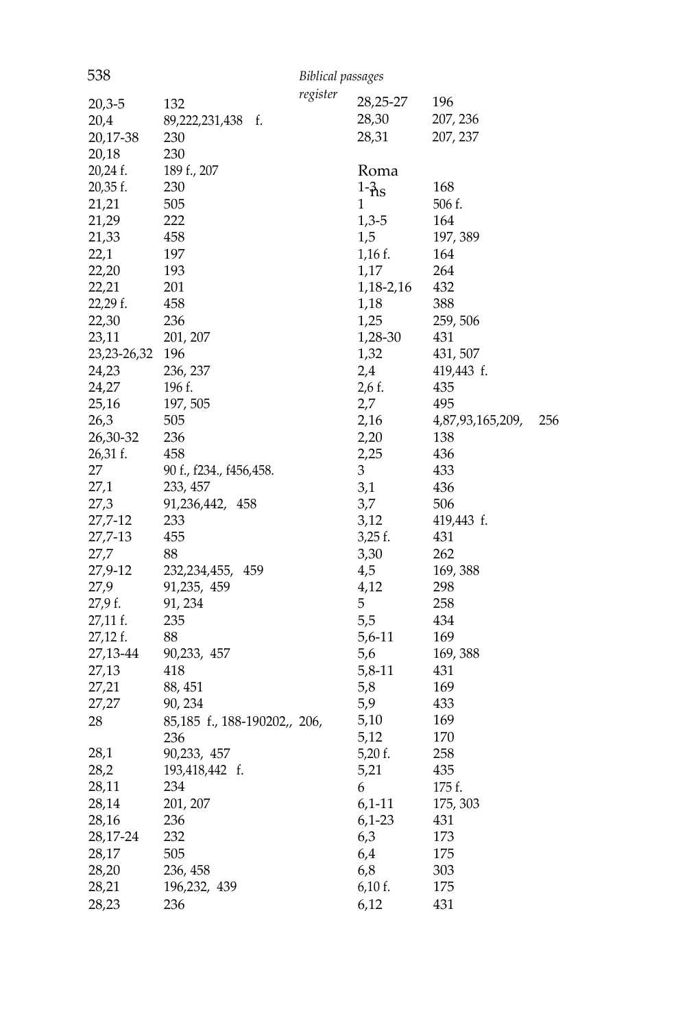| | |
|---|---|
| 20,3-5 | 132 |
| 20,4 | 89,222,231,438 f. |
| 20,17-38 | 230 |
| 20,18 | 230 |
| 20,24 f. | 189 f., 207 |
| 20,35 f. | 230 |
| 21,21 | 505 |
| 21,29 | 222 |
| 21,33 | 458 |
| 22,1 | 197 |
| 22,20 | 193 |
| 22,21 | 201 |
| 22,29 f. | 458 |
| 22,30 | 236 |
| 23,11 | 201, 207 |
| 23,23-26,32 | 196 |
| 24,23 | 236, 237 |
| 24,27 | 196 f. |
| 25,16 | 197, 505 |
| 26,3 | 505 |
| 26,30-32 | 236 |
| 26,31 f. | 458 |
| 27 | 90 f., f234., f456,458. |
| 27,1 | 233, 457 |
| 27,3 | 91,236,442, 458 |
| 27,7-12 | 233 |
| 27,7-13 | 455 |
| 27,7 | 88 |
| 27,9-12 | 232,234,455, 459 |
| 27,9 | 91,235, 459 |
| 27,9 f. | 91, 234 |
| 27,11 f. | 235 |
| 27,12 f. | 88 |
| 27,13-44 | 90,233, 457 |
| 27,13 | 418 |
| 27,21 | 88, 451 |
| 27,27 | 90, 234 |
| 28 | 85,185 f., 188-190202,, 206, 236 |
| 28,1 | 90,233, 457 |
| 28,2 | 193,418,442 f. |
| 28,11 | 234 |
| 28,14 | 201, 207 |
| 28,16 | 236 |
| 28,17-24 | 232 |
| 28,17 | 505 |
| 28,20 | 236, 458 |
| 28,21 | 196,232, 439 |
| 28,23 | 236 |
| 28,25-27 | 196 |
| 28,30 | 207, 236 |
| 28,31 | 207, 237 |

**Romans**

| | |
|---|---|
| 1-3 | 168 |
| 1 | 506 f. |
| 1,3-5 | 164 |
| 1,5 | 197, 389 |
| 1,16 f. | 164 |
| 1,17 | 264 |
| 1,18-2,16 | 432 |
| 1,18 | 388 |
| 1,25 | 259, 506 |
| 1,28-30 | 431 |
| 1,32 | 431, 507 |
| 2,4 | 419,443 f. |
| 2,6 f. | 435 |
| 2,7 | 495 |
| 2,16 | 4,87,93,165,209, 256 |
| 2,20 | 138 |
| 2,25 | 436 |
| 3 | 433 |
| 3,1 | 436 |
| 3,7 | 506 |
| 3,12 | 419,443 f. |
| 3,25 f. | 431 |
| 3,30 | 262 |
| 4,5 | 169, 388 |
| 4,12 | 298 |
| 5 | 258 |
| 5,5 | 434 |
| 5,6-11 | 169 |
| 5,6 | 169, 388 |
| 5,8-11 | 431 |
| 5,8 | 169 |
| 5,9 | 433 |
| 5,10 | 169 |
| 5,12 | 170 |
| 5,20 f. | 258 |
| 5,21 | 435 |
| 6 | 175 f. |
| 6,1-11 | 175, 303 |
| 6,1-23 | 431 |
| 6,3 | 173 |
| 6,4 | 175 |
| 6,8 | 303 |
| 6,10 f. | 175 |
| 6,12 | 431 |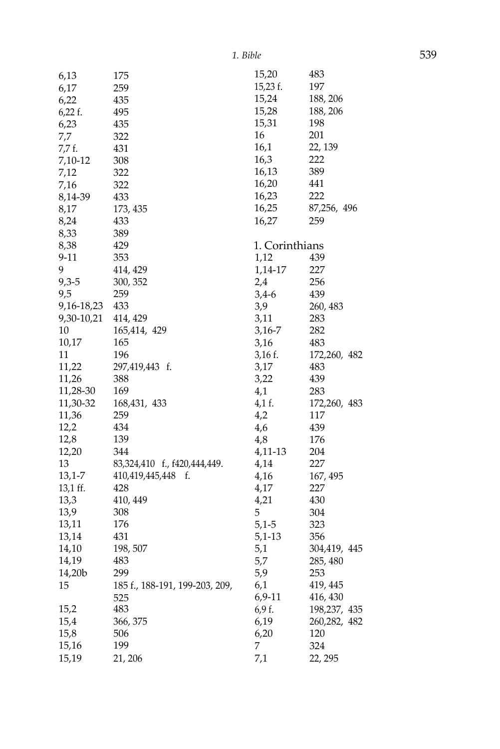6,13 175
6,17 259
6,22 435
6,22 f. 495
6,23 435
7,7 322
7,7 f. 431
7,10-12 308
7,12 322
7,16 322
8,14-39 433
8,17 173, 435
8,24 433
8,33 389
8,38 429
9-11 353
9 414, 429
9,3-5 300, 352
9,5 259
9,16-18,23 433
9,30-10,21 414, 429
10 165,414, 429
10,17 165
11 196
11,22 297,419,443 f.
11,26 388
11,28-30 169
11,30-32 168,431, 433
11,36 259
12,2 434
12,8 139
12,20 344
13 83,324,410 f., f420,444,449.
13,1-7 410,419,445,448 f.
13,1 ff. 428
13,3 410, 449
13,9 308
13,11 176
13,14 431
14,10 198, 507
14,19 483
14,20b 299
15 185 f., 188-191, 199-203, 209, 525
15,2 483
15,4 366, 375
15,8 506
15,16 199
15,19 21, 206
15,20 483
15,23 f. 197
15,24 188, 206
15,28 188, 206
15,31 198
16 201
16,1 22, 139
16,3 222
16,13 389
16,20 441
16,23 222
16,25 87,256, 496
16,27 259

1. Corinthians

1,12 439
1,14-17 227
2,4 256
3,4-6 439
3,9 260, 483
3,11 283
3,16-7 282
3,16 483
3,16 f. 172,260, 482
3,17 483
3,22 439
4,1 283
4,1 f. 172,260, 483
4,2 117
4,6 439
4,8 176
4,11-13 204
4,14 227
4,16 167, 495
4,17 227
4,21 430
5 304
5,1-5 323
5,1-13 356
5,1 304,419, 445
5,7 285, 480
5,9 253
6,1 419, 445
6,9-11 416, 430
6,9 f. 198,237, 435
6,19 260,282, 482
6,20 120
7 324
7,1 22, 295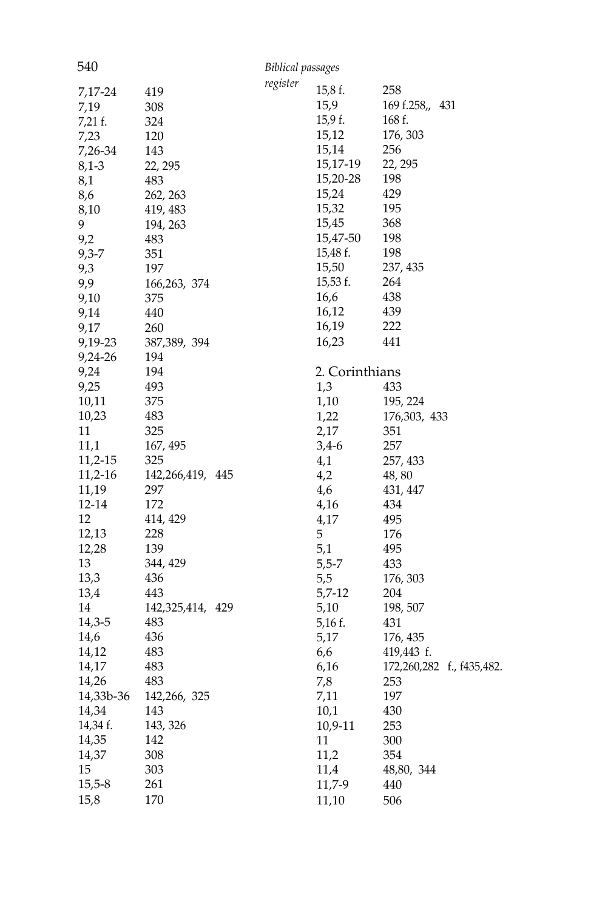| | |
|---|---|
| 7,17-24 | 419 |
| 7,19 | 308 |
| 7,21 f. | 324 |
| 7,23 | 120 |
| 7,26-34 | 143 |
| 8,1-3 | 22, 295 |
| 8,1 | 483 |
| 8,6 | 262, 263 |
| 8,10 | 419, 483 |
| 9 | 194, 263 |
| 9,2 | 483 |
| 9,3-7 | 351 |
| 9,3 | 197 |
| 9,9 | 166,263, 374 |
| 9,10 | 375 |
| 9,14 | 440 |
| 9,17 | 260 |
| 9,19-23 | 387,389, 394 |
| 9,24-26 | 194 |
| 9,24 | 194 |
| 9,25 | 493 |
| 10,11 | 375 |
| 10,23 | 483 |
| 11 | 325 |
| 11,1 | 167, 495 |
| 11,2-15 | 325 |
| 11,2-16 | 142,266,419, 445 |
| 11,19 | 297 |
| 12-14 | 172 |
| 12 | 414, 429 |
| 12,13 | 228 |
| 12,28 | 139 |
| 13 | 344, 429 |
| 13,3 | 436 |
| 13,4 | 443 |
| 14 | 142,325,414, 429 |
| 14,3-5 | 483 |
| 14,6 | 436 |
| 14,12 | 483 |
| 14,17 | 483 |
| 14,26 | 483 |
| 14,33b-36 | 142,266, 325 |
| 14,34 | 143 |
| 14,34 f. | 143, 326 |
| 14,35 | 142 |
| 14,37 | 308 |
| 15 | 303 |
| 15,5-8 | 261 |
| 15,8 | 170 |
| 15,8 f. | 258 |
| 15,9 | 169 f.258,, 431 |
| 15,9 f. | 168 f. |
| 15,12 | 176, 303 |
| 15,14 | 256 |
| 15,17-19 | 22, 295 |
| 15,20-28 | 198 |
| 15,24 | 429 |
| 15,32 | 195 |
| 15,45 | 368 |
| 15,47-50 | 198 |
| 15,48 f. | 198 |
| 15,50 | 237, 435 |
| 15,53 f. | 264 |
| 16,6 | 438 |
| 16,12 | 439 |
| 16,19 | 222 |
| 16,23 | 441 |

## 2. Corinthians

| | |
|---|---|
| 1,3 | 433 |
| 1,10 | 195, 224 |
| 1,22 | 176,303, 433 |
| 2,17 | 351 |
| 3,4-6 | 257 |
| 4,1 | 257, 433 |
| 4,2 | 48, 80 |
| 4,6 | 431, 447 |
| 4,16 | 434 |
| 4,17 | 495 |
| 5 | 176 |
| 5,1 | 495 |
| 5,5-7 | 433 |
| 5,5 | 176, 303 |
| 5,7-12 | 204 |
| 5,10 | 198, 507 |
| 5,16 f. | 431 |
| 5,17 | 176, 435 |
| 6,6 | 419,443 f. |
| 6,16 | 172,260,282 f., f435,482. |
| 7,8 | 253 |
| 7,11 | 197 |
| 10,1 | 430 |
| 10,9-11 | 253 |
| 11 | 300 |
| 11,2 | 354 |
| 11,4 | 48,80, 344 |
| 11,7-9 | 440 |
| 11,10 | 506 |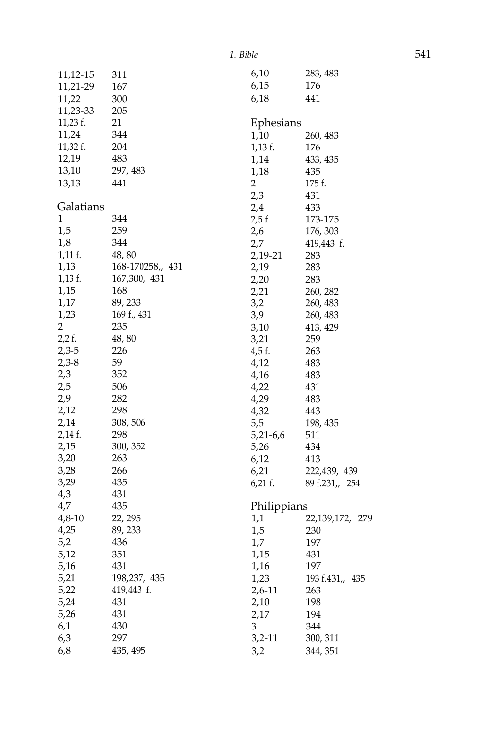| | |
|---|---|
| 11,12-15 | 311 |
| 11,21-29 | 167 |
| 11,22 | 300 |
| 11,23-33 | 205 |
| 11,23 f. | 21 |
| 11,24 | 344 |
| 11,32 f. | 204 |
| 12,19 | 483 |
| 13,10 | 297, 483 |
| 13,13 | 441 |

Galatians

| | |
|---|---|
| 1 | 344 |
| 1,5 | 259 |
| 1,8 | 344 |
| 1,11 f. | 48, 80 |
| 1,13 | 168-170258,, 431 |
| 1,13 f. | 167,300, 431 |
| 1,15 | 168 |
| 1,17 | 89, 233 |
| 1,23 | 169 f., 431 |
| 2 | 235 |
| 2,2 f. | 48, 80 |
| 2,3-5 | 226 |
| 2,3-8 | 59 |
| 2,3 | 352 |
| 2,5 | 506 |
| 2,9 | 282 |
| 2,12 | 298 |
| 2,14 | 308, 506 |
| 2,14 f. | 298 |
| 2,15 | 300, 352 |
| 3,20 | 263 |
| 3,28 | 266 |
| 3,29 | 435 |
| 4,3 | 431 |
| 4,7 | 435 |
| 4,8-10 | 22, 295 |
| 4,25 | 89, 233 |
| 5,2 | 436 |
| 5,12 | 351 |
| 5,16 | 431 |
| 5,21 | 198,237, 435 |
| 5,22 | 419,443 f. |
| 5,24 | 431 |
| 5,26 | 431 |
| 6,1 | 430 |
| 6,3 | 297 |
| 6,8 | 435, 495 |
| 6,10 | 283, 483 |
| 6,15 | 176 |
| 6,18 | 441 |

Ephesians

| | |
|---|---|
| 1,10 | 260, 483 |
| 1,13 f. | 176 |
| 1,14 | 433, 435 |
| 1,18 | 435 |
| 2 | 175 f. |
| 2,3 | 431 |
| 2,4 | 433 |
| 2,5 f. | 173-175 |
| 2,6 | 176, 303 |
| 2,7 | 419,443 f. |
| 2,19-21 | 283 |
| 2,19 | 283 |
| 2,20 | 283 |
| 2,21 | 260, 282 |
| 3,2 | 260, 483 |
| 3,9 | 260, 483 |
| 3,10 | 413, 429 |
| 3,21 | 259 |
| 4,5 f. | 263 |
| 4,12 | 483 |
| 4,16 | 483 |
| 4,22 | 431 |
| 4,29 | 483 |
| 4,32 | 443 |
| 5,5 | 198, 435 |
| 5,21-6,6 | 511 |
| 5,26 | 434 |
| 6,12 | 413 |
| 6,21 | 222,439, 439 |
| 6,21 f. | 89 f.231,, 254 |

Philippians

| | |
|---|---|
| 1,1 | 22,139,172, 279 |
| 1,5 | 230 |
| 1,7 | 197 |
| 1,15 | 431 |
| 1,16 | 197 |
| 1,23 | 193 f.431,, 435 |
| 2,6-11 | 263 |
| 2,10 | 198 |
| 2,17 | 194 |
| 3 | 344 |
| 3,2-11 | 300, 311 |
| 3,2 | 344, 351 |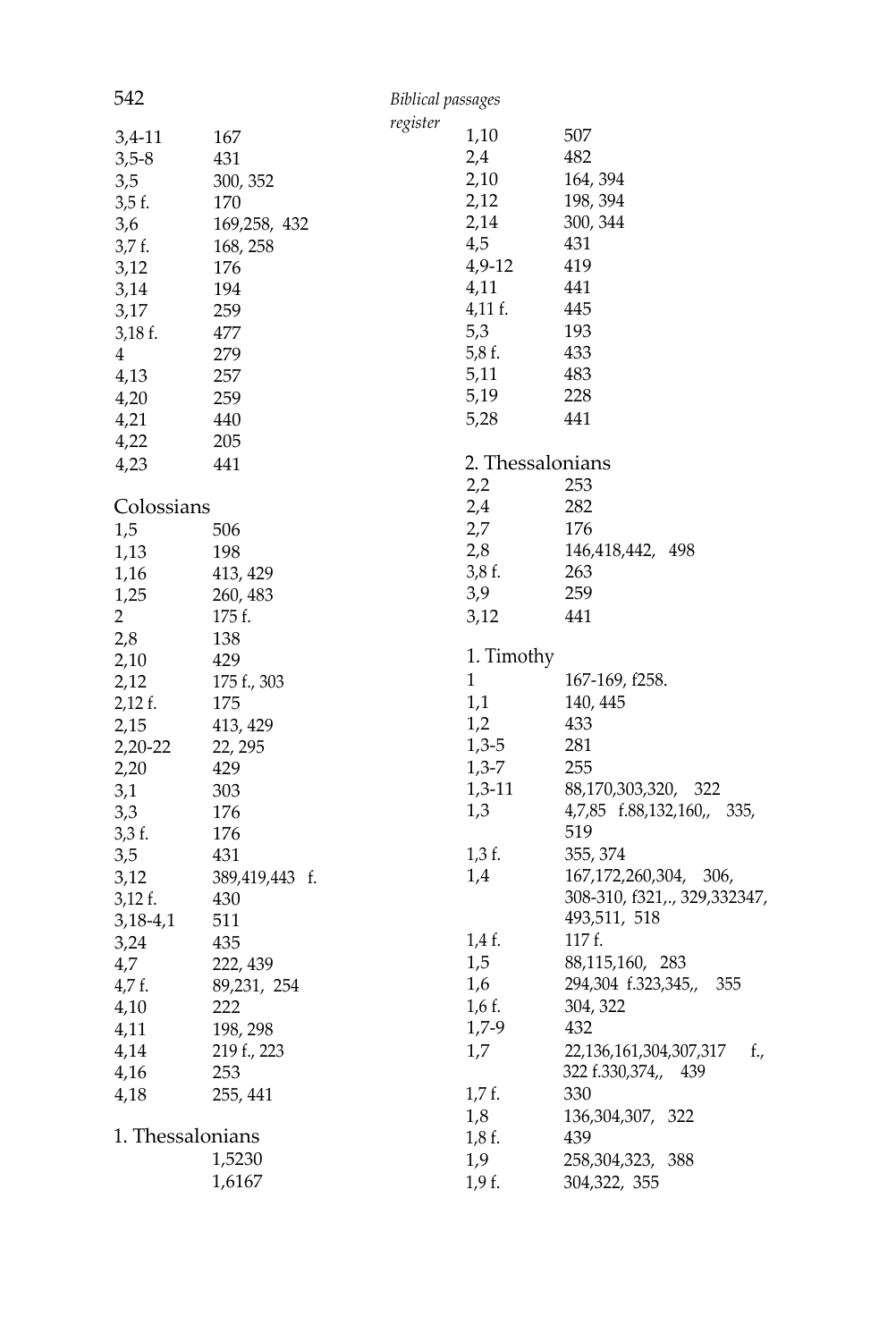| | |
|---|---|
| 3,4-11 | 167 |
| 3,5-8 | 431 |
| 3,5 | 300, 352 |
| 3,5 f. | 170 |
| 3,6 | 169,258, 432 |
| 3,7 f. | 168, 258 |
| 3,12 | 176 |
| 3,14 | 194 |
| 3,17 | 259 |
| 3,18 f. | 477 |
| 4 | 279 |
| 4,13 | 257 |
| 4,20 | 259 |
| 4,21 | 440 |
| 4,22 | 205 |
| 4,23 | 441 |

## Colossians

| | |
|---|---|
| 1,5 | 506 |
| 1,13 | 198 |
| 1,16 | 413, 429 |
| 1,25 | 260, 483 |
| 2 | 175 f. |
| 2,8 | 138 |
| 2,10 | 429 |
| 2,12 | 175 f., 303 |
| 2,12 f. | 175 |
| 2,15 | 413, 429 |
| 2,20-22 | 22, 295 |
| 2,20 | 429 |
| 3,1 | 303 |
| 3,3 | 176 |
| 3,3 f. | 176 |
| 3,5 | 431 |
| 3,12 | 389,419,443 f. |
| 3,12 f. | 430 |
| 3,18-4,1 | 511 |
| 3,24 | 435 |
| 4,7 | 222, 439 |
| 4,7 f. | 89,231, 254 |
| 4,10 | 222 |
| 4,11 | 198, 298 |
| 4,14 | 219 f., 223 |
| 4,16 | 253 |
| 4,18 | 255, 441 |

## 1. Thessalonians

| | |
|---|---|
| 1,5 | 230 |
| 1,6 | 167 |
| 1,10 | 507 |
| 2,4 | 482 |
| 2,10 | 164, 394 |
| 2,12 | 198, 394 |
| 2,14 | 300, 344 |
| 4,5 | 431 |
| 4,9-12 | 419 |
| 4,11 | 441 |
| 4,11 f. | 445 |
| 5,3 | 193 |
| 5,8 f. | 433 |
| 5,11 | 483 |
| 5,19 | 228 |
| 5,28 | 441 |

## 2. Thessalonians

| | |
|---|---|
| 2,2 | 253 |
| 2,4 | 282 |
| 2,7 | 176 |
| 2,8 | 146,418,442, 498 |
| 3,8 f. | 263 |
| 3,9 | 259 |
| 3,12 | 441 |

## 1. Timothy

| | |
|---|---|
| 1 | 167-169, f258. |
| 1,1 | 140, 445 |
| 1,2 | 433 |
| 1,3-5 | 281 |
| 1,3-7 | 255 |
| 1,3-11 | 88,170,303,320, 322 |
| 1,3 | 4,7,85 f.88,132,160,, 335, 519 |
| 1,3 f. | 355, 374 |
| 1,4 | 167,172,260,304, 306, 308-310, f321,., 329,332347, 493,511, 518 |
| 1,4 f. | 117 f. |
| 1,5 | 88,115,160, 283 |
| 1,6 | 294,304 f.323,345,, 355 |
| 1,6 f. | 304, 322 |
| 1,7-9 | 432 |
| 1,7 | 22,136,161,304,307,317 f., 322 f.330,374,, 439 |
| 1,7 f. | 330 |
| 1,8 | 136,304,307, 322 |
| 1,8 f. | 439 |
| 1,9 | 258,304,323, 388 |
| 1,9 f. | 304,322, 355 |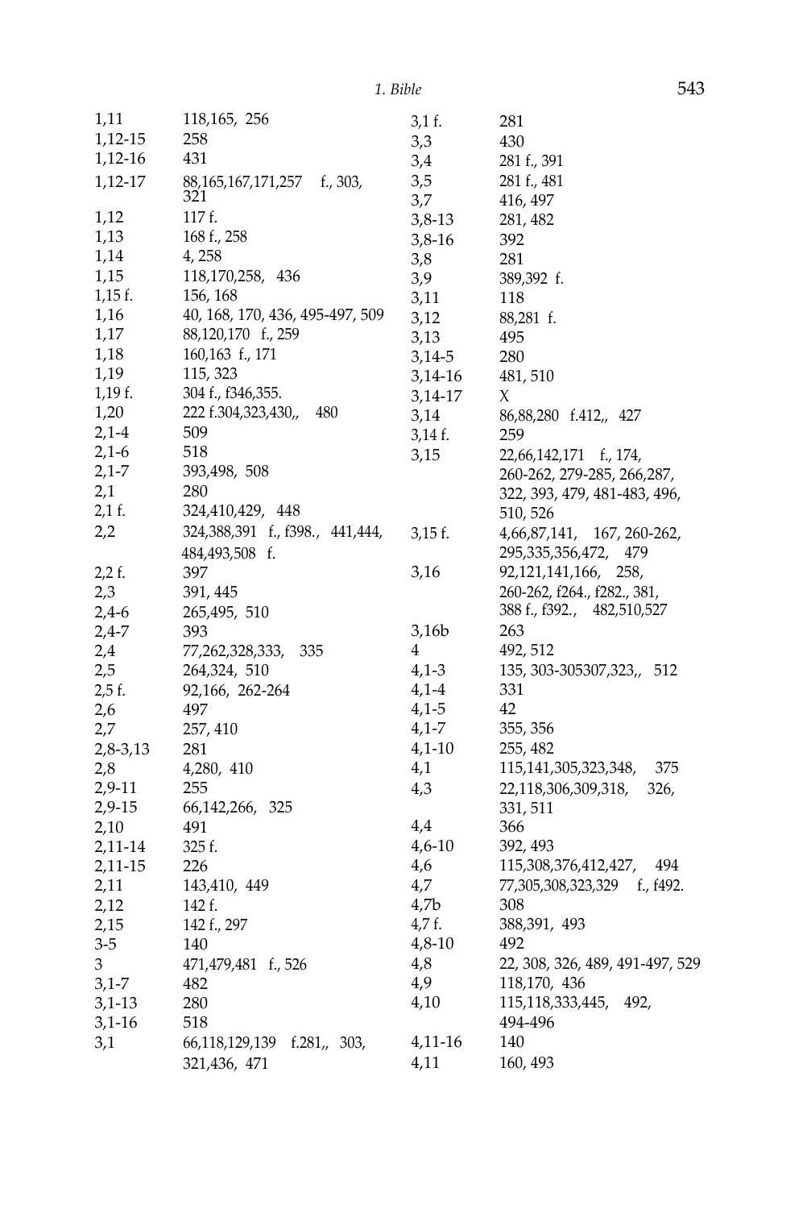| | |
|---|---|
| 1,11 | 118,165, 256 |
| 1,12-15 | 258 |
| 1,12-16 | 431 |
| 1,12-17 | 88,165,167,171,257 f., 303, 321 |
| 1,12 | 117 f. |
| 1,13 | 168 f., 258 |
| 1,14 | 4, 258 |
| 1,15 | 118,170,258, 436 |
| 1,15 f. | 156, 168 |
| 1,16 | 40, 168, 170, 436, 495-497, 509 |
| 1,17 | 88,120,170 f., 259 |
| 1,18 | 160,163 f., 171 |
| 1,19 | 115, 323 |
| 1,19 f. | 304 f., f346,355. |
| 1,20 | 222 f.304,323,430,, 480 |
| 2,1-4 | 509 |
| 2,1-6 | 518 |
| 2,1-7 | 393,498, 508 |
| 2,1 | 280 |
| 2,1 f. | 324,410,429, 448 |
| 2,2 | 324,388,391 f., f398., 441,444, 484,493,508 f. |
| 2,2 f. | 397 |
| 2,3 | 391, 445 |
| 2,4-6 | 265,495, 510 |
| 2,4-7 | 393 |
| 2,4 | 77,262,328,333, 335 |
| 2,5 | 264,324, 510 |
| 2,5 f. | 92,166, 262-264 |
| 2,6 | 497 |
| 2,7 | 257, 410 |
| 2,8-3,13 | 281 |
| 2,8 | 4,280, 410 |
| 2,9-11 | 255 |
| 2,9-15 | 66,142,266, 325 |
| 2,10 | 491 |
| 2,11-14 | 325 f. |
| 2,11-15 | 226 |
| 2,11 | 143,410, 449 |
| 2,12 | 142 f. |
| 2,15 | 142 f., 297 |
| 3-5 | 140 |
| 3 | 471,479,481 f., 526 |
| 3,1-7 | 482 |
| 3,1-13 | 280 |
| 3,1-16 | 518 |
| 3,1 | 66,118,129,139 f.281,, 303, 321,436, 471 |
| 3,1 f. | 281 |
| 3,3 | 430 |
| 3,4 | 281 f., 391 |
| 3,5 | 281 f., 481 |
| 3,7 | 416, 497 |
| 3,8-13 | 281, 482 |
| 3,8-16 | 392 |
| 3,8 | 281 |
| 3,9 | 389,392 f. |
| 3,11 | 118 |
| 3,12 | 88,281 f. |
| 3,13 | 495 |
| 3,14-5 | 280 |
| 3,14-16 | 481, 510 |
| 3,14-17 | X |
| 3,14 | 86,88,280 f.412,, 427 |
| 3,14 f. | 259 |
| 3,15 | 22,66,142,171 f., 174, 260-262, 279-285, 266,287, 322, 393, 479, 481-483, 496, 510, 526 |
| 3,15 f. | 4,66,87,141, 167, 260-262, 295,335,356,472, 479 |
| 3,16 | 92,121,141,166, 258, 260-262, f264., f282., 381, 388 f., f392., 482,510,527 |
| 3,16b | 263 |
| 4 | 492, 512 |
| 4,1-3 | 135, 303-305307,323,, 512 |
| 4,1-4 | 331 |
| 4,1-5 | 42 |
| 4,1-7 | 355, 356 |
| 4,1-10 | 255, 482 |
| 4,1 | 115,141,305,323,348, 375 |
| 4,3 | 22,118,306,309,318, 326, 331, 511 |
| 4,4 | 366 |
| 4,6-10 | 392, 493 |
| 4,6 | 115,308,376,412,427, 494 |
| 4,7 | 77,305,308,323,329 f., f492. |
| 4,7b | 308 |
| 4,7 f. | 388,391, 493 |
| 4,8-10 | 492 |
| 4,8 | 22, 308, 326, 489, 491-497, 529 |
| 4,9 | 118,170, 436 |
| 4,10 | 115,118,333,445, 492, 494-496 |
| 4,11-16 | 140 |
| 4,11 | 160, 493 |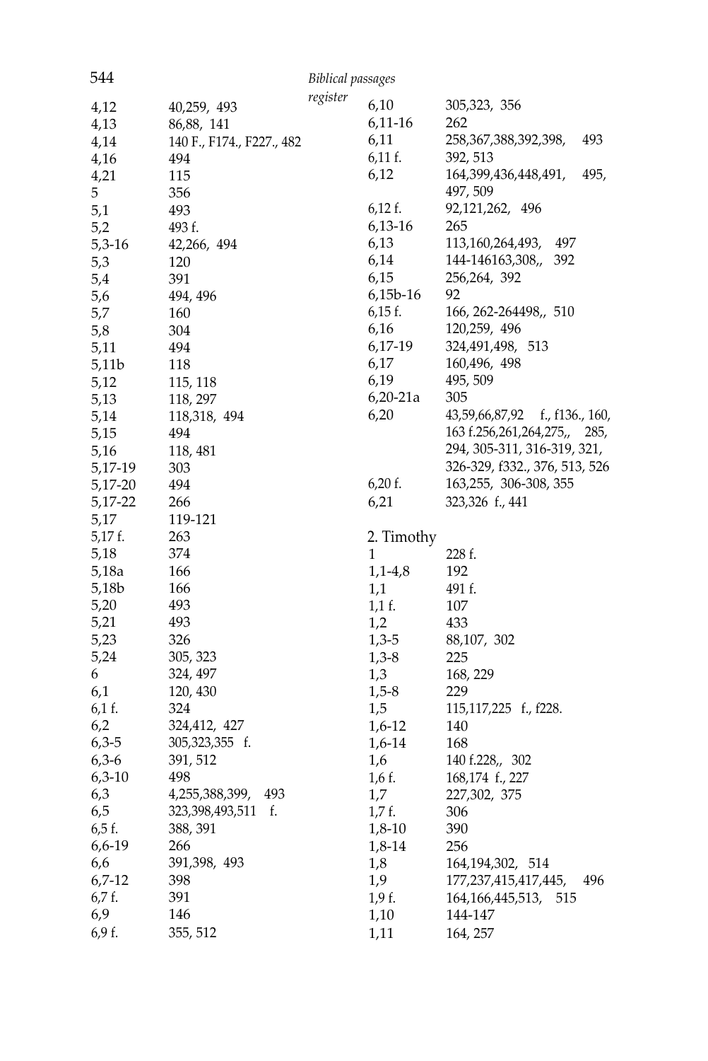| | |
|---|---|
| 4,12 | 40,259, 493 |
| 4,13 | 86,88, 141 |
| 4,14 | 140 F., F174., F227., 482 |
| 4,16 | 494 |
| 4,21 | 115 |
| 5 | 356 |
| 5,1 | 493 |
| 5,2 | 493 f. |
| 5,3-16 | 42,266, 494 |
| 5,3 | 120 |
| 5,4 | 391 |
| 5,6 | 494, 496 |
| 5,7 | 160 |
| 5,8 | 304 |
| 5,11 | 494 |
| 5,11b | 118 |
| 5,12 | 115, 118 |
| 5,13 | 118, 297 |
| 5,14 | 118,318, 494 |
| 5,15 | 494 |
| 5,16 | 118, 481 |
| 5,17-19 | 303 |
| 5,17-20 | 494 |
| 5,17-22 | 266 |
| 5,17 | 119-121 |
| 5,17 f. | 263 |
| 5,18 | 374 |
| 5,18a | 166 |
| 5,18b | 166 |
| 5,20 | 493 |
| 5,21 | 493 |
| 5,23 | 326 |
| 5,24 | 305, 323 |
| 6 | 324, 497 |
| 6,1 | 120, 430 |
| 6,1 f. | 324 |
| 6,2 | 324,412, 427 |
| 6,3-5 | 305,323,355 f. |
| 6,3-6 | 391, 512 |
| 6,3-10 | 498 |
| 6,3 | 4,255,388,399, 493 |
| 6,5 | 323,398,493,511 f. |
| 6,5 f. | 388, 391 |
| 6,6-19 | 266 |
| 6,6 | 391,398, 493 |
| 6,7-12 | 398 |
| 6,7 f. | 391 |
| 6,9 | 146 |
| 6,9 f. | 355, 512 |
| 6,10 | 305,323, 356 |
| 6,11-16 | 262 |
| 6,11 | 258,367,388,392,398, 493 |
| 6,11 f. | 392, 513 |
| 6,12 | 164,399,436,448,491, 495, 497, 509 |
| 6,12 f. | 92,121,262, 496 |
| 6,13-16 | 265 |
| 6,13 | 113,160,264,493, 497 |
| 6,14 | 144-146163,308,, 392 |
| 6,15 | 256,264, 392 |
| 6,15b-16 | 92 |
| 6,15 f. | 166, 262-264498,, 510 |
| 6,16 | 120,259, 496 |
| 6,17-19 | 324,491,498, 513 |
| 6,17 | 160,496, 498 |
| 6,19 | 495, 509 |
| 6,20-21a | 305 |
| 6,20 | 43,59,66,87,92 f., f136., 160, 163 f.256,261,264,275,, 285, 294, 305-311, 316-319, 321, 326-329, f332., 376, 513, 526 |
| 6,20 f. | 163,255, 306-308, 355 |
| 6,21 | 323,326 f., 441 |

## 2. Timothy

| | |
|---|---|
| 1 | 228 f. |
| 1,1-4,8 | 192 |
| 1,1 | 491 f. |
| 1,1 f. | 107 |
| 1,2 | 433 |
| 1,3-5 | 88,107, 302 |
| 1,3-8 | 225 |
| 1,3 | 168, 229 |
| 1,5-8 | 229 |
| 1,5 | 115,117,225 f., f228. |
| 1,6-12 | 140 |
| 1,6-14 | 168 |
| 1,6 | 140 f.228,, 302 |
| 1,6 f. | 168,174 f., 227 |
| 1,7 | 227,302, 375 |
| 1,7 f. | 306 |
| 1,8-10 | 390 |
| 1,8-14 | 256 |
| 1,8 | 164,194,302, 514 |
| 1,9 | 177,237,415,417,445, 496 |
| 1,9 f. | 164,166,445,513, 515 |
| 1,10 | 144-147 |
| 1,11 | 164, 257 |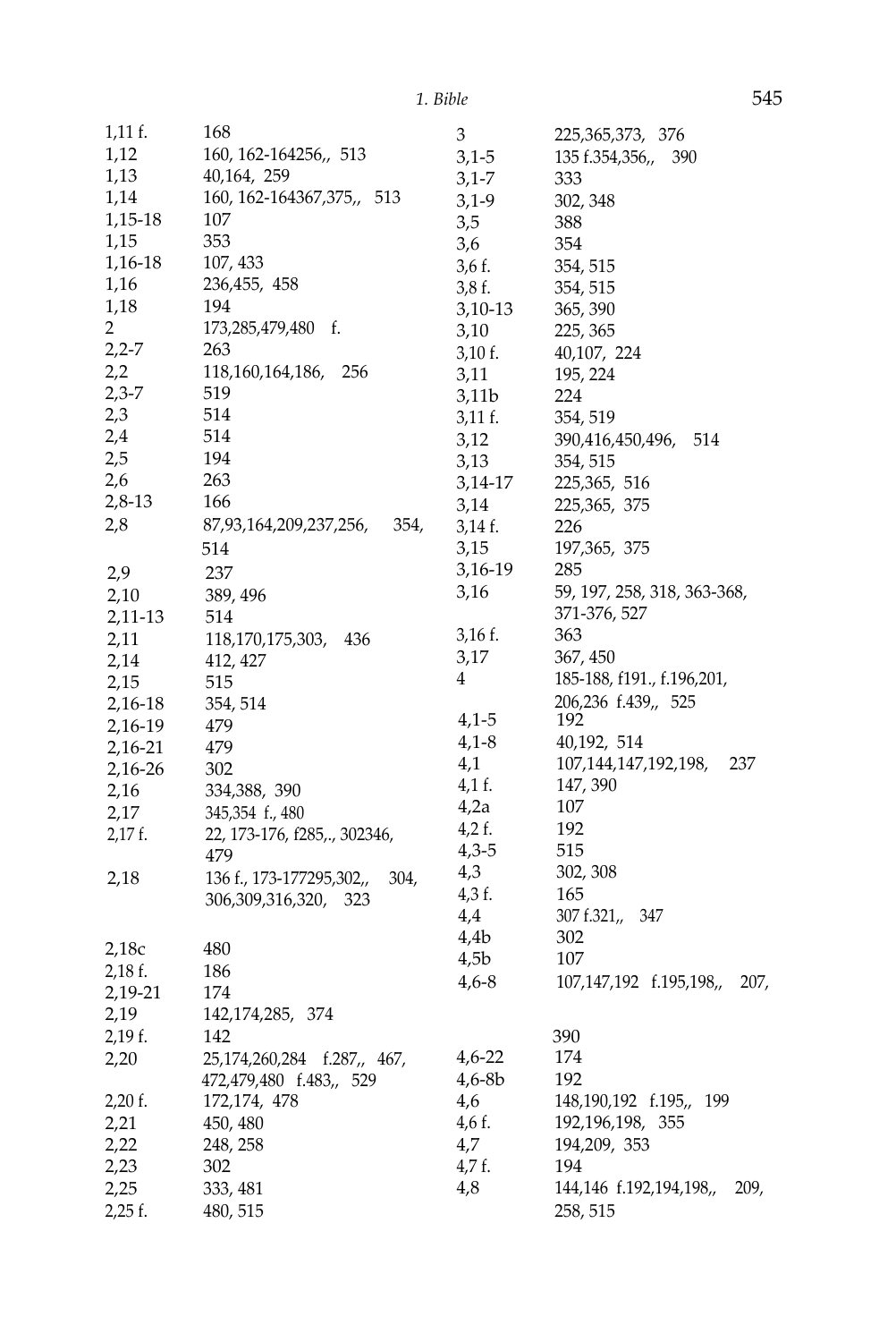| | |
|---|---|
| 1,11 f. | 168 |
| 1,12 | 160, 162-164256,, 513 |
| 1,13 | 40,164, 259 |
| 1,14 | 160, 162-164367,375,, 513 |
| 1,15-18 | 107 |
| 1,15 | 353 |
| 1,16-18 | 107, 433 |
| 1,16 | 236,455, 458 |
| 1,18 | 194 |
| 2 | 173,285,479,480 f. |
| 2,2-7 | 263 |
| 2,2 | 118,160,164,186, 256 |
| 2,3-7 | 519 |
| 2,3 | 514 |
| 2,4 | 514 |
| 2,5 | 194 |
| 2,6 | 263 |
| 2,8-13 | 166 |
| 2,8 | 87,93,164,209,237,256, 354, 514 |
| 2,9 | 237 |
| 2,10 | 389, 496 |
| 2,11-13 | 514 |
| 2,11 | 118,170,175,303, 436 |
| 2,14 | 412, 427 |
| 2,15 | 515 |
| 2,16-18 | 354, 514 |
| 2,16-19 | 479 |
| 2,16-21 | 479 |
| 2,16-26 | 302 |
| 2,16 | 334,388, 390 |
| 2,17 | 345,354 f., 480 |
| 2,17 f. | 22, 173-176, f285,., 302346, 479 |
| 2,18 | 136 f., 173-177295,302,, 304, 306,309,316,320, 323 |
| 2,18c | 480 |
| 2,18 f. | 186 |
| 2,19-21 | 174 |
| 2,19 | 142,174,285, 374 |
| 2,19 f. | 142 |
| 2,20 | 25,174,260,284 f.287,, 467, 472,479,480 f.483,, 529 |
| 2,20 f. | 172,174, 478 |
| 2,21 | 450, 480 |
| 2,22 | 248, 258 |
| 2,23 | 302 |
| 2,25 | 333, 481 |
| 2,25 f. | 480, 515 |
| 3 | 225,365,373, 376 |
| 3,1-5 | 135 f.354,356,, 390 |
| 3,1-7 | 333 |
| 3,1-9 | 302, 348 |
| 3,5 | 388 |
| 3,6 | 354 |
| 3,6 f. | 354, 515 |
| 3,8 f. | 354, 515 |
| 3,10-13 | 365, 390 |
| 3,10 | 225, 365 |
| 3,10 f. | 40,107, 224 |
| 3,11 | 195, 224 |
| 3,11b | 224 |
| 3,11 f. | 354, 519 |
| 3,12 | 390,416,450,496, 514 |
| 3,13 | 354, 515 |
| 3,14-17 | 225,365, 516 |
| 3,14 | 225,365, 375 |
| 3,14 f. | 226 |
| 3,15 | 197,365, 375 |
| 3,16-19 | 285 |
| 3,16 | 59, 197, 258, 318, 363-368, 371-376, 527 |
| 3,16 f. | 363 |
| 3,17 | 367, 450 |
| 4 | 185-188, f191., f.196,201, 206,236 f.439,, 525 |
| 4,1-5 | 192 |
| 4,1-8 | 40,192, 514 |
| 4,1 | 107,144,147,192,198, 237 |
| 4,1 f. | 147, 390 |
| 4,2a | 107 |
| 4,2 f. | 192 |
| 4,3-5 | 515 |
| 4,3 | 302, 308 |
| 4,3 f. | 165 |
| 4,4 | 307 f.321,, 347 |
| 4,4b | 302 |
| 4,5b | 107 |
| 4,6-8 | 107,147,192 f.195,198,, 207, 390 |
| 4,6-22 | 174 |
| 4,6-8b | 192 |
| 4,6 | 148,190,192 f.195,, 199 |
| 4,6 f. | 192,196,198, 355 |
| 4,7 | 194,209, 353 |
| 4,7 f. | 194 |
| 4,8 | 144,146 f.192,194,198,, 209, 258, 515 |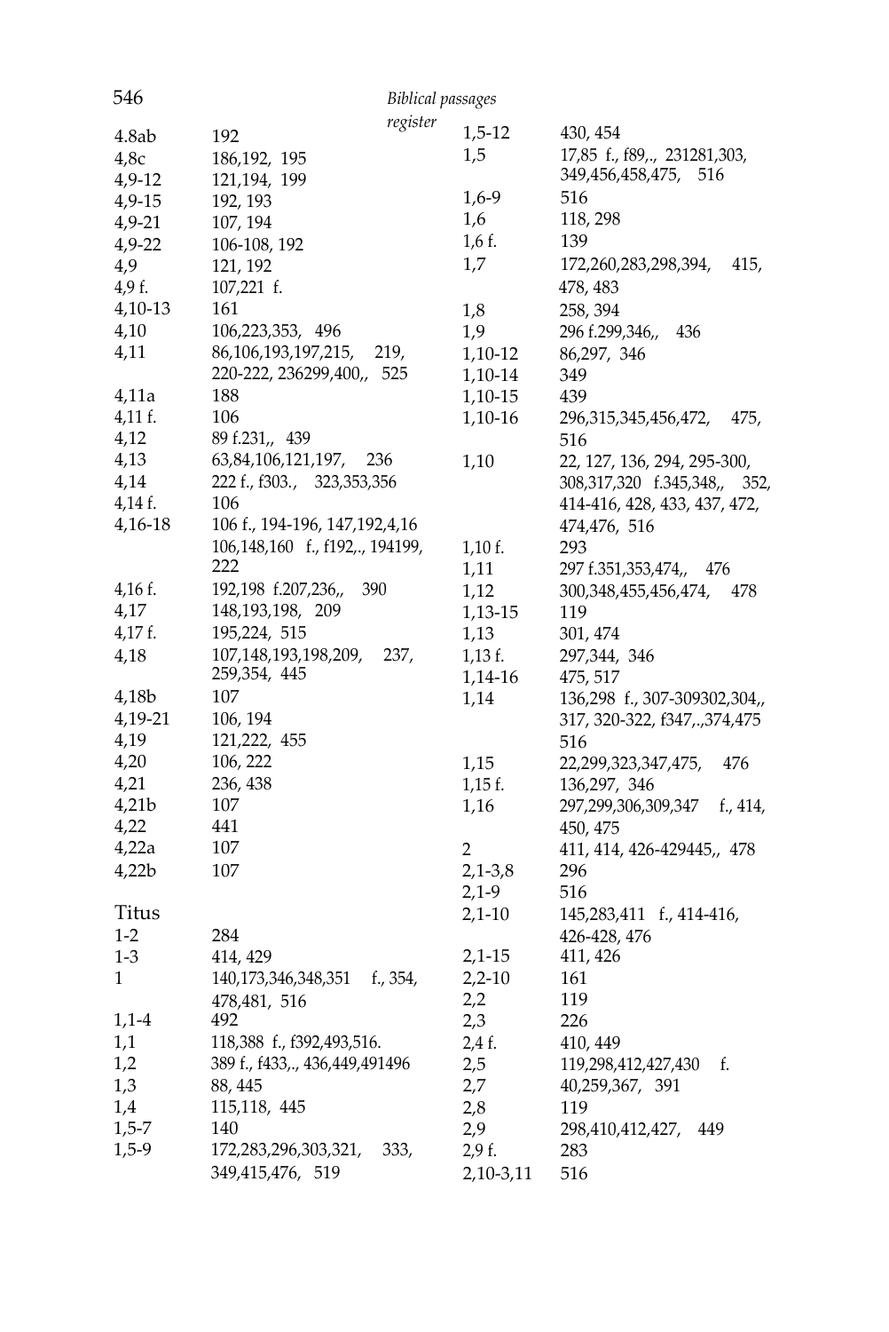| | |
|---|---|
| 4.8ab | 192 |
| 4,8c | 186,192, 195 |
| 4,9-12 | 121,194, 199 |
| 4,9-15 | 192, 193 |
| 4,9-21 | 107, 194 |
| 4,9-22 | 106-108, 192 |
| 4,9 | 121, 192 |
| 4,9 f. | 107,221 f. |
| 4,10-13 | 161 |
| 4,10 | 106,223,353, 496 |
| 4,11 | 86,106,193,197,215, 219, 220-222, 236299,400,, 525 |
| 4,11a | 188 |
| 4,11 f. | 106 |
| 4,12 | 89 f.231,, 439 |
| 4,13 | 63,84,106,121,197, 236 |
| 4,14 | 222 f., f303., 323,353,356 |
| 4,14 f. | 106 |
| 4,16-18 | 106 f., 194-196, 147,192,4,16 106,148,160 f., f192,., 194199, 222 |
| 4,16 f. | 192,198 f.207,236,, 390 |
| 4,17 | 148,193,198, 209 |
| 4,17 f. | 195,224, 515 |
| 4,18 | 107,148,193,198,209, 237, 259,354, 445 |
| 4,18b | 107 |
| 4,19-21 | 106, 194 |
| 4,19 | 121,222, 455 |
| 4,20 | 106, 222 |
| 4,21 | 236, 438 |
| 4,21b | 107 |
| 4,22 | 441 |
| 4,22a | 107 |
| 4,22b | 107 |

## Titus

| | |
|---|---|
| 1-2 | 284 |
| 1-3 | 414, 429 |
| 1 | 140,173,346,348,351 f., 354, 478,481, 516 |
| 1,1-4 | 492 |
| 1,1 | 118,388 f., f392,493,516. |
| 1,2 | 389 f., f433,., 436,449,491496 |
| 1,3 | 88, 445 |
| 1,4 | 115,118, 445 |
| 1,5-7 | 140 |
| 1,5-9 | 172,283,296,303,321, 333, 349,415,476, 519 |
| 1,5-12 | 430, 454 |
| 1,5 | 17,85 f., f89,., 231281,303, 349,456,458,475, 516 |
| 1,6-9 | 516 |
| 1,6 | 118, 298 |
| 1,6 f. | 139 |
| 1,7 | 172,260,283,298,394, 415, 478, 483 |
| 1,8 | 258, 394 |
| 1,9 | 296 f.299,346,, 436 |
| 1,10-12 | 86,297, 346 |
| 1,10-14 | 349 |
| 1,10-15 | 439 |
| 1,10-16 | 296,315,345,456,472, 475, 516 |
| 1,10 | 22, 127, 136, 294, 295-300, 308,317,320 f.345,348,, 352, 414-416, 428, 433, 437, 472, 474,476, 516 |
| 1,10 f. | 293 |
| 1,11 | 297 f.351,353,474,, 476 |
| 1,12 | 300,348,455,456,474, 478 |
| 1,13-15 | 119 |
| 1,13 | 301, 474 |
| 1,13 f. | 297,344, 346 |
| 1,14-16 | 475, 517 |
| 1,14 | 136,298 f., 307-309302,304,, 317, 320-322, f347,.,374,475 516 |
| 1,15 | 22,299,323,347,475, 476 |
| 1,15 f. | 136,297, 346 |
| 1,16 | 297,299,306,309,347 f., 414, 450, 475 |
| 2 | 411, 414, 426-429445,, 478 |
| 2,1-3,8 | 296 |
| 2,1-9 | 516 |
| 2,1-10 | 145,283,411 f., 414-416, 426-428, 476 |
| 2,1-15 | 411, 426 |
| 2,2-10 | 161 |
| 2,2 | 119 |
| 2,3 | 226 |
| 2,4 f. | 410, 449 |
| 2,5 | 119,298,412,427,430 f. |
| 2,7 | 40,259,367, 391 |
| 2,8 | 119 |
| 2,9 | 298,410,412,427, 449 |
| 2,9 f. | 283 |
| 2,10-3,11 | 516 |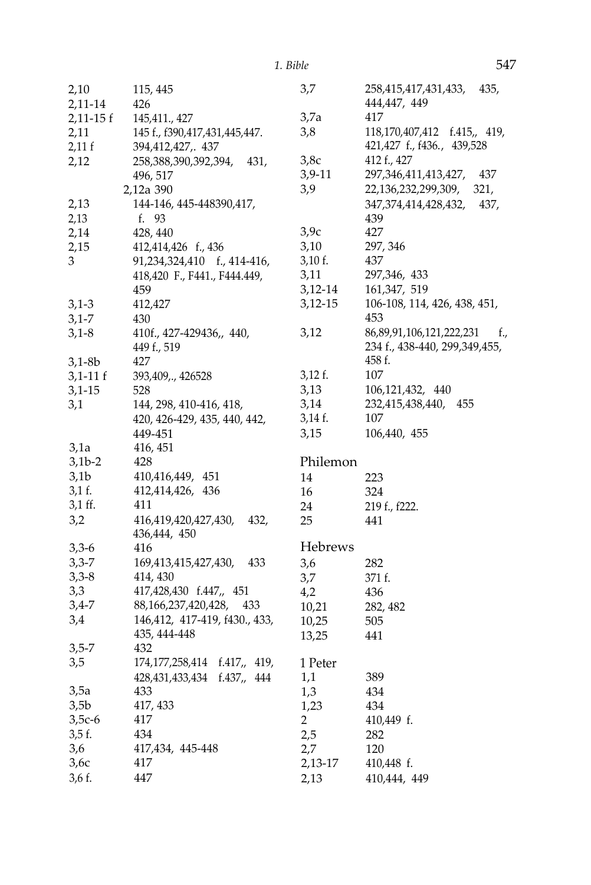| | |
|---|---|
| 2,10 | 115, 445 |
| 2,11-14 | 426 |
| 2,11-15 f | 145,411., 427 |
| 2,11 | 145 f., f390,417,431,445,447. |
| 2,11 f | 394,412,427,. 437 |
| 2,12 | 258,388,390,392,394, 431, 496, 517 |
| 2,12a 390 | |
| 2,13 | 144-146, 445-448390,417, |
| 2,13 | f. 93 |
| 2,14 | 428, 440 |
| 2,15 | 412,414,426 f., 436 |
| 3 | 91,234,324,410 f., 414-416, 418,420 F., F441., F444.449, 459 |
| 3,1-3 | 412,427 |
| 3,1-7 | 430 |
| 3,1-8 | 410f., 427-429436,, 440, 449 f., 519 |
| 3,1-8b | 427 |
| 3,1-11 f | 393,409,., 426528 |
| 3,1-15 | 528 |
| 3,1 | 144, 298, 410-416, 418, 420, 426-429, 435, 440, 442, 449-451 |
| 3,1a | 416, 451 |
| 3,1b-2 | 428 |
| 3,1b | 410,416,449, 451 |
| 3,1 f. | 412,414,426, 436 |
| 3,1 ff. | 411 |
| 3,2 | 416,419,420,427,430, 432, 436,444, 450 |
| 3,3-6 | 416 |
| 3,3-7 | 169,413,415,427,430, 433 |
| 3,3-8 | 414, 430 |
| 3,3 | 417,428,430 f.447,, 451 |
| 3,4-7 | 88,166,237,420,428, 433 |
| 3,4 | 146,412, 417-419, f430., 433, 435, 444-448 |
| 3,5-7 | 432 |
| 3,5 | 174,177,258,414 f.417,, 419, 428,431,433,434 f.437,, 444 |
| 3,5a | 433 |
| 3,5b | 417, 433 |
| 3,5c-6 | 417 |
| 3,5 f. | 434 |
| 3,6 | 417,434, 445-448 |
| 3,6c | 417 |
| 3,6 f. | 447 |
| 3,7 | 258,415,417,431,433, 435, 444,447, 449 |
| 3,7a | 417 |
| 3,8 | 118,170,407,412 f.415,, 419, 421,427 f., f436., 439,528 |
| 3,8c | 412 f., 427 |
| 3,9-11 | 297,346,411,413,427, 437 |
| 3,9 | 22,136,232,299,309, 321, 347,374,414,428,432, 437, 439 |
| 3,9c | 427 |
| 3,10 | 297, 346 |
| 3,10 f. | 437 |
| 3,11 | 297,346, 433 |
| 3,12-14 | 161,347, 519 |
| 3,12-15 | 106-108, 114, 426, 438, 451, 453 |
| 3,12 | 86,89,91,106,121,222,231 f., 234 f., 438-440, 299,349,455, 458 f. |
| 3,12 f. | 107 |
| 3,13 | 106,121,432, 440 |
| 3,14 | 232,415,438,440, 455 |
| 3,14 f. | 107 |
| 3,15 | 106,440, 455 |

## Philemon

| | |
|---|---|
| 14 | 223 |
| 16 | 324 |
| 24 | 219 f., f222. |
| 25 | 441 |

## Hebrews

| | |
|---|---|
| 3,6 | 282 |
| 3,7 | 371 f. |
| 4,2 | 436 |
| 10,21 | 282, 482 |
| 10,25 | 505 |
| 13,25 | 441 |

## 1 Peter

| | |
|---|---|
| 1,1 | 389 |
| 1,3 | 434 |
| 1,23 | 434 |
| 2 | 410,449 f. |
| 2,5 | 282 |
| 2,7 | 120 |
| 2,13-17 | 410,448 f. |
| 2,13 | 410,444, 449 |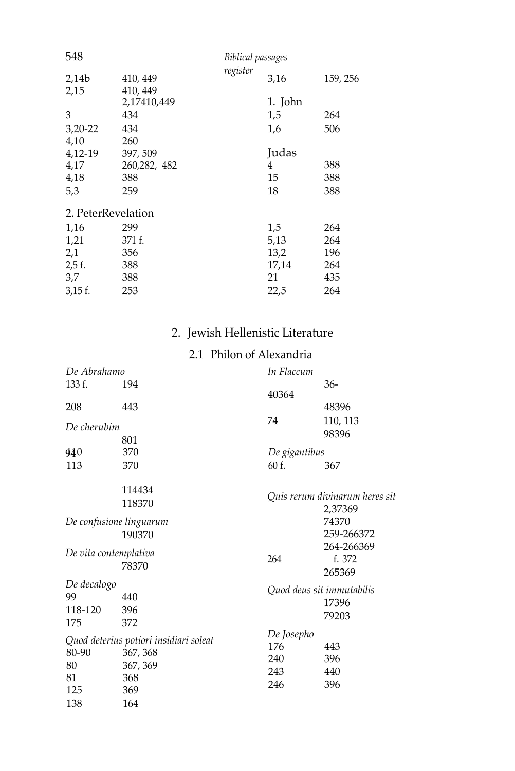| | |
|---|---|
| 2,14b | 410, 449 |
| 2,15 | 410, 449 |
| 2,17 | 410,449 |
| 3 | 434 |
| 3,20-22 | 434 |
| 4,10 | 260 |
| 4,12-19 | 397, 509 |
| 4,17 | 260,282, 482 |
| 4,18 | 388 |
| 5,3 | 259 |

2. Peter

| | |
|---|---|
| 1,16 | 299 |
| 1,21 | 371 f. |
| 2,1 | 356 |
| 2,5 f. | 388 |
| 3,7 | 388 |
| 3,15 f. | 253 |

| | |
|---|---|
| 3,16 | 159, 256 |

1. John

| | |
|---|---|
| 1,5 | 264 |
| 1,6 | 506 |

Judas

| | |
|---|---|
| 4 | 388 |
| 15 | 388 |
| 18 | 388 |

Revelation

| | |
|---|---|
| 1,5 | 264 |
| 5,13 | 264 |
| 13,2 | 196 |
| 17,14 | 264 |
| 21 | 435 |
| 22,5 | 264 |

## 2. Jewish Hellenistic Literature

### 2.1 Philon of Alexandria

*De Abrahamo*

| | |
|---|---|
| 133 f. | 194 |
| 208 | 443 |

*De cherubim*

| | |
|---|---|
| 80 | 1 |
| 94 | 410 |
| 110 | 370 |
| 113 | 370 |
| 114 | 434 |
| 118 | 370 |

*De confusione linguarum*

| | |
|---|---|
| 190 | 370 |

*De vita contemplativa*

| | |
|---|---|
| 78 | 370 |

*De decalogo*

| | |
|---|---|
| 99 | 440 |
| 118-120 | 396 |
| 175 | 372 |

*Quod deterius potiori insidiari soleat*

| | |
|---|---|
| 80-90 | 367, 368 |
| 80 | 367, 369 |
| 81 | 368 |
| 125 | 369 |
| 138 | 164 |

*In Flaccum*

| | |
|---|---|
| 36-40 | 364 |
| 48 | 396 |
| 74 | 110, 113 |
| 98 | 396 |

*De gigantibus*

| | |
|---|---|
| 60 f. | 367 |

*Quis rerum divinarum heres sit*

| | |
|---|---|
| 2,37 | 369 |
| 74 | 370 |
| 259-266 | 372 |
| 264-266 | 369 |
| 264 f. | 372 |
| 265 | 369 |

*Quod deus sit immutabilis*

| | |
|---|---|
| 17 | 396 |
| 79 | 203 |

*De Josepho*

| | |
|---|---|
| 176 | 443 |
| 240 | 396 |
| 243 | 440 |
| 246 | 396 |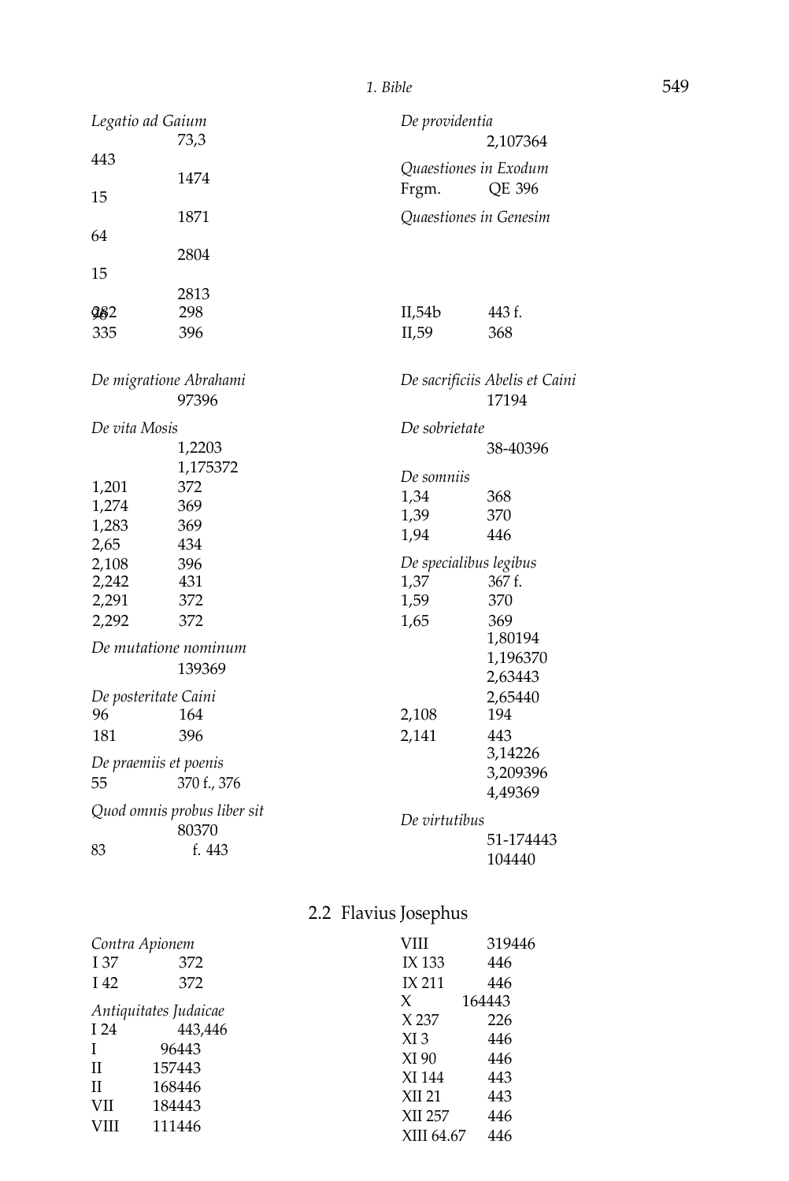*Legatio ad Gaium*
73,3 443
1474 15
1871 64
2804 15
2813 96
282 298
335 396

*De migratione Abrahami*
97396

*De vita Mosis*
1,2203
1,175372
1,201 372
1,274 369
1,283 369
2,65 434
2,108 396
2,242 431
2,291 372
2,292 372

*De mutatione nominum*
139369

*De posteritate Caini*
96 164
181 396

*De praemiis et poenis*
55 370 f., 376

*Quod omnis probus liber sit*
80370
83 f. 443

*De providentia*
2,107364

*Quaestiones in Exodum*
Frgm. QE 396

*Quaestiones in Genesim*
II,54b 443 f.
II,59 368

*De sacrificiis Abelis et Caini*
17194

*De sobrietate*
38-40396

*De somniis*
1,34 368
1,39 370
1,94 446

*De specialibus legibus*
1,37 367 f.
1,59 370
1,65 369
1,80194
1,196370
2,63443
2,65440
2,108 194
2,141 443
3,14226
3,209396
4,49369

*De virtutibus*
51-174443
104440

## 2.2 Flavius Josephus

*Contra Apionem*
I 37 372
I 42 372

*Antiquitates Judaicae*
I 24 443,446
I 96443
II 157443
II 168446
VII 184443
VIII 111446
VIII 319446
IX 133 446
IX 211 446
X 164443
X 237 226
XI 3 446
XI 90 446
XI 144 443
XII 21 443
XII 257 446
XIII 64.67 446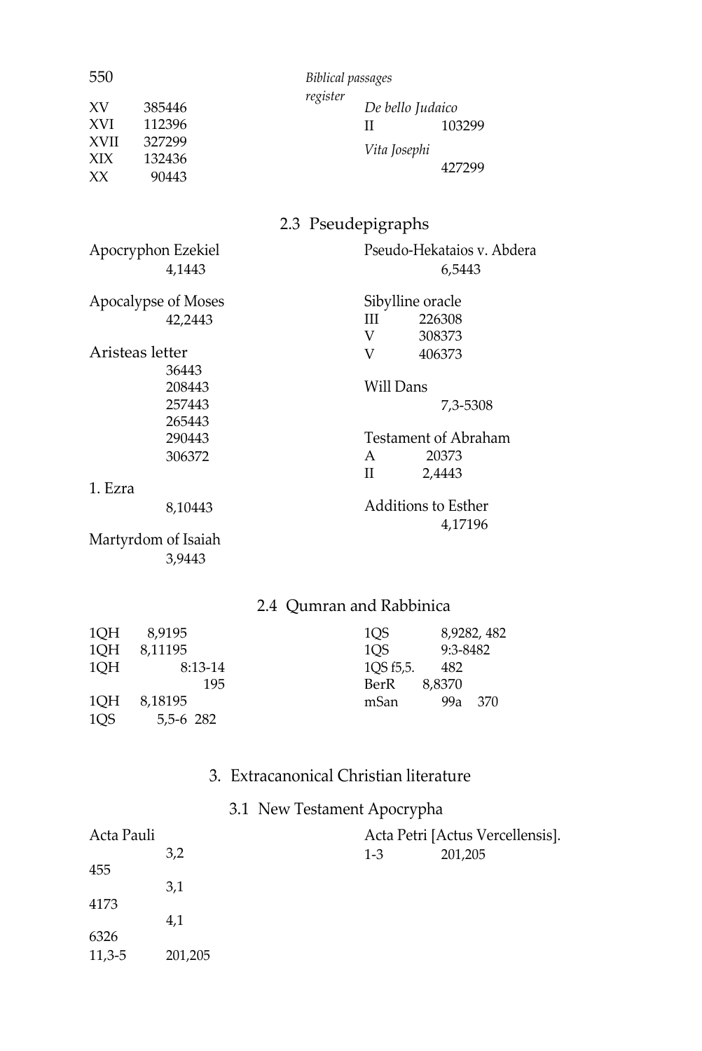XV 385446
XVI 112396
XVII 327299
XIX 132436
XX 90443

*De bello Judaico*
II 103299

*Vita Josephi*
427299

## 2.3 Pseudepigraphs

Apocryphon Ezekiel
4,1443

Apocalypse of Moses
42,2443

Aristeas letter
36443
208443
257443
265443
290443
306372

1. Ezra
8,10443

Martyrdom of Isaiah
3,9443

Pseudo-Hekataios v. Abdera
6,5443

Sibylline oracle
III 226308
V 308373
V 406373

Will Dans
7,3-5308

Testament of Abraham
A 20373
II 2,4443

Additions to Esther
4,17196

## 2.4 Qumran and Rabbinica

1QH 8,9195
1QH 8,11195
1QH 8:13-14 195
1QH 8,18195
1QS 5,5-6 282
1QS 8,9282, 482
1QS 9:3-8482
1QS f5,5. 482
BerR 8,8370
mSan 99a 370

# 3. Extracanonical Christian literature

## 3.1 New Testament Apocrypha

Acta Pauli
3,2 455
3,1 4173
4,1 6326
11,3-5 201,205

Acta Petri [Actus Vercellensis].
1-3 201,205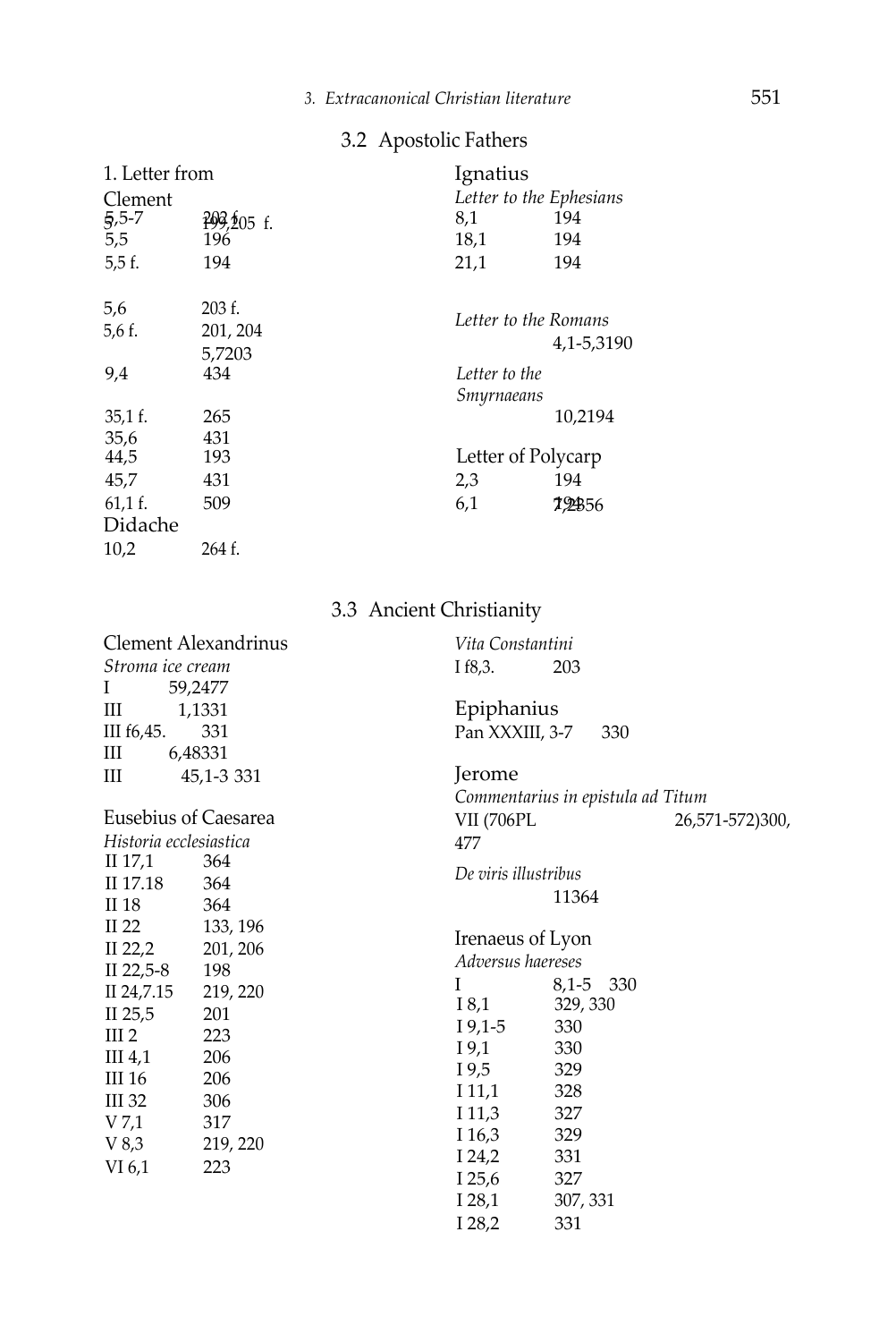## 3.2 Apostolic Fathers

**1. Letter from Clement**

| | |
|---|---|
| 5,5-7 | 199, 205 f. |
| 5,5 | 196 |
| 5,5 f. | 194 |
| 5,6 | 203 f. |
| 5,6 f. | 201, 204 |
| 5,7 | 203 |
| 9,4 | 434 |
| 35,1 f. | 265 |
| 35,6 | 431 |
| 44,5 | 193 |
| 45,7 | 431 |
| 61,1 f. | 509 |

**Didache**

| | |
|---|---|
| 10,2 | 264 f. |

**Ignatius**

*Letter to the Ephesians*

| | |
|---|---|
| 8,1 | 194 |
| 18,1 | 194 |
| 21,1 | 194 |

*Letter to the Romans*

| | |
|---|---|
| 4,1-5,3 | 190 |

*Letter to the Smyrnaeans*

| | |
|---|---|
| 10,2 | 194 |

**Letter of Polycarp**

| | |
|---|---|
| 2,3 | 194 |
| 6,1 | 194, 356 |

## 3.3 Ancient Christianity

**Clement Alexandrinus**

*Stroma ice cream*

| | |
|---|---|
| I 59,2 | 477 |
| III 1,1 | 331 |
| III f6,45. | 331 |
| III 6,48 | 331 |
| III 45,1-3 | 331 |

**Eusebius of Caesarea**

*Historia ecclesiastica*

| | |
|---|---|
| II 17,1 | 364 |
| II 17.18 | 364 |
| II 18 | 364 |
| II 22 | 133, 196 |
| II 22,2 | 201, 206 |
| II 22,5-8 | 198 |
| II 24,7.15 | 219, 220 |
| II 25,5 | 201 |
| III 2 | 223 |
| III 4,1 | 206 |
| III 16 | 206 |
| III 32 | 306 |
| V 7,1 | 317 |
| V 8,3 | 219, 220 |
| VI 6,1 | 223 |

*Vita Constantini*

| | |
|---|---|
| I f8,3. | 203 |

**Epiphanius**

| | |
|---|---|
| Pan XXXIII, 3-7 | 330 |

**Jerome**

*Commentarius in epistula ad Titum*

| | |
|---|---|
| VII (706PL 26,571-572) | 300, 477 |

*De viris illustribus*

| | |
|---|---|
| 11 | 364 |

**Irenaeus of Lyon**

*Adversus haereses*

| | |
|---|---|
| I 8,1-5 | 330 |
| I 8,1 | 329, 330 |
| I 9,1-5 | 330 |
| I 9,1 | 330 |
| I 9,5 | 329 |
| I 11,1 | 328 |
| I 11,3 | 327 |
| I 16,3 | 329 |
| I 24,2 | 331 |
| I 25,6 | 327 |
| I 28,1 | 307, 331 |
| I 28,2 | 331 |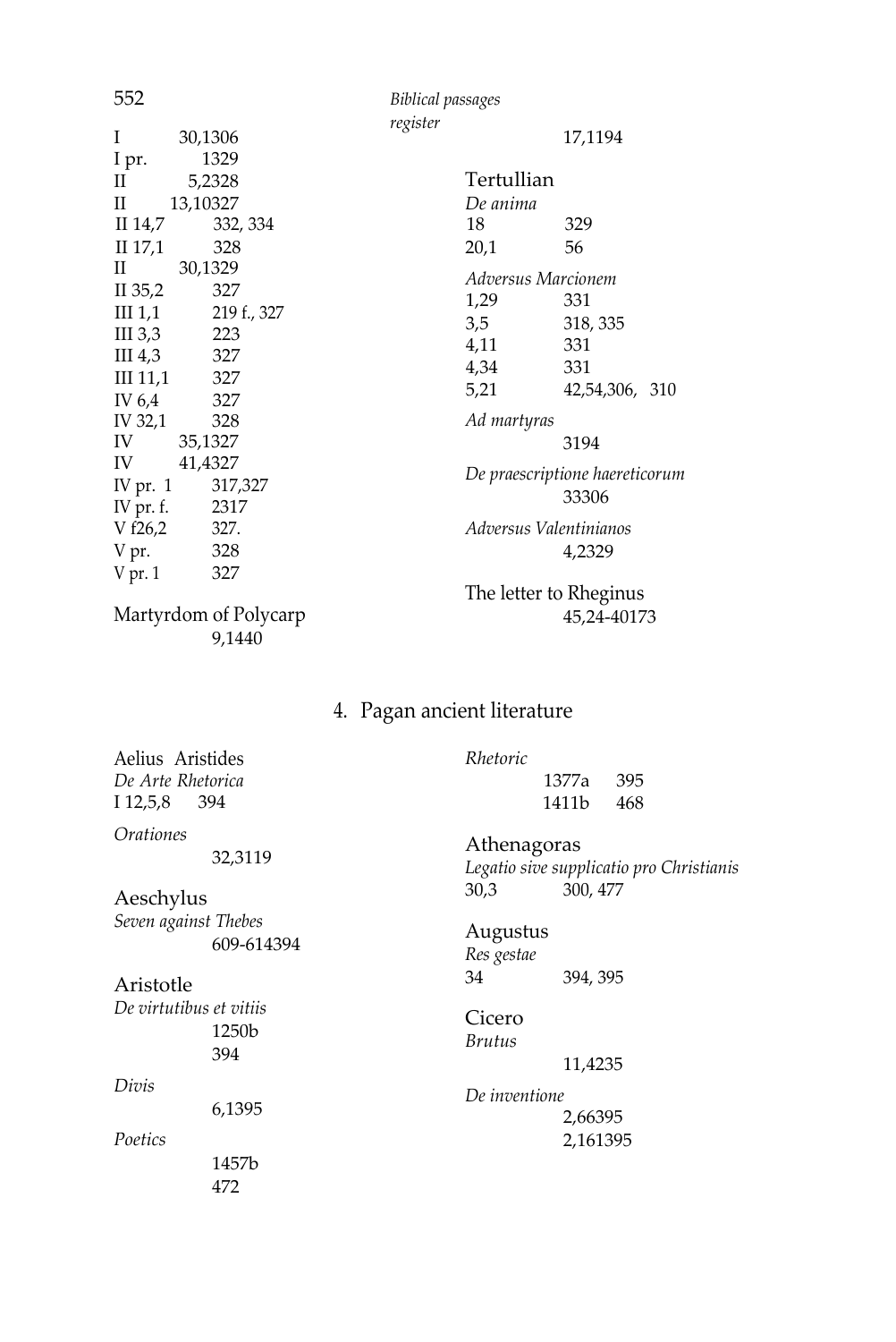I 30,1306
I pr. 1329
II 5,2328
II 13,10327
II 14,7 332, 334
II 17,1 328
II 30,1329
II 35,2 327
III 1,1 219 f., 327
III 3,3 223
III 4,3 327
III 11,1 327
IV 6,4 327
IV 32,1 328
IV 35,1327
IV 41,4327
IV pr. 1 317,327
IV pr. f. 2317
V f26,2 327.
V pr. 328
V pr. 1 327

Martyrdom of Polycarp
9,1440

*Biblical passages register*
17,1194

Tertullian

*De anima*
18 329
20,1 56

*Adversus Marcionem*
1,29 331
3,5 318, 335
4,11 331
4,34 331
5,21 42,54,306, 310

*Ad martyras*
3194

*De praescriptione haereticorum*
33306

*Adversus Valentinianos*
4,2329

The letter to Rheginus
45,24-40173

## 4. Pagan ancient literature

Aelius Aristides

*De Arte Rhetorica*
I 12,5,8 394

*Orationes*
32,3119

Aeschylus

*Seven against Thebes*
609-614394

Aristotle

*De virtutibus et vitiis*
1250b
394

*Divis*
6,1395

*Poetics*
1457b
472

*Rhetoric*
1377a 395
1411b 468

Athenagoras

*Legatio sive supplicatio pro Christianis*
30,3 300, 477

Augustus

*Res gestae*
34 394, 395

Cicero

*Brutus*
11,4235

*De inventione*
2,66395
2,161395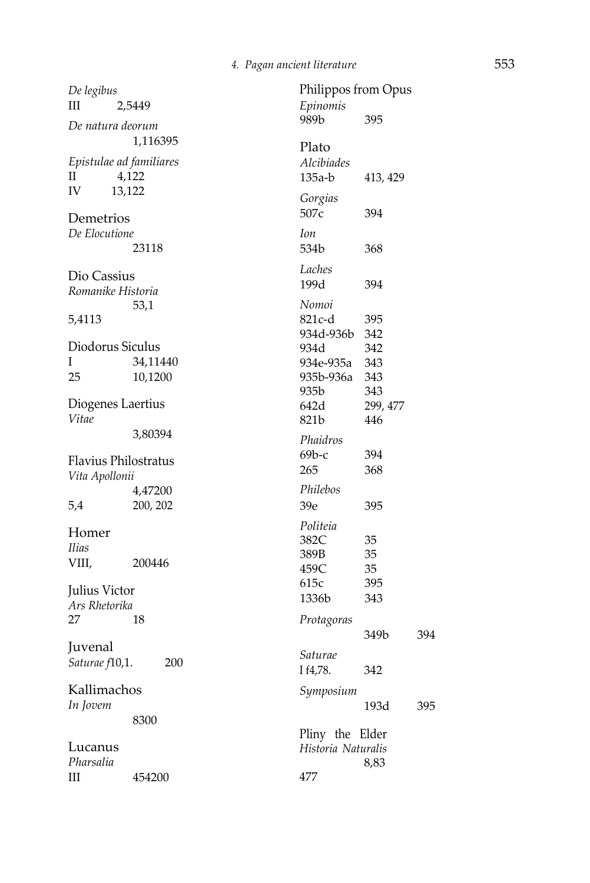*De legibus*
III 2,5449

*De natura deorum*
1,116395

*Epistulae ad familiares*
II 4,122
IV 13,122

Demetrios
*De Elocutione*
23118

Dio Cassius
*Romanike Historia*
53,1
5,4113

Diodorus Siculus
I 34,11440
25 10,1200

Diogenes Laertius
*Vitae*
3,80394

Flavius Philostratus
*Vita Apollonii*
4,47200
5,4 200, 202

Homer
*Ilias*
VIII, 200446

Julius Victor
*Ars Rhetorika*
27 18

Juvenal
*Saturae f*10,1. 200

Kallimachos
*In Jovem*
8300

Lucanus
*Pharsalia*
III 454200

Philippos from Opus
*Epinomis*
989b 395

Plato
*Alcibiades*
135a-b 413, 429

*Gorgias*
507c 394

*Ion*
534b 368

*Laches*
199d 394

*Nomoi*
821c-d 395
934d-936b 342
934d 342
934e-935a 343
935b-936a 343
935b 343
642d 299, 477
821b 446

*Phaidros*
69b-c 394
265 368

*Philebos*
39e 395

*Politeia*
382C 35
389B 35
459C 35
615c 395
1336b 343

*Protagoras*
349b 394

*Saturae*
I f4,78. 342

*Symposium*
193d 395

Pliny the Elder
*Historia Naturalis*
8,83
477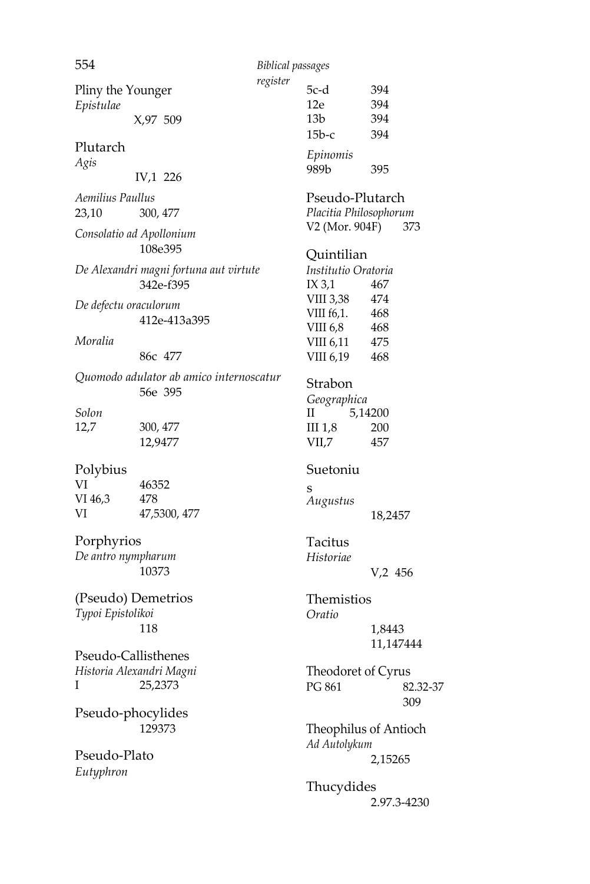Pliny the Younger
*Epistulae*
X,97 509

Plutarch
*Agis*
IV,1 226

*Aemilius Paullus*
23,10 300, 477

*Consolatio ad Apollonium*
108e395

*De Alexandri magni fortuna aut virtute*
342e-f395

*De defectu oraculorum*
412e-413a395

*Moralia*
86c 477

*Quomodo adulator ab amico internoscatur*
56e 395

*Solon*
12,7 300, 477
12,9477

Polybius
VI 46352
VI 46,3 478
VI 47,5300, 477

Porphyrios
*De antro nympharum*
10373

(Pseudo) Demetrios
*Typoi Epistolikoi*
118

Pseudo-Callisthenes
*Historia Alexandri Magni*
I 25,2373

Pseudo-phocylides
129373

Pseudo-Plato
*Eutyphron*
5c-d 394
12e 394
13b 394
15b-c 394

*Epinomis*
989b 395

Pseudo-Plutarch
*Placitia Philosophorum*
V2 (Mor. 904F) 373

Quintilian
*Institutio Oratoria*
IX 3,1 467
VIII 3,38 474
VIII f6,1. 468
VIII 6,8 468
VIII 6,11 475
VIII 6,19 468

Strabon
*Geographica*
II 5,14200
III 1,8 200
VII,7 457

Suetoniu
s
*Augustus*
18,2457

Tacitus
*Historiae*
V,2 456

Themistios
*Oratio*
1,8443
11,147444

Theodoret of Cyrus
PG 861 82.32-37
309

Theophilus of Antioch
*Ad Autolykum*
2,15265

Thucydides
2.97.3-4230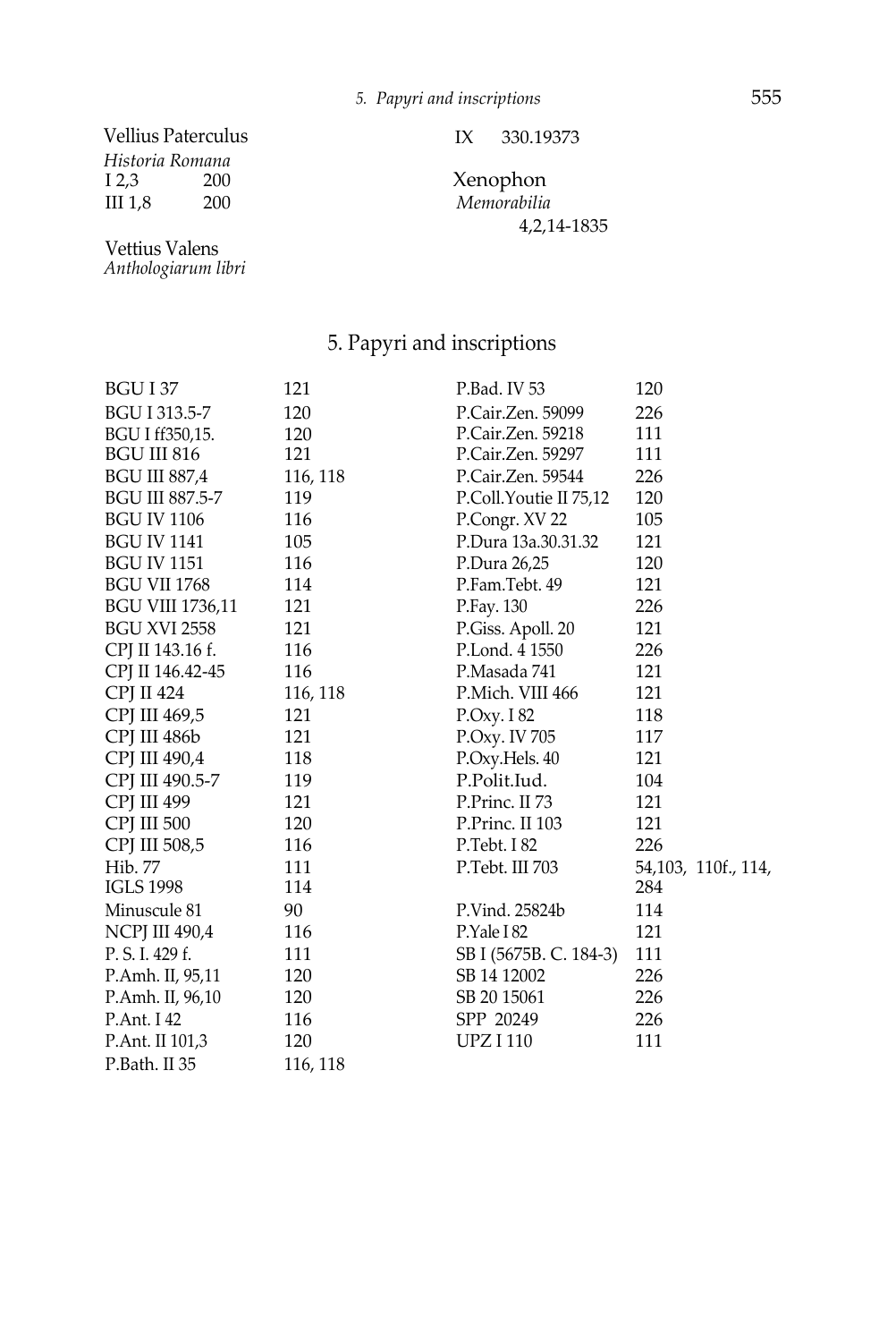Vellius Paterculus

*Historia Romana*

I 2,3 200

III 1,8 200

Vettius Valens

*Anthologiarum libri*

IX 330.19373

Xenophon

*Memorabilia*

4,2,14-1835

## 5. Papyri and inscriptions

| | |
|---|---|
| BGU I 37 | 121 |
| BGU I 313.5-7 | 120 |
| BGU I ff350,15. | 120 |
| BGU III 816 | 121 |
| BGU III 887,4 | 116, 118 |
| BGU III 887.5-7 | 119 |
| BGU IV 1106 | 116 |
| BGU IV 1141 | 105 |
| BGU IV 1151 | 116 |
| BGU VII 1768 | 114 |
| BGU VIII 1736,11 | 121 |
| BGU XVI 2558 | 121 |
| CPJ II 143.16 f. | 116 |
| CPJ II 146.42-45 | 116 |
| CPJ II 424 | 116, 118 |
| CPJ III 469,5 | 121 |
| CPJ III 486b | 121 |
| CPJ III 490,4 | 118 |
| CPJ III 490.5-7 | 119 |
| CPJ III 499 | 121 |
| CPJ III 500 | 120 |
| CPJ III 508,5 | 116 |
| Hib. 77 | 111 |
| IGLS 1998 | 114 |
| Minuscule 81 | 90 |
| NCPJ III 490,4 | 116 |
| P. S. I. 429 f. | 111 |
| P.Amh. II, 95,11 | 120 |
| P.Amh. II, 96,10 | 120 |
| P.Ant. I 42 | 116 |
| P.Ant. II 101,3 | 120 |
| P.Bath. II 35 | 116, 118 |
| P.Bad. IV 53 | 120 |
| P.Cair.Zen. 59099 | 226 |
| P.Cair.Zen. 59218 | 111 |
| P.Cair.Zen. 59297 | 111 |
| P.Cair.Zen. 59544 | 226 |
| P.Coll.Youtie II 75,12 | 120 |
| P.Congr. XV 22 | 105 |
| P.Dura 13a.30.31.32 | 121 |
| P.Dura 26,25 | 120 |
| P.Fam.Tebt. 49 | 121 |
| P.Fay. 130 | 226 |
| P.Giss. Apoll. 20 | 121 |
| P.Lond. 4 1550 | 226 |
| P.Masada 741 | 121 |
| P.Mich. VIII 466 | 121 |
| P.Oxy. I 82 | 118 |
| P.Oxy. IV 705 | 117 |
| P.Oxy.Hels. 40 | 121 |
| P.Polit.Iud. | 104 |
| P.Princ. II 73 | 121 |
| P.Princ. II 103 | 121 |
| P.Tebt. I 82 | 226 |
| P.Tebt. III 703 | 54,103, 110f., 114, 284 |
| P.Vind. 25824b | 114 |
| P.Yale I 82 | 121 |
| SB I (5675B. C. 184-3) | 111 |
| SB 14 12002 | 226 |
| SB 20 15061 | 226 |
| SPP 20249 | 226 |
| UPZ I 110 | 111 |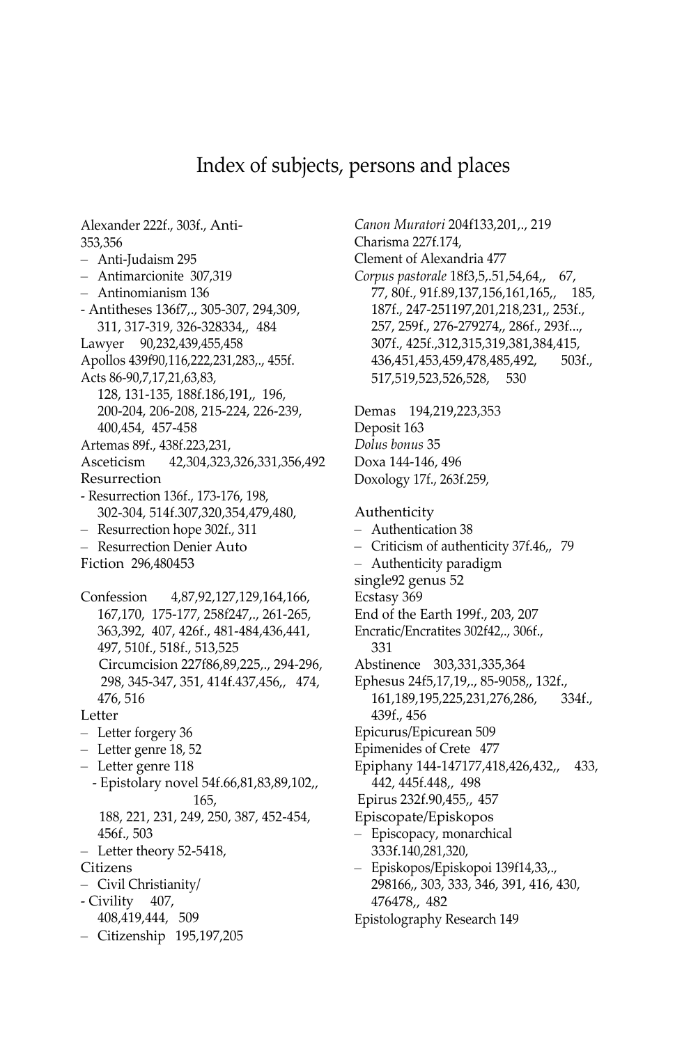# Index of subjects, persons and places

Alexander 222f., 303f., Anti-
353,356
– Anti-Judaism 295
– Antimarcionite 307,319
– Antinomianism 136
- Antitheses 136f7,., 305-307, 294,309, 311, 317-319, 326-328334,, 484
Lawyer 90,232,439,455,458
Apollos 439f90,116,222,231,283,., 455f.
Acts 86-90,7,17,21,63,83, 128, 131-135, 188f.186,191,, 196, 200-204, 206-208, 215-224, 226-239, 400,454, 457-458
Artemas 89f., 438f.223,231,
Asceticism 42,304,323,326,331,356,492
Resurrection
- Resurrection 136f., 173-176, 198, 302-304, 514f.307,320,354,479,480,
– Resurrection hope 302f., 311
– Resurrection Denier Auto
Fiction 296,480453

Confession 4,87,92,127,129,164,166, 167,170, 175-177, 258f247,., 261-265, 363,392, 407, 426f., 481-484,436,441, 497, 510f., 518f., 513,525
Circumcision 227f86,89,225,., 294-296, 298, 345-347, 351, 414f.437,456,, 474, 476, 516
Letter
– Letter forgery 36
– Letter genre 18, 52
– Letter genre 118
- Epistolary novel 54f.66,81,83,89,102,, 165, 188, 221, 231, 249, 250, 387, 452-454, 456f., 503
– Letter theory 52-5418,
Citizens
– Civil Christianity/
- Civility 407, 408,419,444, 509
– Citizenship 195,197,205

*Canon Muratori* 204f133,201,., 219
Charisma 227f.174,
Clement of Alexandria 477
*Corpus pastorale* 18f3,5,.51,54,64,, 67, 77, 80f., 91f.89,137,156,161,165,, 185, 187f., 247-251197,201,218,231,, 253f., 257, 259f., 276-279274,, 286f., 293f..., 307f., 425f.,312,315,319,381,384,415, 436,451,453,459,478,485,492, 503f., 517,519,523,526,528, 530

Demas 194,219,223,353
Deposit 163
*Dolus bonus* 35
Doxa 144-146, 496
Doxology 17f., 263f.259,

Authenticity
– Authentication 38
– Criticism of authenticity 37f.46,, 79
– Authenticity paradigm
single92 genus 52
Ecstasy 369
End of the Earth 199f., 203, 207
Encratic/Encratites 302f42,., 306f., 331
Abstinence 303,331,335,364
Ephesus 24f5,17,19,., 85-9058,, 132f., 161,189,195,225,231,276,286, 334f., 439f., 456
Epicurus/Epicurean 509
Epimenides of Crete 477
Epiphany 144-147177,418,426,432,, 433, 442, 445f.448,, 498
Epirus 232f.90,455,, 457
Episcopate/Episkopos
– Episcopacy, monarchical 333f.140,281,320,
– Episkopos/Episkopoi 139f14,33,., 298166,, 303, 333, 346, 391, 416, 430, 476478,, 482
Epistolography Research 149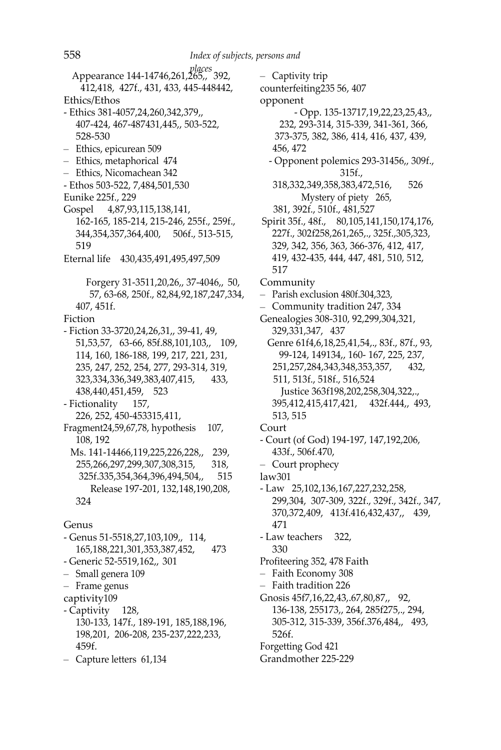Appearance 144-14746,261,265,, 392, 412,418, 427f., 431, 433, 445-448442,

Ethics/Ethos

- Ethics 381-4057,24,260,342,379,, 407-424, 467-487431,445,, 503-522, 528-530
– Ethics, epicurean 509
– Ethics, metaphorical 474
– Ethics, Nicomachean 342
- Ethos 503-522, 7,484,501,530

Eunike 225f., 229

Gospel 4,87,93,115,138,141, 162-165, 185-214, 215-246, 255f., 259f., 344,354,357,364,400, 506f., 513-515, 519

Eternal life 430,435,491,495,497,509

Forgery 31-3511,20,26,, 37-4046,, 50, 57, 63-68, 250f., 82,84,92,187,247,334, 407, 451f.

Fiction

- Fiction 33-3720,24,26,31,, 39-41, 49, 51,53,57, 63-66, 85f.88,101,103,, 109, 114, 160, 186-188, 199, 217, 221, 231, 235, 247, 252, 254, 277, 293-314, 319, 323,334,336,349,383,407,415, 433, 438,440,451,459, 523
- Fictionality 157, 226, 252, 450-453315,411,

Fragment24,59,67,78, hypothesis 107, 108, 192

Ms. 141-14466,119,225,226,228,, 239, 255,266,297,299,307,308,315, 318, 325f.335,354,364,396,494,504,, 515

Release 197-201, 132,148,190,208, 324

Genus

- Genus 51-5518,27,103,109,, 114, 165,188,221,301,353,387,452, 473
- Generic 52-5519,162,, 301
– Small genera 109
– Frame genus

captivity109

- Captivity 128, 130-133, 147f., 189-191, 185,188,196, 198,201, 206-208, 235-237,222,233, 459f.
– Capture letters 61,134
– Captivity trip

counterfeiting235 56, 407

opponent

- Opp. 135-13717,19,22,23,25,43,, 232, 293-314, 315-339, 341-361, 366, 373-375, 382, 386, 414, 416, 437, 439, 456, 472
- Opponent polemics 293-31456,, 309f., 315f., 318,332,349,358,383,472,516, 526

Mystery of piety 265, 381, 392f., 510f., 481,527

Spirit 35f., 48f., 80,105,141,150,174,176, 227f., 302f258,261,265,., 325f.,305,323, 329, 342, 356, 363, 366-376, 412, 417, 419, 432-435, 444, 447, 481, 510, 512, 517

Community

– Parish exclusion 480f.304,323,
– Community tradition 247, 334

Genealogies 308-310, 92,299,304,321, 329,331,347, 437

Genre 61f4,6,18,25,41,54,., 83f., 87f., 93, 99-124, 149134,, 160- 167, 225, 237, 251,257,284,343,348,353,357, 432, 511, 513f., 518f., 516,524

Justice 363f198,202,258,304,322,., 395,412,415,417,421, 432f.444,, 493, 513, 515

Court

- Court (of God) 194-197, 147,192,206, 433f., 506f.470,
– Court prophecy

law301

- Law 25,102,136,167,227,232,258, 299,304, 307-309, 322f., 329f., 342f., 347, 370,372,409, 413f.416,432,437,, 439, 471
- Law teachers 322, 330

Profiteering 352, 478 Faith

– Faith Economy 308
– Faith tradition 226

Gnosis 45f7,16,22,43,.67,80,87,, 92, 136-138, 255173,, 264, 285f275,., 294, 305-312, 315-339, 356f.376,484,, 493, 526f.

Forgetting God 421

Grandmother 225-229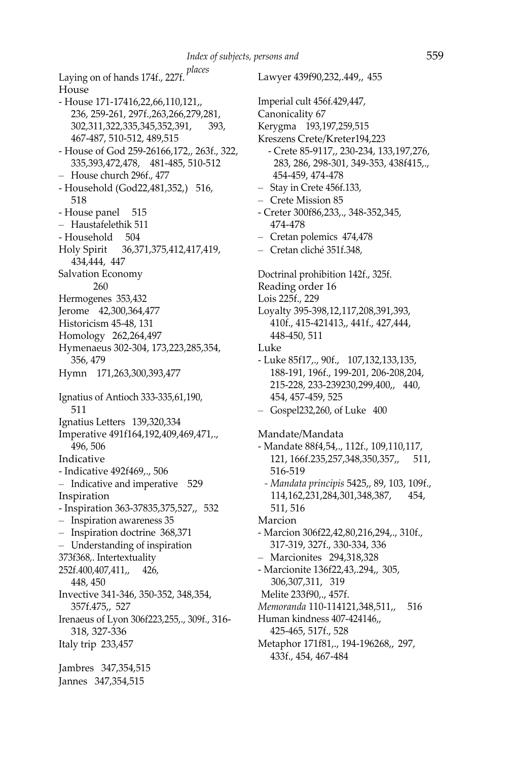Laying on of hands 174f., 227f.

House

- House 171-17416,22,66,110,121,, 236, 259-261, 297f.,263,266,279,281, 302,311,322,335,345,352,391, 393, 467-487, 510-512, 489,515
- House of God 259-26166,172,, 263f., 322, 335,393,472,478, 481-485, 510-512
- House church 296f., 477
- Household (God22,481,352,) 516, 518
- House panel 515
- Haustafelethik 511
- Household 504

Holy Spirit 36,371,375,412,417,419, 434,444, 447

Salvation Economy 260

Hermogenes 353,432

Jerome 42,300,364,477

Historicism 45-48, 131

Homology 262,264,497

Hymenaeus 302-304, 173,223,285,354, 356, 479

Hymn 171,263,300,393,477

Ignatius of Antioch 333-335,61,190, 511

Ignatius Letters 139,320,334

Imperative 491f164,192,409,469,471,., 496, 506

Indicative

- Indicative 492f469,., 506
- Indicative and imperative 529

Inspiration

- Inspiration 363-37835,375,527,, 532
- Inspiration awareness 35
- Inspiration doctrine 368,371
- Understanding of inspiration 373f368,. Intertextuality 252f.400,407,411,, 426, 448, 450

Invective 341-346, 350-352, 348,354, 357f.475,, 527

Irenaeus of Lyon 306f223,255,., 309f., 316-318, 327-336

Italy trip 233,457

Jambres 347,354,515

Jannes 347,354,515

Lawyer 439f90,232,.449,, 455

Imperial cult 456f.429,447,

Canonicality 67

Kerygma 193,197,259,515

Kreszens Crete/Kreter194,223

- Crete 85-9117,, 230-234, 133,197,276, 283, 286, 298-301, 349-353, 438f415,., 454-459, 474-478
- Stay in Crete 456f.133,
- Crete Mission 85
- Creter 300f86,233,., 348-352,345, 474-478
- Cretan polemics 474,478
- Cretan cliché 351f.348,

Doctrinal prohibition 142f., 325f.

Reading order 16

Lois 225f., 229

Loyalty 395-398,12,117,208,391,393, 410f., 415-421413,, 441f., 427,444, 448-450, 511

Luke

- Luke 85f17,., 90f., 107,132,133,135, 188-191, 196f., 199-201, 206-208,204, 215-228, 233-239230,299,400,, 440, 454, 457-459, 525
- Gospel232,260, of Luke 400

Mandate/Mandata

- Mandate 88f4,54,., 112f., 109,110,117, 121, 166f.235,257,348,350,357,, 511, 516-519
  - *Mandata principis* 5425,, 89, 103, 109f., 114,162,231,284,301,348,387, 454, 511, 516

Marcion

- Marcion 306f22,42,80,216,294,., 310f., 317-319, 327f., 330-334, 336
- Marcionites 294,318,328
- Marcionite 136f22,43,.294,, 305, 306,307,311, 319

Melite 233f90,., 457f.

*Memoranda* 110-114121,348,511,, 516

Human kindness 407-424146,, 425-465, 517f., 528

Metaphor 171f81,., 194-196268,, 297, 433f., 454, 467-484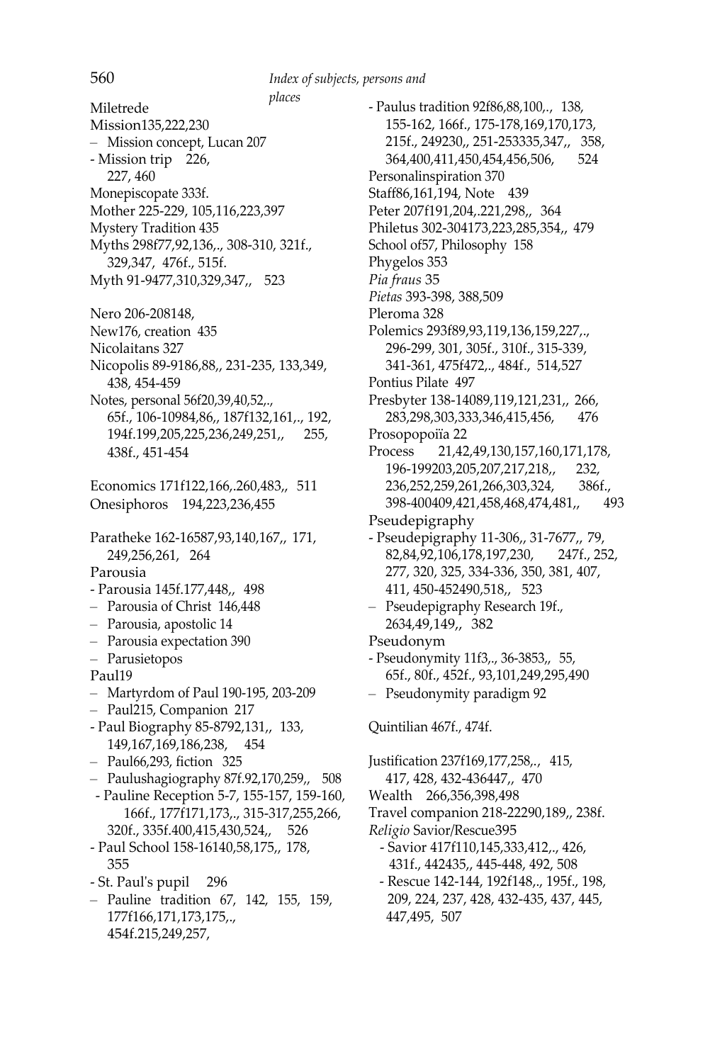Miletrede
Mission135,222,230
– Mission concept, Lucan 207
- Mission trip 226,
  227, 460
Monepiscopate 333f.
Mother 225-229, 105,116,223,397
Mystery Tradition 435
Myths 298f77,92,136,., 308-310, 321f.,
  329,347, 476f., 515f.
Myth 91-9477,310,329,347,, 523

Nero 206-208148,
New176, creation 435
Nicolaitans 327
Nicopolis 89-9186,88,, 231-235, 133,349,
  438, 454-459
Notes, personal 56f20,39,40,52,.,
  65f., 106-10984,86,, 187f132,161,., 192,
  194f.199,205,225,236,249,251,, 255,
  438f., 451-454

Economics 171f122,166,.260,483,, 511
Onesiphoros 194,223,236,455

Paratheke 162-16587,93,140,167,, 171,
  249,256,261, 264
Parousia
- Parousia 145f.177,448,, 498
– Parousia of Christ 146,448
– Parousia, apostolic 14
– Parousia expectation 390
– Parusietopos
Paul19
– Martyrdom of Paul 190-195, 203-209
– Paul215, Companion 217
- Paul Biography 85-8792,131,, 133,
  149,167,169,186,238, 454
– Paul66,293, fiction 325
– Paulushagiography 87f.92,170,259,, 508
- Pauline Reception 5-7, 155-157, 159-160,
  166f., 177f171,173,., 315-317,255,266,
  320f., 335f.400,415,430,524,, 526
- Paul School 158-16140,58,175,, 178,
  355
- St. Paul's pupil 296
– Pauline tradition 67, 142, 155, 159,
  177f166,171,173,175,.,
  454f.215,249,257,
- Paulus tradition 92f86,88,100,., 138,
  155-162, 166f., 175-178,169,170,173,
  215f., 249230,, 251-253335,347,, 358,
  364,400,411,450,454,456,506, 524
Personalinspiration 370
Staff86,161,194, Note 439
Peter 207f191,204,.221,298,, 364
Philetus 302-304173,223,285,354,, 479
School of57, Philosophy 158
Phygelos 353
*Pia fraus* 35
*Pietas* 393-398, 388,509
Pleroma 328
Polemics 293f89,93,119,136,159,227,.,
  296-299, 301, 305f., 310f., 315-339,
  341-361, 475f472,., 484f., 514,527
Pontius Pilate 497
Presbyter 138-14089,119,121,231,, 266,
  283,298,303,333,346,415,456, 476
Prosopopoiïa 22
Process 21,42,49,130,157,160,171,178,
  196-199203,205,207,217,218,, 232,
  236,252,259,261,266,303,324, 386f.,
  398-400409,421,458,468,474,481,, 493
Pseudepigraphy
- Pseudepigraphy 11-306,, 31-7677,, 79,
  82,84,92,106,178,197,230, 247f., 252,
  277, 320, 325, 334-336, 350, 381, 407,
  411, 450-452490,518,, 523
– Pseudepigraphy Research 19f.,
  2634,49,149,, 382
Pseudonym
- Pseudonymity 11f3,., 36-3853,, 55,
  65f., 80f., 452f., 93,101,249,295,490
– Pseudonymity paradigm 92

Quintilian 467f., 474f.

Justification 237f169,177,258,., 415,
  417, 428, 432-436447,, 470
Wealth 266,356,398,498
Travel companion 218-22290,189,, 238f.
*Religio* Savior/Rescue395
- Savior 417f110,145,333,412,., 426,
  431f., 442435,, 445-448, 492, 508
- Rescue 142-144, 192f148,., 195f., 198,
  209, 224, 237, 428, 432-435, 437, 445,
  447,495, 507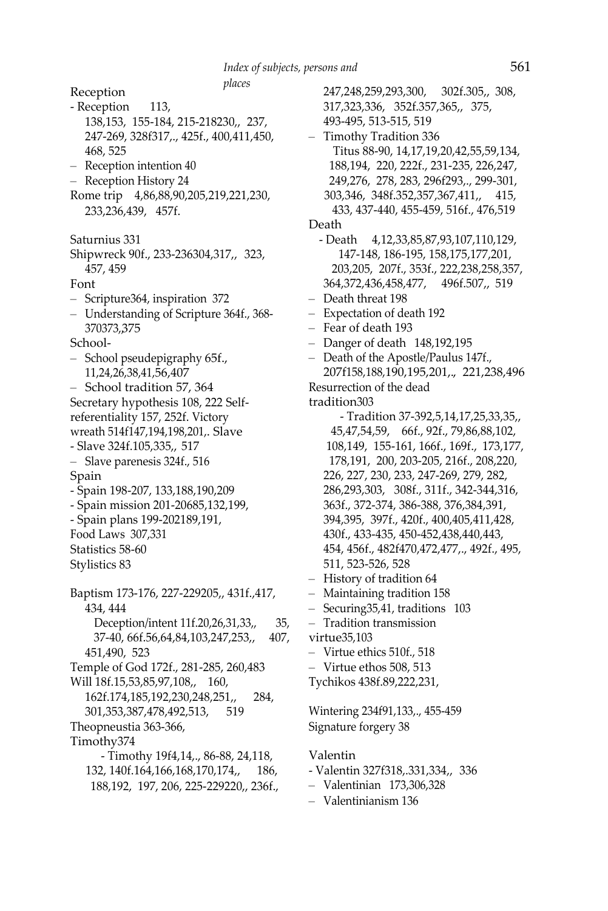Reception

- Reception 113, 138,153, 155-184, 215-218230,, 237, 247-269, 328f317,., 425f., 400,411,450, 468, 525
- Reception intention 40
- Reception History 24

Rome trip 4,86,88,90,205,219,221,230, 233,236,439, 457f.

Saturnius 331

Shipwreck 90f., 233-236304,317,, 323, 457, 459

Font

- Scripture364, inspiration 372
- Understanding of Scripture 364f., 368-370373,375

School-

- School pseudepigraphy 65f., 11,24,26,38,41,56,407
- School tradition 57, 364

Secretary hypothesis 108, 222 Self-referentiality 157, 252f. Victory wreath 514f147,194,198,201,. Slave

- Slave 324f.105,335,, 517
- Slave parenesis 324f., 516

Spain

- Spain 198-207, 133,188,190,209
- Spain mission 201-20685,132,199,
- Spain plans 199-202189,191,

Food Laws 307,331

Statistics 58-60

Stylistics 83

Baptism 173-176, 227-229205,, 431f.,417, 434, 444

Deception/intent 11f.20,26,31,33,, 35, 37-40, 66f.56,64,84,103,247,253,, 407, 451,490, 523

Temple of God 172f., 281-285, 260,483

Will 18f.15,53,85,97,108,, 160, 162f.174,185,192,230,248,251,, 284, 301,353,387,478,492,513, 519

Theopneustia 363-366,

Timothy374

- Timothy 19f4,14,., 86-88, 24,118, 132, 140f.164,166,168,170,174,, 186, 188,192, 197, 206, 225-229220,, 236f., 247,248,259,293,300, 302f.305,, 308, 317,323,336, 352f.357,365,, 375, 493-495, 513-515, 519
- Timothy Tradition 336

Titus 88-90, 14,17,19,20,42,55,59,134, 188,194, 220, 222f., 231-235, 226,247, 249,276, 278, 283, 296f293,., 299-301, 303,346, 348f.352,357,367,411,, 415, 433, 437-440, 455-459, 516f., 476,519

Death

- Death 4,12,33,85,87,93,107,110,129, 147-148, 186-195, 158,175,177,201, 203,205, 207f., 353f., 222,238,258,357, 364,372,436,458,477, 496f.507,, 519
- Death threat 198
- Expectation of death 192
- Fear of death 193
- Danger of death 148,192,195
- Death of the Apostle/Paulus 147f., 207f158,188,190,195,201,., 221,238,496

Resurrection of the dead

tradition303

- Tradition 37-392,5,14,17,25,33,35,, 45,47,54,59, 66f., 92f., 79,86,88,102, 108,149, 155-161, 166f., 169f., 173,177, 178,191, 200, 203-205, 216f., 208,220, 226, 227, 230, 233, 247-269, 279, 282, 286,293,303, 308f., 311f., 342-344,316, 363f., 372-374, 386-388, 376,384,391, 394,395, 397f., 420f., 400,405,411,428, 430f., 433-435, 450-452,438,440,443, 454, 456f., 482f470,472,477,., 492f., 495, 511, 523-526, 528
- History of tradition 64
- Maintaining tradition 158
- Securing35,41, traditions 103
- Tradition transmission

virtue35,103

- Virtue ethics 510f., 518
- Virtue ethos 508, 513

Tychikos 438f.89,222,231,

Wintering 234f91,133,., 455-459

Signature forgery 38

Valentin

- Valentin 327f318,.331,334,, 336
- Valentinian 173,306,328
- Valentinianism 136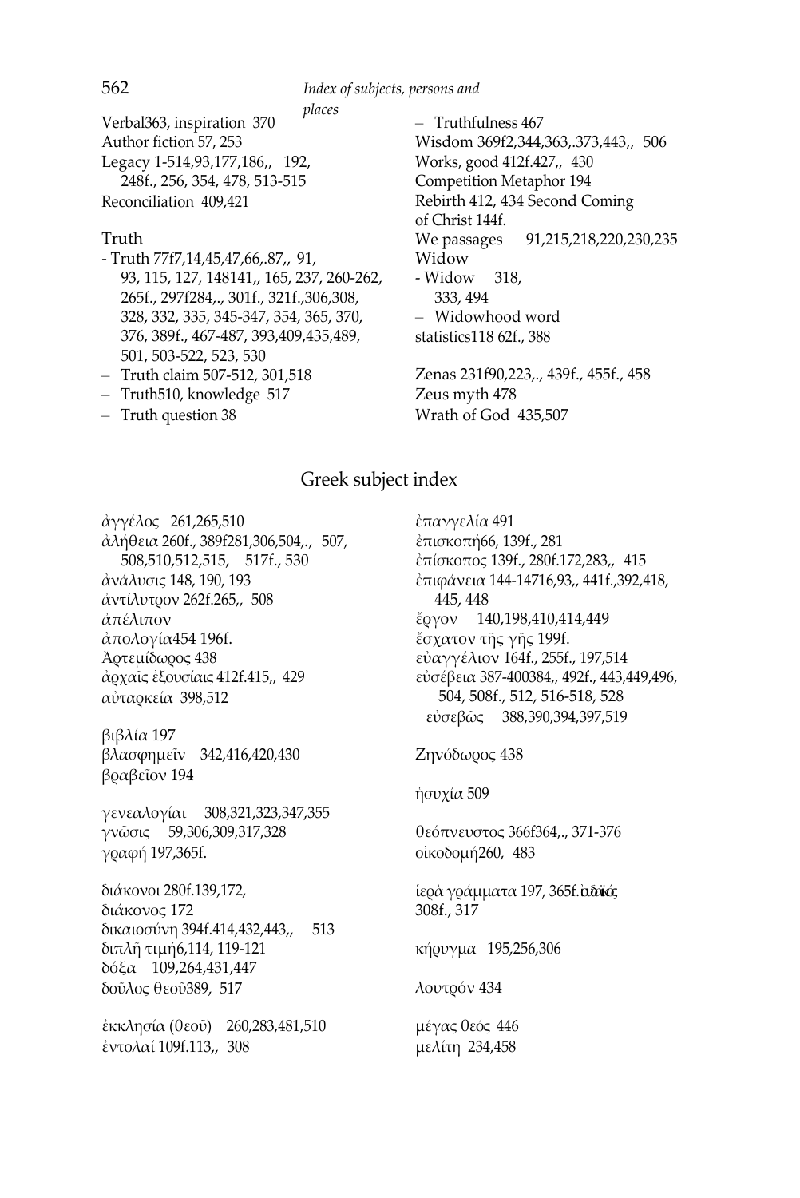Verbal363, inspiration 370
Author fiction 57, 253
Legacy 1-514,93,177,186,, 192, 248f., 256, 354, 478, 513-515
Reconciliation 409,421

Truth
- Truth 77f7,14,45,47,66,.87,, 91, 93, 115, 127, 148141,, 165, 237, 260-262, 265f., 297f284,., 301f., 321f.,306,308, 328, 332, 335, 345-347, 354, 365, 370, 376, 389f., 467-487, 393,409,435,489, 501, 503-522, 523, 530
– Truth claim 507-512, 301,518
– Truth510, knowledge 517
– Truth question 38
– Truthfulness 467
Wisdom 369f2,344,363,.373,443,, 506
Works, good 412f.427,, 430
Competition Metaphor 194
Rebirth 412, 434 Second Coming of Christ 144f.
We passages 91,215,218,220,230,235
Widow
- Widow 318, 333, 494
– Widowhood word statistics118 62f., 388

Zenas 231f90,223,., 439f., 455f., 458
Zeus myth 478
Wrath of God 435,507

## Greek subject index

ἀγγέλος 261,265,510
ἀλήθεια 260f., 389f281,306,504,., 507, 508,510,512,515, 517f., 530
ἀνάλυσις 148, 190, 193
ἀντίλυτρον 262f.265,, 508
ἀπέλιπον
ἀπολογία454 196f.
Ἀρτεμίδωρος 438
ἀρχαῖς ἐξουσίαις 412f.415,, 429
αὐταρκεία 398,512

βιβλία 197
βλασφημεῖν 342,416,420,430
βραβεῖον 194

γενεαλογίαι 308,321,323,347,355
γνῶσις 59,306,309,317,328
γραφή 197,365f.

διάκονοι 280f.139,172,
διάκονος 172
δικαιοσύνη 394f.414,432,443,, 513
διπλῆ τιμή6,114, 119-121
δόξα 109,264,431,447
δοῦλος θεοῦ389, 517

ἐκκλησία (θεοῦ) 260,283,481,510
ἐντολαί 109f.113,, 308
ἐπαγγελία 491
ἐπισκοπή66, 139f., 281
ἐπίσκοπος 139f., 280f.172,283,, 415
ἐπιφάνεια 144-14716,93,, 441f.,392,418, 445, 448
ἔργον 140,198,410,414,449
ἔσχατον τῆς γῆς 199f.
εὐαγγέλιον 164f., 255f., 197,514
εὐσέβεια 387-400384,, 492f., 443,449,496, 504, 508f., 512, 516-518, 528
εὐσεβῶς 388,390,394,397,519

Ζηνόδωρος 438

ἡσυχία 509

θεόπνευστος 366f364,., 371-376
οἰκοδομή260, 483

ἱερὰ γράμματα 197, 365f. ἰουδαϊκός 308f., 317

κήρυγμα 195,256,306

λουτρόν 434

μέγας θεός 446
μελίτη 234,458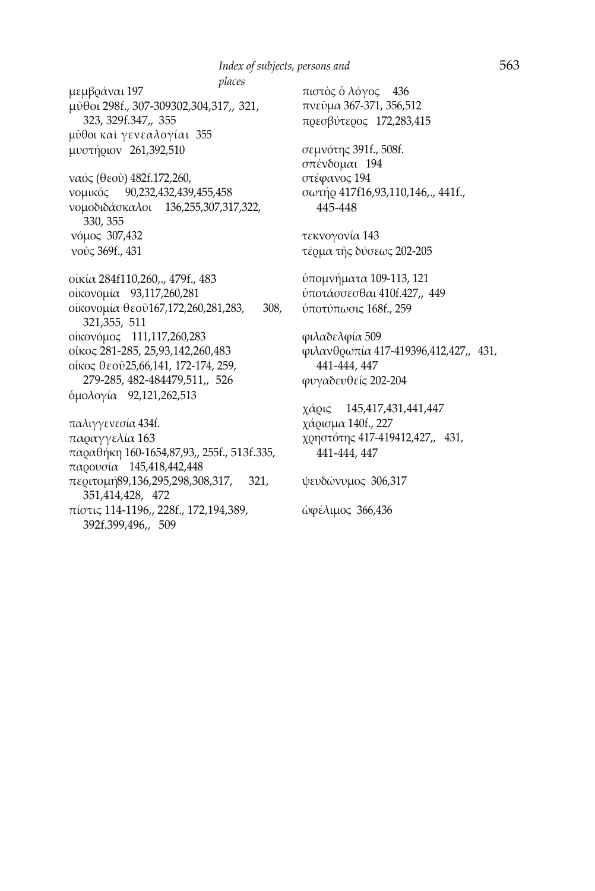μεμβράναι 197
μῦθοι 298f., 307-309302,304,317,, 321, 323, 329f.347,, 355
μῦθοι καὶ γενεαλογίαι 355
μυστήριον 261,392,510

ναός (θεοῦ) 482f.172,260,
νομικός 90,232,432,439,455,458
νομοδιδάσκαλοι 136,255,307,317,322, 330, 355
νόμος 307,432
νοῦς 369f., 431

οἰκία 284f110,260,., 479f., 483
οἰκονομία 93,117,260,281
οἰκονομία θεοῦ167,172,260,281,283, 308, 321,355, 511
οἰκονόμος 111,117,260,283
οἶκος 281-285, 25,93,142,260,483
οἶκος θεοῦ25,66,141, 172-174, 259, 279-285, 482-484479,511,, 526
ὁμολογία 92,121,262,513

παλιγγενεσία 434f.
παραγγελία 163
παραθήκη 160-1654,87,93,, 255f., 513f.335,
παρουσία 145,418,442,448
περιτομή89,136,295,298,308,317, 321, 351,414,428, 472
πίστις 114-1196,, 228f., 172,194,389, 392f.399,496,, 509

πιστὸς ὁ λόγος 436
πνεῦμα 367-371, 356,512
πρεσβύτερος 172,283,415

σεμνότης 391f., 508f.
σπένδομαι 194
στέφανος 194
σωτήρ 417f16,93,110,146,., 441f., 445-448

τεκνογονία 143
τέρμα τῆς δύσεως 202-205

ὑπομνήματα 109-113, 121
ὑποτάσσεσθαι 410f.427,, 449
ὑποτύπωσις 168f., 259

φιλαδελφία 509
φιλανθρωπία 417-419396,412,427,, 431, 441-444, 447
φυγαδευθείς 202-204

χάρις 145,417,431,441,447
χάρισμα 140f., 227
χρηστότης 417-419412,427,, 431, 441-444, 447

ψευδώνυμος 306,317

ὠφέλιμος 366,436